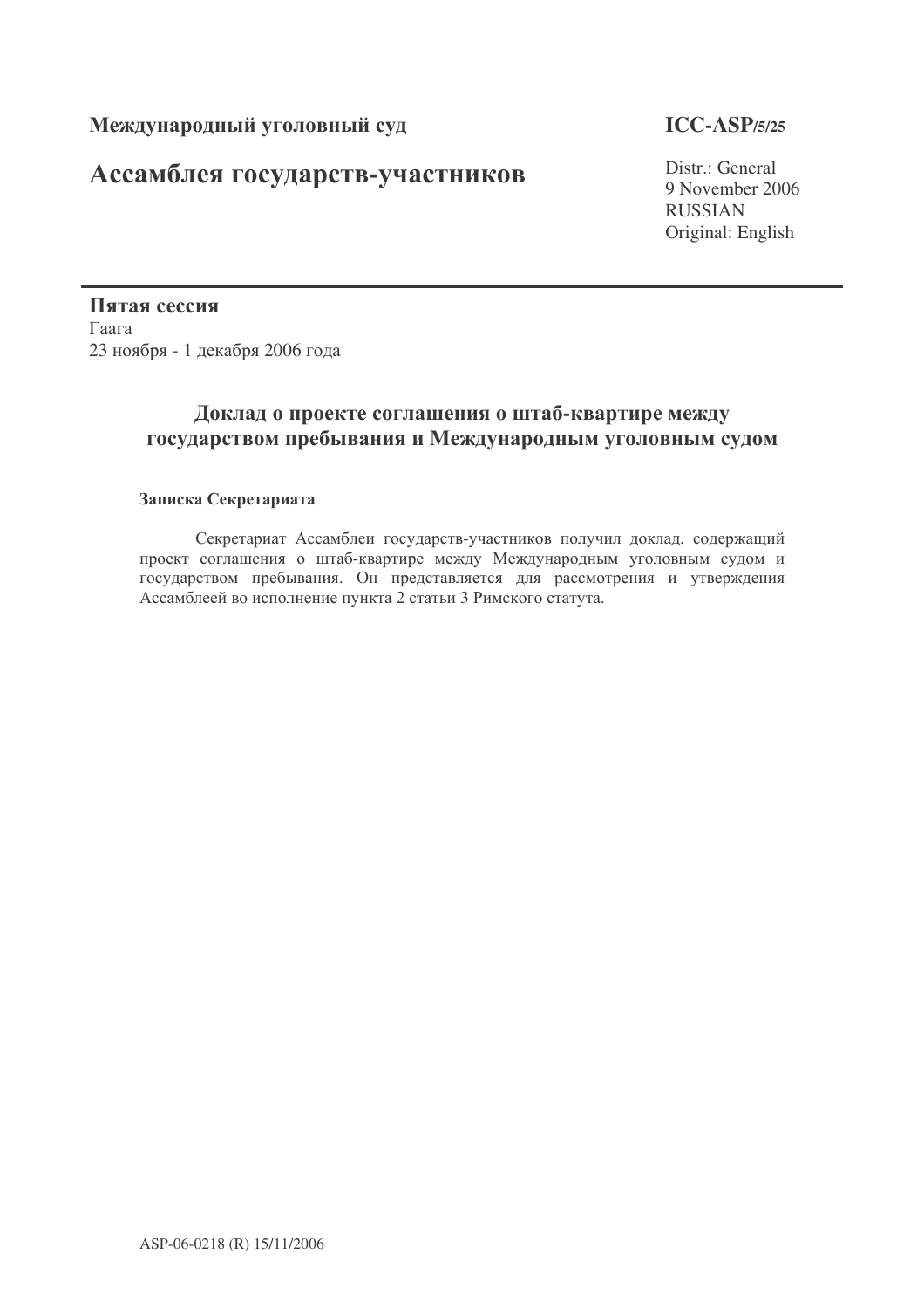**Международный уголовный суд** **ICC-ASP/5/25**

# Ассамблея государств-участников

Distr.: General
9 November 2006
RUSSIAN
Original: English

**Пятая сессия**
Гаага
23 ноября - 1 декабря 2006 года

## Доклад о проекте соглашения о штаб-квартире между государством пребывания и Международным уголовным судом

### Записка Секретариата

Секретариат Ассамблеи государств-участников получил доклад, содержащий проект соглашения о штаб-квартире между Международным уголовным судом и государством пребывания. Он представляется для рассмотрения и утверждения Ассамблеей во исполнение пункта 2 статьи 3 Римского статута.

ASP-06-0218 (R) 15/11/2006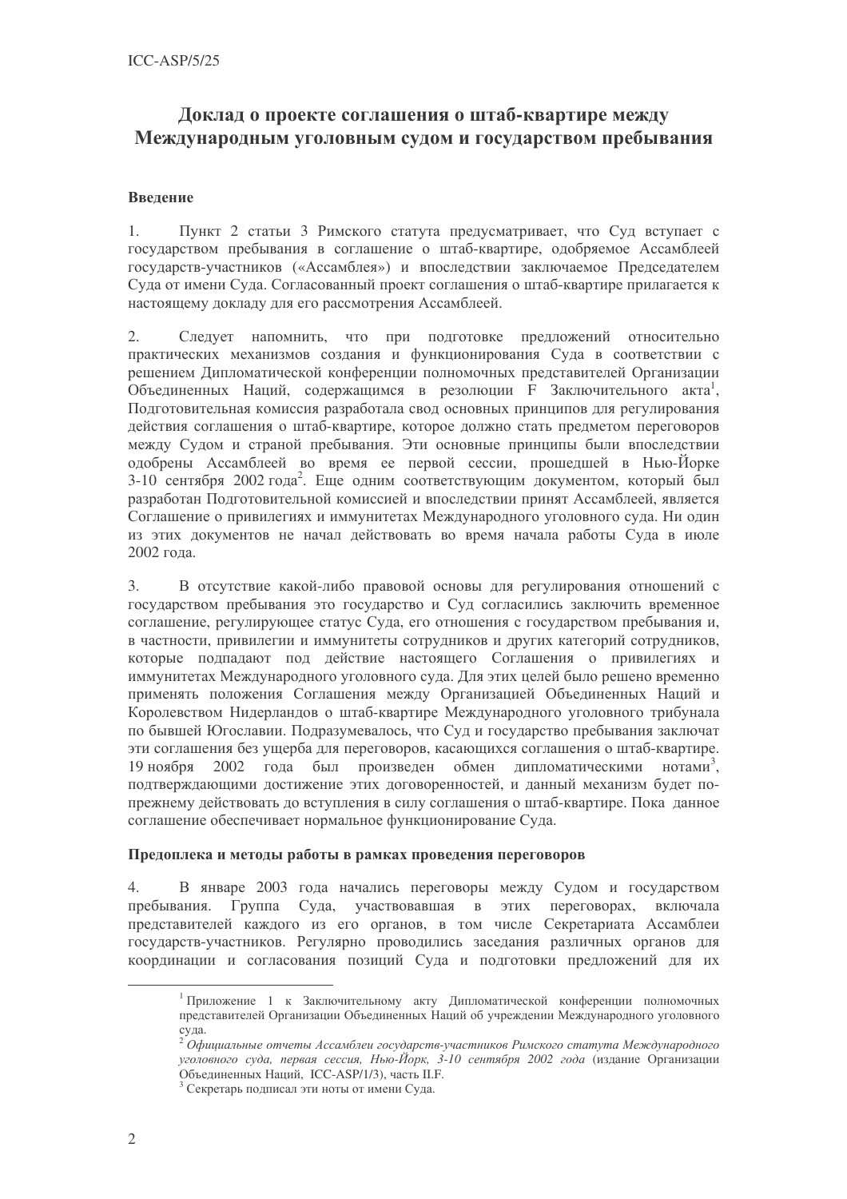# Доклад о проекте соглашения о штаб-квартире между Международным уголовным судом и государством пребывания

## Введение

1. Пункт 2 статьи 3 Римского статута предусматривает, что Суд вступает с государством пребывания в соглашение о штаб-квартире, одобряемое Ассамблеей государств-участников («Ассамблея») и впоследствии заключаемое Председателем Суда от имени Суда. Согласованный проект соглашения о штаб-квартире прилагается к настоящему докладу для его рассмотрения Ассамблеей.

2. Следует напомнить, что при подготовке предложений относительно практических механизмов создания и функционирования Суда в соответствии с решением Дипломатической конференции полномочных представителей Организации Объединенных Наций, содержащимся в резолюции F Заключительного акта[1], Подготовительная комиссия разработала свод основных принципов для регулирования действия соглашения о штаб-квартире, которое должно стать предметом переговоров между Судом и страной пребывания. Эти основные принципы были впоследствии одобрены Ассамблеей во время ее первой сессии, прошедшей в Нью-Йорке 3-10 сентября 2002 года[2]. Еще одним соответствующим документом, который был разработан Подготовительной комиссией и впоследствии принят Ассамблеей, является Соглашение о привилегиях и иммунитетах Международного уголовного суда. Ни один из этих документов не начал действовать во время начала работы Суда в июле 2002 года.

3. В отсутствие какой-либо правовой основы для регулирования отношений с государством пребывания это государство и Суд согласились заключить временное соглашение, регулирующее статус Суда, его отношения с государством пребывания и, в частности, привилегии и иммунитеты сотрудников и других категорий сотрудников, которые подпадают под действие настоящего Соглашения о привилегиях и иммунитетах Международного уголовного суда. Для этих целей было решено временно применять положения Соглашения между Организацией Объединенных Наций и Королевством Нидерландов о штаб-квартире Международного уголовного трибунала по бывшей Югославии. Подразумевалось, что Суд и государство пребывания заключат эти соглашения без ущерба для переговоров, касающихся соглашения о штаб-квартире. 19 ноября 2002 года был произведен обмен дипломатическими нотами[3], подтверждающими достижение этих договоренностей, и данный механизм будет по-прежнему действовать до вступления в силу соглашения о штаб-квартире. Пока данное соглашение обеспечивает нормальное функционирование Суда.

## Предоплека и методы работы в рамках проведения переговоров

4. В январе 2003 года начались переговоры между Судом и государством пребывания. Группа Суда, участвовавшая в этих переговорах, включала представителей каждого из его органов, в том числе Секретариата Ассамблеи государств-участников. Регулярно проводились заседания различных органов для координации и согласования позиций Суда и подготовки предложений для их

---

[1] Приложение 1 к Заключительному акту Дипломатической конференции полномочных представителей Организации Объединенных Наций об учреждении Международного уголовного суда.

[2] *Официальные отчеты Ассамблеи государств-участников Римского статута Международного уголовного суда, первая сессия, Нью-Йорк, 3-10 сентября 2002 года* (издание Организации Объединенных Наций, ICC-ASP/1/3), часть II.F.

[3] Секретарь подписал эти ноты от имени Суда.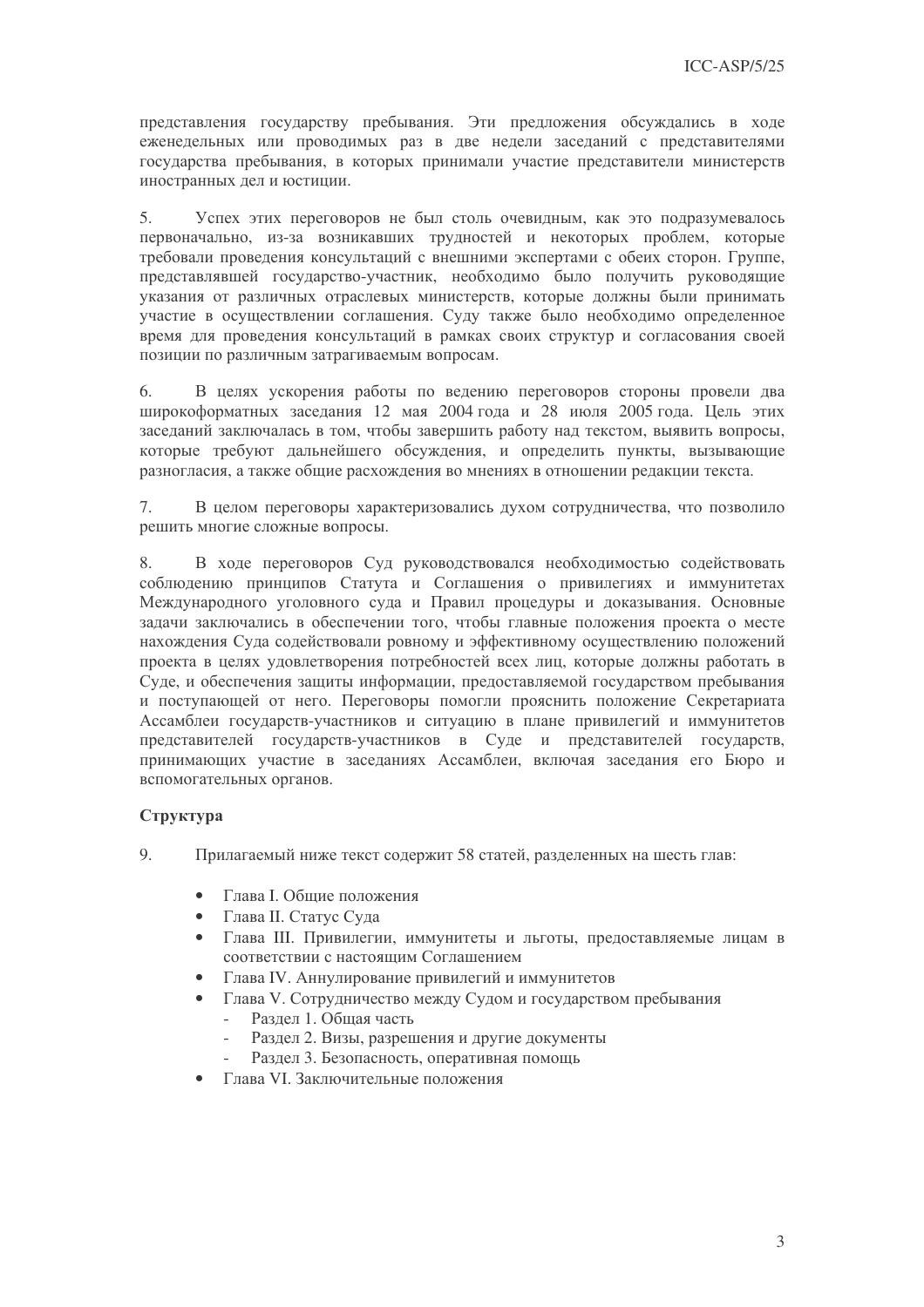представления государству пребывания. Эти предложения обсуждались в ходе еженедельных или проводимых раз в две недели заседаний с представителями государства пребывания, в которых принимали участие представители министерств иностранных дел и юстиции.

5. Успех этих переговоров не был столь очевидным, как это подразумевалось первоначально, из-за возникавших трудностей и некоторых проблем, которые требовали проведения консультаций с внешними экспертами с обеих сторон. Группе, представлявшей государство-участник, необходимо было получить руководящие указания от различных отраслевых министерств, которые должны были принимать участие в осуществлении соглашения. Суду также было необходимо определенное время для проведения консультаций в рамках своих структур и согласования своей позиции по различным затрагиваемым вопросам.

6. В целях ускорения работы по ведению переговоров стороны провели два широкоформатных заседания 12 мая 2004 года и 28 июля 2005 года. Цель этих заседаний заключалась в том, чтобы завершить работу над текстом, выявить вопросы, которые требуют дальнейшего обсуждения, и определить пункты, вызывающие разногласия, а также общие расхождения во мнениях в отношении редакции текста.

7. В целом переговоры характеризовались духом сотрудничества, что позволило решить многие сложные вопросы.

8. В ходе переговоров Суд руководствовался необходимостью содействовать соблюдению принципов Статута и Соглашения о привилегиях и иммунитетах Международного уголовного суда и Правил процедуры и доказывания. Основные задачи заключались в обеспечении того, чтобы главные положения проекта о месте нахождения Суда содействовали ровному и эффективному осуществлению положений проекта в целях удовлетворения потребностей всех лиц, которые должны работать в Суде, и обеспечения защиты информации, предоставляемой государством пребывания и поступающей от него. Переговоры помогли прояснить положение Секретариата Ассамблеи государств-участников и ситуацию в плане привилегий и иммунитетов представителей государств-участников в Суде и представителей государств, принимающих участие в заседаниях Ассамблеи, включая заседания его Бюро и вспомогательных органов.

**Структура**

9. Прилагаемый ниже текст содержит 58 статей, разделенных на шесть глав:

- Глава I. Общие положения
- Глава II. Статус Суда
- Глава III. Привилегии, иммунитеты и льготы, предоставляемые лицам в соответствии с настоящим Соглашением
- Глава IV. Аннулирование привилегий и иммунитетов
- Глава V. Сотрудничество между Судом и государством пребывания
  - Раздел 1. Общая часть
  - Раздел 2. Визы, разрешения и другие документы
  - Раздел 3. Безопасность, оперативная помощь
- Глава VI. Заключительные положения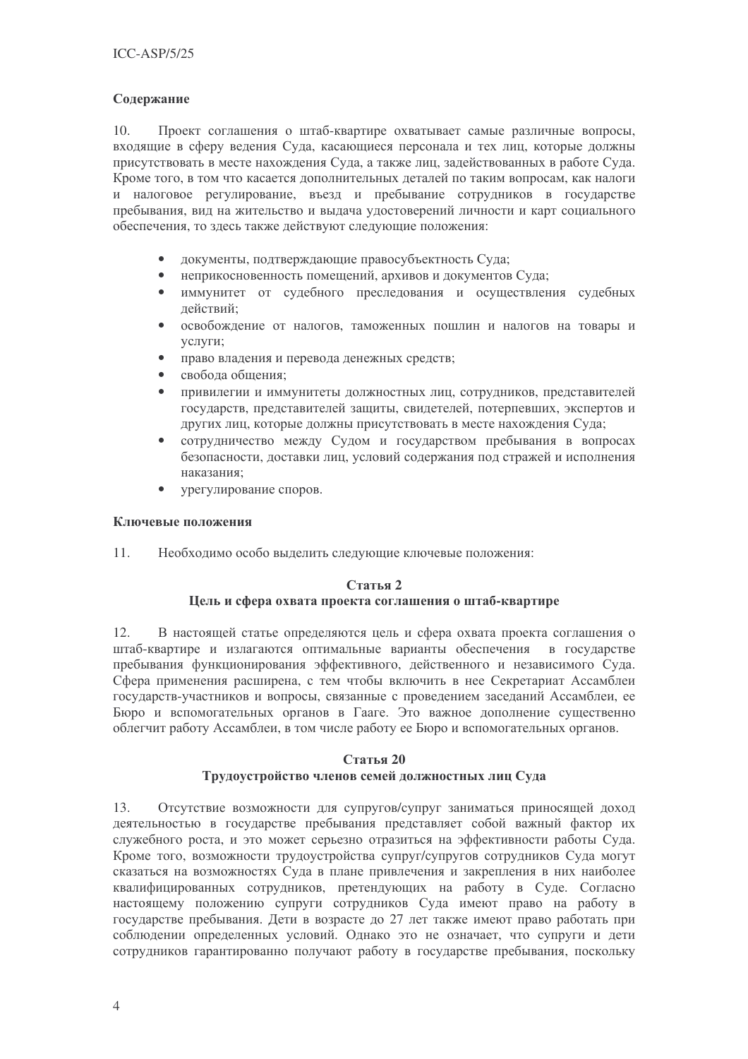### Содержание

10. Проект соглашения о штаб-квартире охватывает самые различные вопросы, входящие в сферу ведения Суда, касающиеся персонала и тех лиц, которые должны присутствовать в месте нахождения Суда, а также лиц, задействованных в работе Суда. Кроме того, в том что касается дополнительных деталей по таким вопросам, как налоги и налоговое регулирование, въезд и пребывание сотрудников в государстве пребывания, вид на жительство и выдача удостоверений личности и карт социального обеспечения, то здесь также действуют следующие положения:

- документы, подтверждающие правосубъектность Суда;
- неприкосновенность помещений, архивов и документов Суда;
- иммунитет от судебного преследования и осуществления судебных действий;
- освобождение от налогов, таможенных пошлин и налогов на товары и услуги;
- право владения и перевода денежных средств;
- свобода общения;
- привилегии и иммунитеты должностных лиц, сотрудников, представителей государств, представителей защиты, свидетелей, потерпевших, экспертов и других лиц, которые должны присутствовать в месте нахождения Суда;
- сотрудничество между Судом и государством пребывания в вопросах безопасности, доставки лиц, условий содержания под стражей и исполнения наказания;
- урегулирование споров.

### Ключевые положения

11. Необходимо особо выделить следующие ключевые положения:

#### Статья 2
#### Цель и сфера охвата проекта соглашения о штаб-квартире

12. В настоящей статье определяются цель и сфера охвата проекта соглашения о штаб-квартире и излагаются оптимальные варианты обеспечения в государстве пребывания функционирования эффективного, действенного и независимого Суда. Сфера применения расширена, с тем чтобы включить в нее Секретариат Ассамблеи государств-участников и вопросы, связанные с проведением заседаний Ассамблеи, ее Бюро и вспомогательных органов в Гааге. Это важное дополнение существенно облегчит работу Ассамблеи, в том числе работу ее Бюро и вспомогательных органов.

#### Статья 20
#### Трудоустройство членов семей должностных лиц Суда

13. Отсутствие возможности для супругов/супруг заниматься приносящей доход деятельностью в государстве пребывания представляет собой важный фактор их служебного роста, и это может серьезно отразиться на эффективности работы Суда. Кроме того, возможности трудоустройства супруг/супругов сотрудников Суда могут сказаться на возможностях Суда в плане привлечения и закрепления в них наиболее квалифицированных сотрудников, претендующих на работу в Суде. Согласно настоящему положению супруги сотрудников Суда имеют право на работу в государстве пребывания. Дети в возрасте до 27 лет также имеют право работать при соблюдении определенных условий. Однако это не означает, что супруги и дети сотрудников гарантированно получают работу в государстве пребывания, поскольку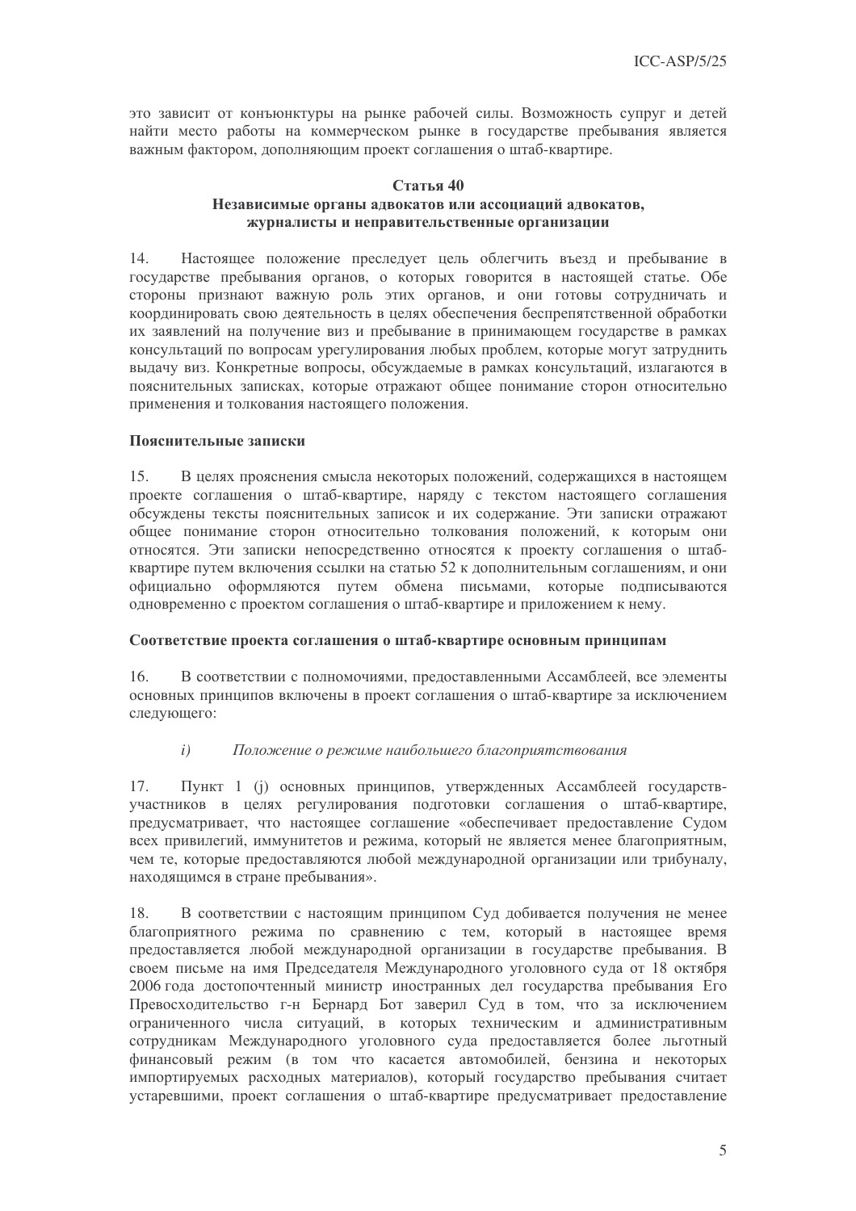это зависит от конъюнктуры на рынке рабочей силы. Возможность супруг и детей найти место работы на коммерческом рынке в государстве пребывания является важным фактором, дополняющим проект соглашения о штаб-квартире.

### Статья 40
### Независимые органы адвокатов или ассоциаций адвокатов, журналисты и неправительственные организации

14. Настоящее положение преследует цель облегчить въезд и пребывание в государстве пребывания органов, о которых говорится в настоящей статье. Обе стороны признают важную роль этих органов, и они готовы сотрудничать и координировать свою деятельность в целях обеспечения беспрепятственной обработки их заявлений на получение виз и пребывание в принимающем государстве в рамках консультаций по вопросам урегулирования любых проблем, которые могут затруднить выдачу виз. Конкретные вопросы, обсуждаемые в рамках консультаций, излагаются в пояснительных записках, которые отражают общее понимание сторон относительно применения и толкования настоящего положения.

**Пояснительные записки**

15. В целях прояснения смысла некоторых положений, содержащихся в настоящем проекте соглашения о штаб-квартире, наряду с текстом настоящего соглашения обсуждены тексты пояснительных записок и их содержание. Эти записки отражают общее понимание сторон относительно толкования положений, к которым они относятся. Эти записки непосредственно относятся к проекту соглашения о штаб-квартире путем включения ссылки на статью 52 к дополнительным соглашениям, и они официально оформляются путем обмена письмами, которые подписываются одновременно с проектом соглашения о штаб-квартире и приложением к нему.

**Соответствие проекта соглашения о штаб-квартире основным принципам**

16. В соответствии с полномочиями, предоставленными Ассамблеей, все элементы основных принципов включены в проект соглашения о штаб-квартире за исключением следующего:

*i) Положение о режиме наибольшего благоприятствования*

17. Пункт 1 (j) основных принципов, утвержденных Ассамблеей государств-участников в целях регулирования подготовки соглашения о штаб-квартире, предусматривает, что настоящее соглашение «обеспечивает предоставление Судом всех привилегий, иммунитетов и режима, который не является менее благоприятным, чем те, которые предоставляются любой международной организации или трибуналу, находящимся в стране пребывания».

18. В соответствии с настоящим принципом Суд добивается получения не менее благоприятного режима по сравнению с тем, который в настоящее время предоставляется любой международной организации в государстве пребывания. В своем письме на имя Председателя Международного уголовного суда от 18 октября 2006 года достопочтенный министр иностранных дел государства пребывания Его Превосходительство г-н Бернард Бот заверил Суд в том, что за исключением ограниченного числа ситуаций, в которых техническим и административным сотрудникам Международного уголовного суда предоставляется более льготный финансовый режим (в том что касается автомобилей, бензина и некоторых импортируемых расходных материалов), который государство пребывания считает устаревшими, проект соглашения о штаб-квартире предусматривает предоставление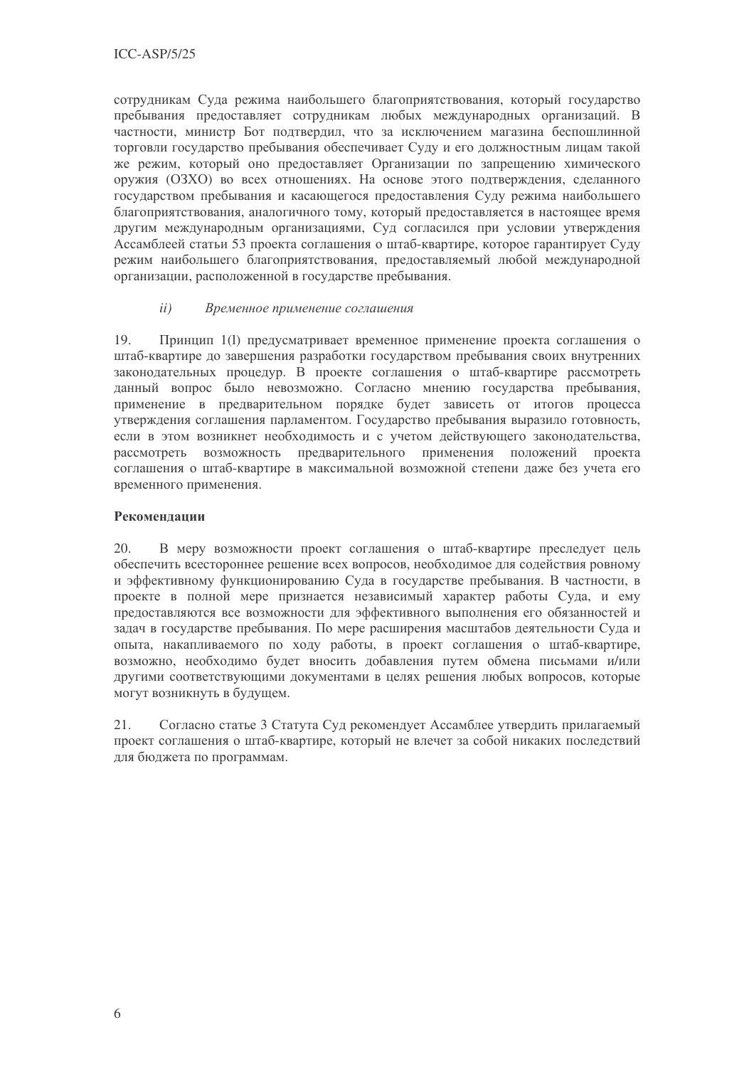сотрудникам Суда режима наибольшего благоприятствования, который государство пребывания предоставляет сотрудникам любых международных организаций. В частности, министр Бот подтвердил, что за исключением магазина беспошлинной торговли государство пребывания обеспечивает Суду и его должностным лицам такой же режим, который оно предоставляет Организации по запрещению химического оружия (ОЗХО) во всех отношениях. На основе этого подтверждения, сделанного государством пребывания и касающегося предоставления Суду режима наибольшего благоприятствования, аналогичного тому, который предоставляется в настоящее время другим международным организациями, Суд согласился при условии утверждения Ассамблеей статьи 53 проекта соглашения о штаб-квартире, которое гарантирует Суду режим наибольшего благоприятствования, предоставляемый любой международной организации, расположенной в государстве пребывания.

*ii) Временное применение соглашения*

19. Принцип 1(l) предусматривает временное применение проекта соглашения о штаб-квартире до завершения разработки государством пребывания своих внутренних законодательных процедур. В проекте соглашения о штаб-квартире рассмотреть данный вопрос было невозможно. Согласно мнению государства пребывания, применение в предварительном порядке будет зависеть от итогов процесса утверждения соглашения парламентом. Государство пребывания выразило готовность, если в этом возникнет необходимость и с учетом действующего законодательства, рассмотреть возможность предварительного применения положений проекта соглашения о штаб-квартире в максимальной возможной степени даже без учета его временного применения.

**Рекомендации**

20. В меру возможности проект соглашения о штаб-квартире преследует цель обеспечить всестороннее решение всех вопросов, необходимое для содействия ровному и эффективному функционированию Суда в государстве пребывания. В частности, в проекте в полной мере признается независимый характер работы Суда, и ему предоставляются все возможности для эффективного выполнения его обязанностей и задач в государстве пребывания. По мере расширения масштабов деятельности Суда и опыта, накапливаемого по ходу работы, в проект соглашения о штаб-квартире, возможно, необходимо будет вносить добавления путем обмена письмами и/или другими соответствующими документами в целях решения любых вопросов, которые могут возникнуть в будущем.

21. Согласно статье 3 Статута Суд рекомендует Ассамблее утвердить прилагаемый проект соглашения о штаб-квартире, который не влечет за собой никаких последствий для бюджета по программам.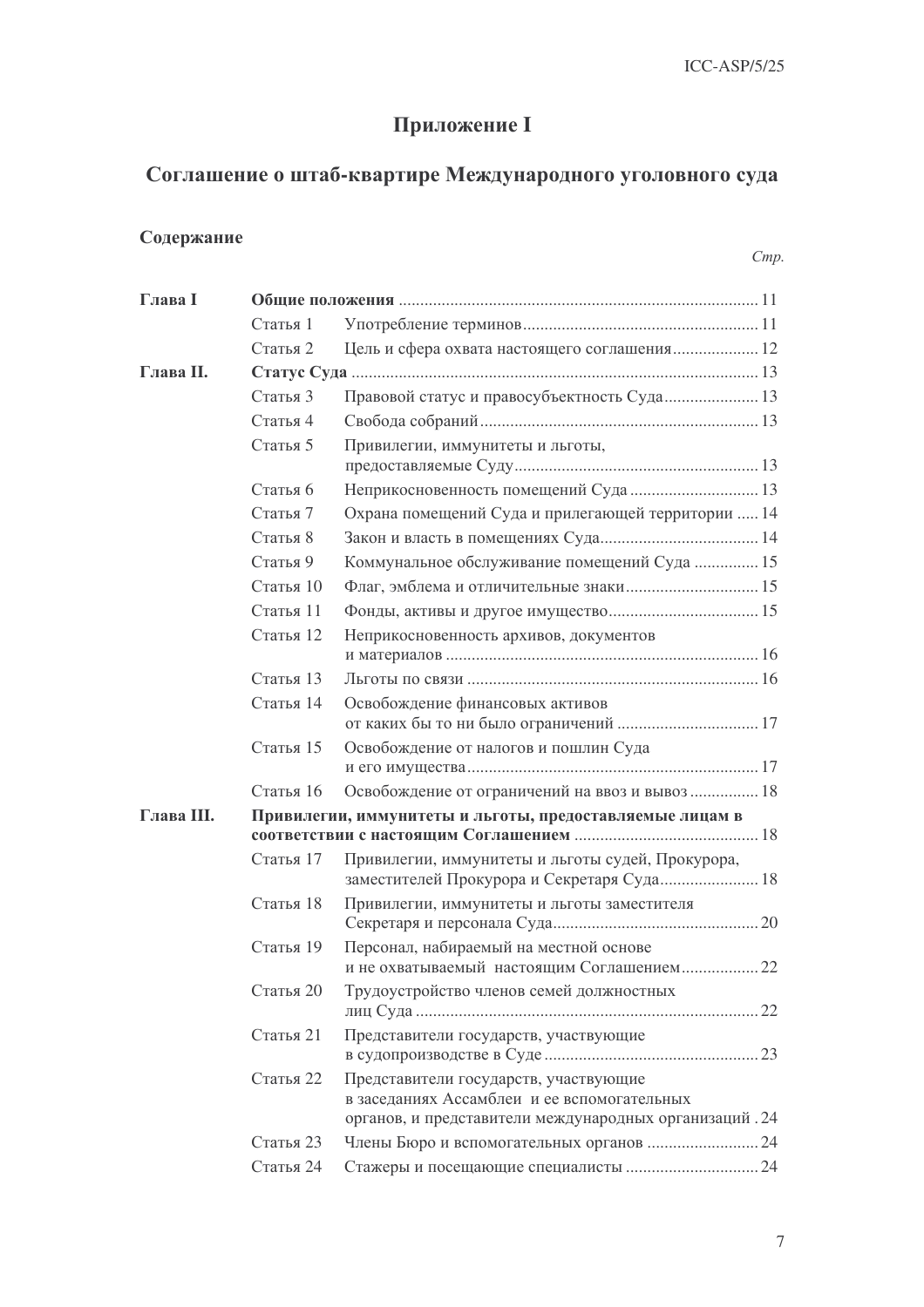# Приложение I

## Соглашение о штаб-квартире Международного уголовного суда

**Содержание**

*Стр.*

| | | | |
|---|---|---|---|
| **Глава I** | **Общие положения** | | 11 |
| | Статья 1 | Употребление терминов | 11 |
| | Статья 2 | Цель и сфера охвата настоящего соглашения | 12 |
| **Глава II.** | **Статус Суда** | | 13 |
| | Статья 3 | Правовой статус и правосубъектность Суда | 13 |
| | Статья 4 | Свобода собраний | 13 |
| | Статья 5 | Привилегии, иммунитеты и льготы, предоставляемые Суду | 13 |
| | Статья 6 | Неприкосновенность помещений Суда | 13 |
| | Статья 7 | Охрана помещений Суда и прилегающей территории | 14 |
| | Статья 8 | Закон и власть в помещениях Суда | 14 |
| | Статья 9 | Коммунальное обслуживание помещений Суда | 15 |
| | Статья 10 | Флаг, эмблема и отличительные знаки | 15 |
| | Статья 11 | Фонды, активы и другое имущество | 15 |
| | Статья 12 | Неприкосновенность архивов, документов и материалов | 16 |
| | Статья 13 | Льготы по связи | 16 |
| | Статья 14 | Освобождение финансовых активов от каких бы то ни было ограничений | 17 |
| | Статья 15 | Освобождение от налогов и пошлин Суда и его имущества | 17 |
| | Статья 16 | Освобождение от ограничений на ввоз и вывоз | 18 |
| **Глава III.** | **Привилегии, иммунитеты и льготы, предоставляемые лицам в соответствии с настоящим Соглашением** | | 18 |
| | Статья 17 | Привилегии, иммунитеты и льготы судей, Прокурора, заместителей Прокурора и Секретаря Суда | 18 |
| | Статья 18 | Привилегии, иммунитеты и льготы заместителя Секретаря и персонала Суда | 20 |
| | Статья 19 | Персонал, набираемый на местной основе и не охватываемый настоящим Соглашением | 22 |
| | Статья 20 | Трудоустройство членов семей должностных лиц Суда | 22 |
| | Статья 21 | Представители государств, участвующие в судопроизводстве в Суде | 23 |
| | Статья 22 | Представители государств, участвующие в заседаниях Ассамблеи и ее вспомогательных органов, и представители международных организаций | 24 |
| | Статья 23 | Члены Бюро и вспомогательных органов | 24 |
| | Статья 24 | Стажеры и посещающие специалисты | 24 |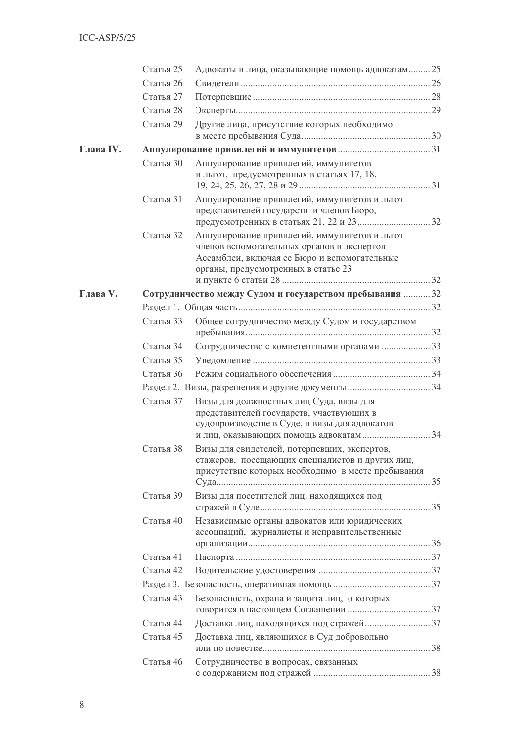| | | | |
|---|---|---|---|
| | Статья 25 | Адвокаты и лица, оказывающие помощь адвокатам | 25 |
| | Статья 26 | Свидетели | 26 |
| | Статья 27 | Потерпевшие | 28 |
| | Статья 28 | Эксперты | 29 |
| | Статья 29 | Другие лица, присутствие которых необходимо в месте пребывания Суда | 30 |
| **Глава IV.** | **Аннулирование привилегий и иммунитетов** | | 31 |
| | Статья 30 | Аннулирование привилегий, иммунитетов и льгот, предусмотренных в статьях 17, 18, 19, 24, 25, 26, 27, 28 и 29 | 31 |
| | Статья 31 | Аннулирование привилегий, иммунитетов и льгот представителей государств и членов Бюро, предусмотренных в статьях 21, 22 и 23 | 32 |
| | Статья 32 | Аннулирование привилегий, иммунитетов и льгот членов вспомогательных органов и экспертов Ассамблеи, включая ее Бюро и вспомогательные органы, предусмотренных в статье 23 и пункте 6 статьи 28 | 32 |
| **Глава V.** | **Сотрудничество между Судом и государством пребывания** | | 32 |
| | Раздел 1. Общая часть | | 32 |
| | Статья 33 | Общее сотрудничество между Судом и государством пребывания | 32 |
| | Статья 34 | Сотрудничество с компетентными органами | 33 |
| | Статья 35 | Уведомление | 33 |
| | Статья 36 | Режим социального обеспечения | 34 |
| | Раздел 2. Визы, разрешения и другие документы | | 34 |
| | Статья 37 | Визы для должностных лиц Суда, визы для представителей государств, участвующих в судопроизводстве в Суде, и визы для адвокатов и лиц, оказывающих помощь адвокатам | 34 |
| | Статья 38 | Визы для свидетелей, потерпевших, экспертов, стажеров, посещающих специалистов и других лиц, присутствие которых необходимо в месте пребывания Суда | 35 |
| | Статья 39 | Визы для посетителей лиц, находящихся под стражей в Суде | 35 |
| | Статья 40 | Независимые органы адвокатов или юридических ассоциаций, журналисты и неправительственные организации | 36 |
| | Статья 41 | Паспорта | 37 |
| | Статья 42 | Водительские удостоверения | 37 |
| | Раздел 3. Безопасность, оперативная помощь | | 37 |
| | Статья 43 | Безопасность, охрана и защита лиц, о которых говорится в настоящем Соглашении | 37 |
| | Статья 44 | Доставка лиц, находящихся под стражей | 37 |
| | Статья 45 | Доставка лиц, являющихся в Суд добровольно или по повестке | 38 |
| | Статья 46 | Сотрудничество в вопросах, связанных с содержанием под стражей | 38 |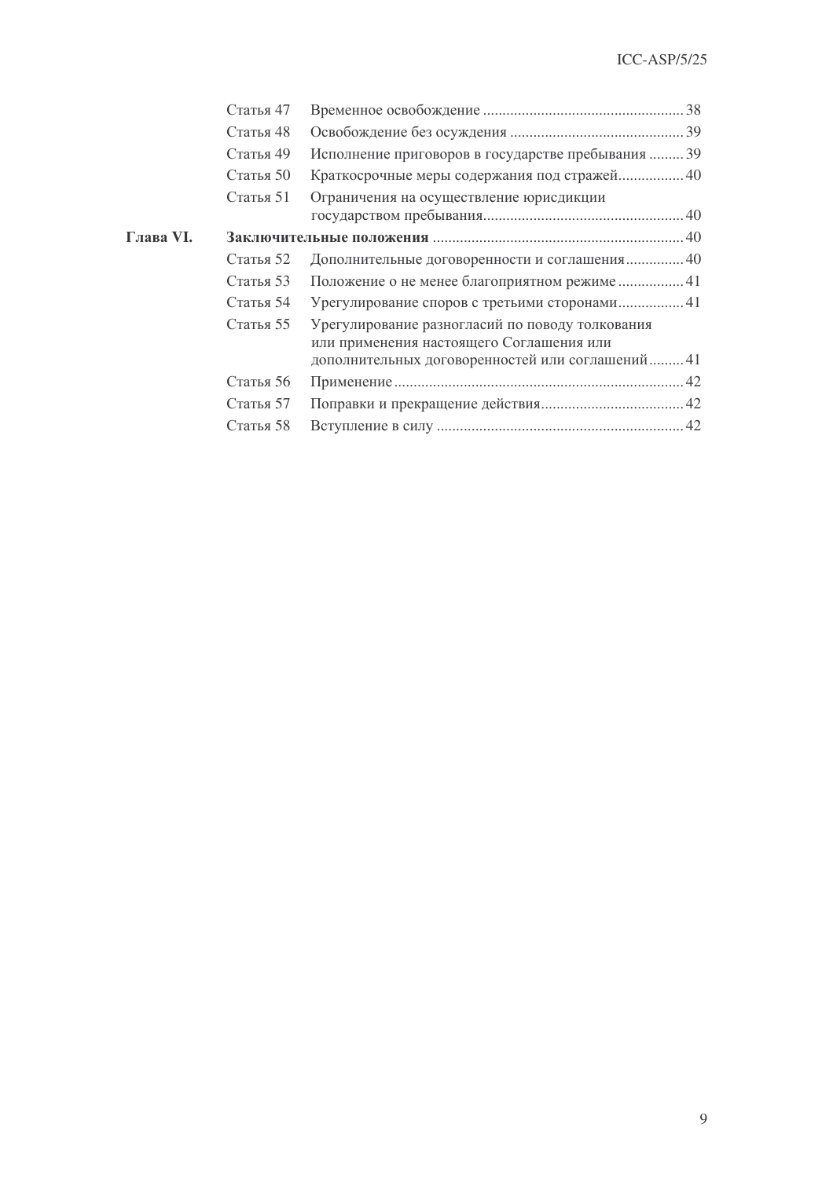| | | | |
|---|---|---|---|
| | Статья 47 | Временное освобождение | 38 |
| | Статья 48 | Освобождение без осуждения | 39 |
| | Статья 49 | Исполнение приговоров в государстве пребывания | 39 |
| | Статья 50 | Краткосрочные меры содержания под стражей | 40 |
| | Статья 51 | Ограничения на осуществление юрисдикции государством пребывания | 40 |
| **Глава VI.** | **Заключительные положения** | | 40 |
| | Статья 52 | Дополнительные договоренности и соглашения | 40 |
| | Статья 53 | Положение о не менее благоприятном режиме | 41 |
| | Статья 54 | Урегулирование споров с третьими сторонами | 41 |
| | Статья 55 | Урегулирование разногласий по поводу толкования или применения настоящего Соглашения или дополнительных договоренностей или соглашений | 41 |
| | Статья 56 | Применение | 42 |
| | Статья 57 | Поправки и прекращение действия | 42 |
| | Статья 58 | Вступление в силу | 42 |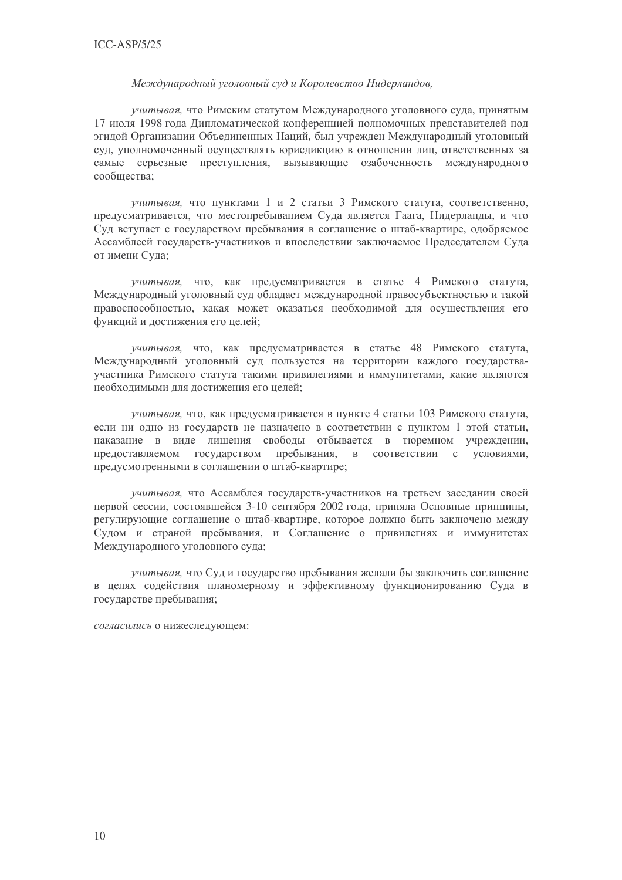*Международный уголовный суд и Королевство Нидерландов,*

*учитывая,* что Римским статутом Международного уголовного суда, принятым 17 июля 1998 года Дипломатической конференцией полномочных представителей под эгидой Организации Объединенных Наций, был учрежден Международный уголовный суд, уполномоченный осуществлять юрисдикцию в отношении лиц, ответственных за самые серьезные преступления, вызывающие озабоченность международного сообщества;

*учитывая,* что пунктами 1 и 2 статьи 3 Римского статута, соответственно, предусматривается, что местопребыванием Суда является Гаага, Нидерланды, и что Суд вступает с государством пребывания в соглашение о штаб-квартире, одобряемое Ассамблеей государств-участников и впоследствии заключаемое Председателем Суда от имени Суда;

*учитывая,* что, как предусматривается в статье 4 Римского статута, Международный уголовный суд обладает международной правосубъектностью и такой правоспособностью, какая может оказаться необходимой для осуществления его функций и достижения его целей;

*учитывая,* что, как предусматривается в статье 48 Римского статута, Международный уголовный суд пользуется на территории каждого государства-участника Римского статута такими привилегиями и иммунитетами, какие являются необходимыми для достижения его целей;

*учитывая,* что, как предусматривается в пункте 4 статьи 103 Римского статута, если ни одно из государств не назначено в соответствии с пунктом 1 этой статьи, наказание в виде лишения свободы отбывается в тюремном учреждении, предоставляемом государством пребывания, в соответствии с условиями, предусмотренными в соглашении о штаб-квартире;

*учитывая,* что Ассамблея государств-участников на третьем заседании своей первой сессии, состоявшейся 3-10 сентября 2002 года, приняла Основные принципы, регулирующие соглашение о штаб-квартире, которое должно быть заключено между Судом и страной пребывания, и Соглашение о привилегиях и иммунитетах Международного уголовного суда;

*учитывая,* что Суд и государство пребывания желали бы заключить соглашение в целях содействия планомерному и эффективному функционированию Суда в государстве пребывания;

*согласились* о нижеследующем: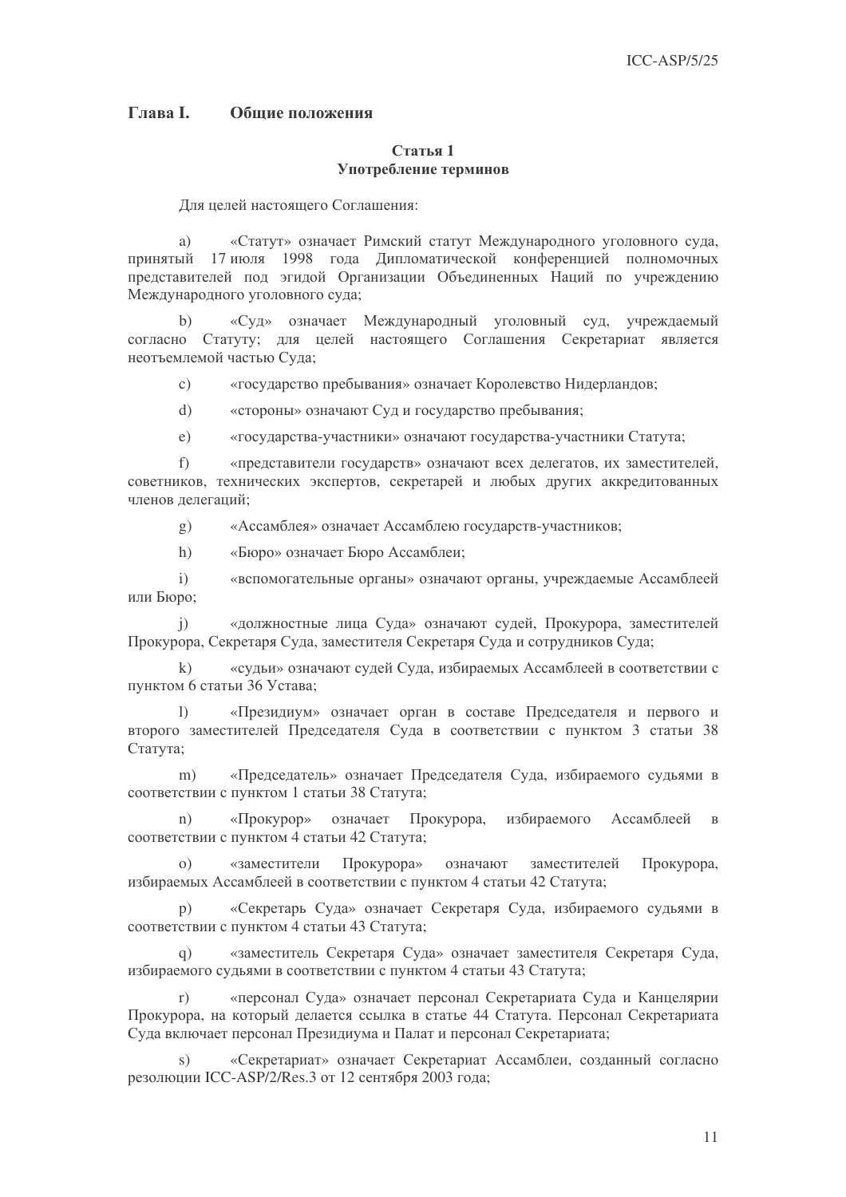## Глава I. Общие положения

### Статья 1
### Употребление терминов

Для целей настоящего Соглашения:

a) «Статут» означает Римский статут Международного уголовного суда, принятый 17 июля 1998 года Дипломатической конференцией полномочных представителей под эгидой Организации Объединенных Наций по учреждению Международного уголовного суда;

b) «Суд» означает Международный уголовный суд, учреждаемый согласно Статуту; для целей настоящего Соглашения Секретариат является неотъемлемой частью Суда;

c) «государство пребывания» означает Королевство Нидерландов;

d) «стороны» означают Суд и государство пребывания;

e) «государства-участники» означают государства-участники Статута;

f) «представители государств» означают всех делегатов, их заместителей, советников, технических экспертов, секретарей и любых других аккредитованных членов делегаций;

g) «Ассамблея» означает Ассамблею государств-участников;

h) «Бюро» означает Бюро Ассамблеи;

i) «вспомогательные органы» означают органы, учреждаемые Ассамблеей или Бюро;

j) «должностные лица Суда» означают судей, Прокурора, заместителей Прокурора, Секретаря Суда, заместителя Секретаря Суда и сотрудников Суда;

k) «судьи» означают судей Суда, избираемых Ассамблеей в соответствии с пунктом 6 статьи 36 Устава;

l) «Президиум» означает орган в составе Председателя и первого и второго заместителей Председателя Суда в соответствии с пунктом 3 статьи 38 Статута;

m) «Председатель» означает Председателя Суда, избираемого судьями в соответствии с пунктом 1 статьи 38 Статута;

n) «Прокурор» означает Прокурора, избираемого Ассамблеей в соответствии с пунктом 4 статьи 42 Статута;

o) «заместители Прокурора» означают заместителей Прокурора, избираемых Ассамблеей в соответствии с пунктом 4 статьи 42 Статута;

p) «Секретарь Суда» означает Секретаря Суда, избираемого судьями в соответствии с пунктом 4 статьи 43 Статута;

q) «заместитель Секретаря Суда» означает заместителя Секретаря Суда, избираемого судьями в соответствии с пунктом 4 статьи 43 Статута;

r) «персонал Суда» означает персонал Секретариата Суда и Канцелярии Прокурора, на который делается ссылка в статье 44 Статута. Персонал Секретариата Суда включает персонал Президиума и Палат и персонал Секретариата;

s) «Секретариат» означает Секретариат Ассамблеи, созданный согласно резолюции ICC-ASP/2/Res.3 от 12 сентября 2003 года;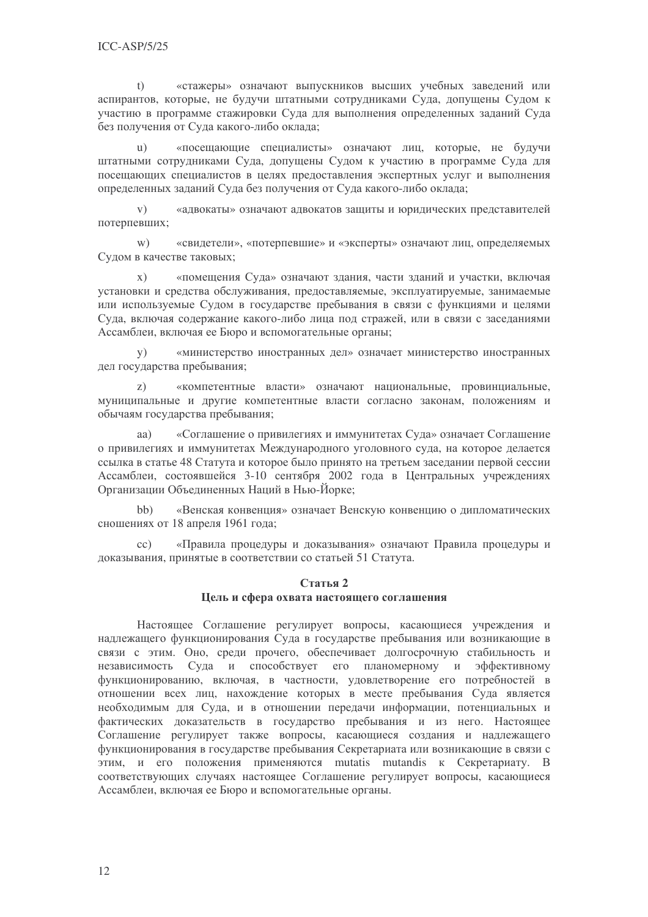t) «стажеры» означают выпускников высших учебных заведений или аспирантов, которые, не будучи штатными сотрудниками Суда, допущены Судом к участию в программе стажировки Суда для выполнения определенных заданий Суда без получения от Суда какого-либо оклада;

u) «посещающие специалисты» означают лиц, которые, не будучи штатными сотрудниками Суда, допущены Судом к участию в программе Суда для посещающих специалистов в целях предоставления экспертных услуг и выполнения определенных заданий Суда без получения от Суда какого-либо оклада;

v) «адвокаты» означают адвокатов защиты и юридических представителей потерпевших;

w) «свидетели», «потерпевшие» и «эксперты» означают лиц, определяемых Судом в качестве таковых;

x) «помещения Суда» означают здания, части зданий и участки, включая установки и средства обслуживания, предоставляемые, эксплуатируемые, занимаемые или используемые Судом в государстве пребывания в связи с функциями и целями Суда, включая содержание какого-либо лица под стражей, или в связи с заседаниями Ассамблеи, включая ее Бюро и вспомогательные органы;

y) «министерство иностранных дел» означает министерство иностранных дел государства пребывания;

z) «компетентные власти» означают национальные, провинциальные, муниципальные и другие компетентные власти согласно законам, положениям и обычаям государства пребывания;

aa) «Соглашение о привилегиях и иммунитетах Суда» означает Соглашение о привилегиях и иммунитетах Международного уголовного суда, на которое делается ссылка в статье 48 Статута и которое было принято на третьем заседании первой сессии Ассамблеи, состоявшейся 3-10 сентября 2002 года в Центральных учреждениях Организации Объединенных Наций в Нью-Йорке;

bb) «Венская конвенция» означает Венскую конвенцию о дипломатических сношениях от 18 апреля 1961 года;

cc) «Правила процедуры и доказывания» означают Правила процедуры и доказывания, принятые в соответствии со статьей 51 Статута.

## Статья 2
## Цель и сфера охвата настоящего соглашения

Настоящее Соглашение регулирует вопросы, касающиеся учреждения и надлежащего функционирования Суда в государстве пребывания или возникающие в связи с этим. Оно, среди прочего, обеспечивает долгосрочную стабильность и независимость Суда и способствует его планомерному и эффективному функционированию, включая, в частности, удовлетворение его потребностей в отношении всех лиц, нахождение которых в месте пребывания Суда является необходимым для Суда, и в отношении передачи информации, потенциальных и фактических доказательств в государство пребывания и из него. Настоящее Соглашение регулирует также вопросы, касающиеся создания и надлежащего функционирования в государстве пребывания Секретариата или возникающие в связи с этим, и его положения применяются mutatis mutandis к Секретариату. В соответствующих случаях настоящее Соглашение регулирует вопросы, касающиеся Ассамблеи, включая ее Бюро и вспомогательные органы.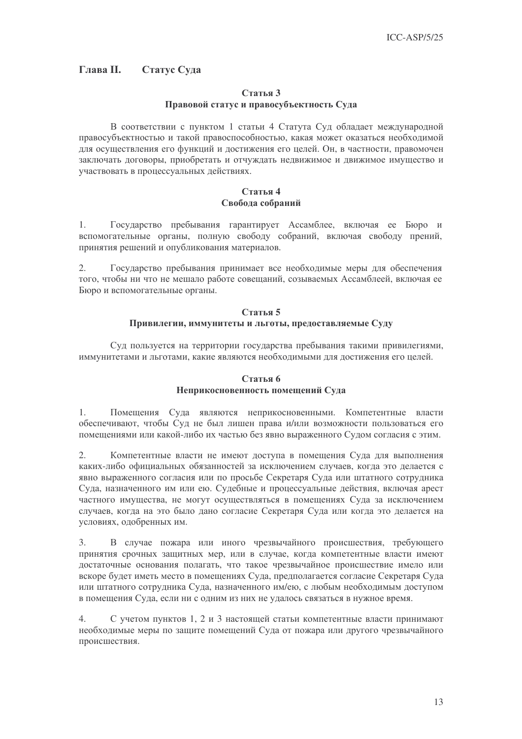## Глава II. Статус Суда

### Статья 3
### Правовой статус и правосубъектность Суда

В соответствии с пунктом 1 статьи 4 Статута Суд обладает международной правосубъектностью и такой правоспособностью, какая может оказаться необходимой для осуществления его функций и достижения его целей. Он, в частности, правомочен заключать договоры, приобретать и отчуждать недвижимое и движимое имущество и участвовать в процессуальных действиях.

### Статья 4
### Свобода собраний

1. Государство пребывания гарантирует Ассамблее, включая ее Бюро и вспомогательные органы, полную свободу собраний, включая свободу прений, принятия решений и опубликования материалов.

2. Государство пребывания принимает все необходимые меры для обеспечения того, чтобы ни что не мешало работе совещаний, созываемых Ассамблеей, включая ее Бюро и вспомогательные органы.

### Статья 5
### Привилегии, иммунитеты и льготы, предоставляемые Суду

Суд пользуется на территории государства пребывания такими привилегиями, иммунитетами и льготами, какие являются необходимыми для достижения его целей.

### Статья 6
### Неприкосновенность помещений Суда

1. Помещения Суда являются неприкосновенными. Компетентные власти обеспечивают, чтобы Суд не был лишен права и/или возможности пользоваться его помещениями или какой-либо их частью без явно выраженного Судом согласия с этим.

2. Компетентные власти не имеют доступа в помещения Суда для выполнения каких-либо официальных обязанностей за исключением случаев, когда это делается с явно выраженного согласия или по просьбе Секретаря Суда или штатного сотрудника Суда, назначенного им или ею. Судебные и процессуальные действия, включая арест частного имущества, не могут осуществляться в помещениях Суда за исключением случаев, когда на это было дано согласие Секретаря Суда или когда это делается на условиях, одобренных им.

3. В случае пожара или иного чрезвычайного происшествия, требующего принятия срочных защитных мер, или в случае, когда компетентные власти имеют достаточные основания полагать, что такое чрезвычайное происшествие имело или вскоре будет иметь место в помещениях Суда, предполагается согласие Секретаря Суда или штатного сотрудника Суда, назначенного им/ею, с любым необходимым доступом в помещения Суда, если ни с одним из них не удалось связаться в нужное время.

4. С учетом пунктов 1, 2 и 3 настоящей статьи компетентные власти принимают необходимые меры по защите помещений Суда от пожара или другого чрезвычайного происшествия.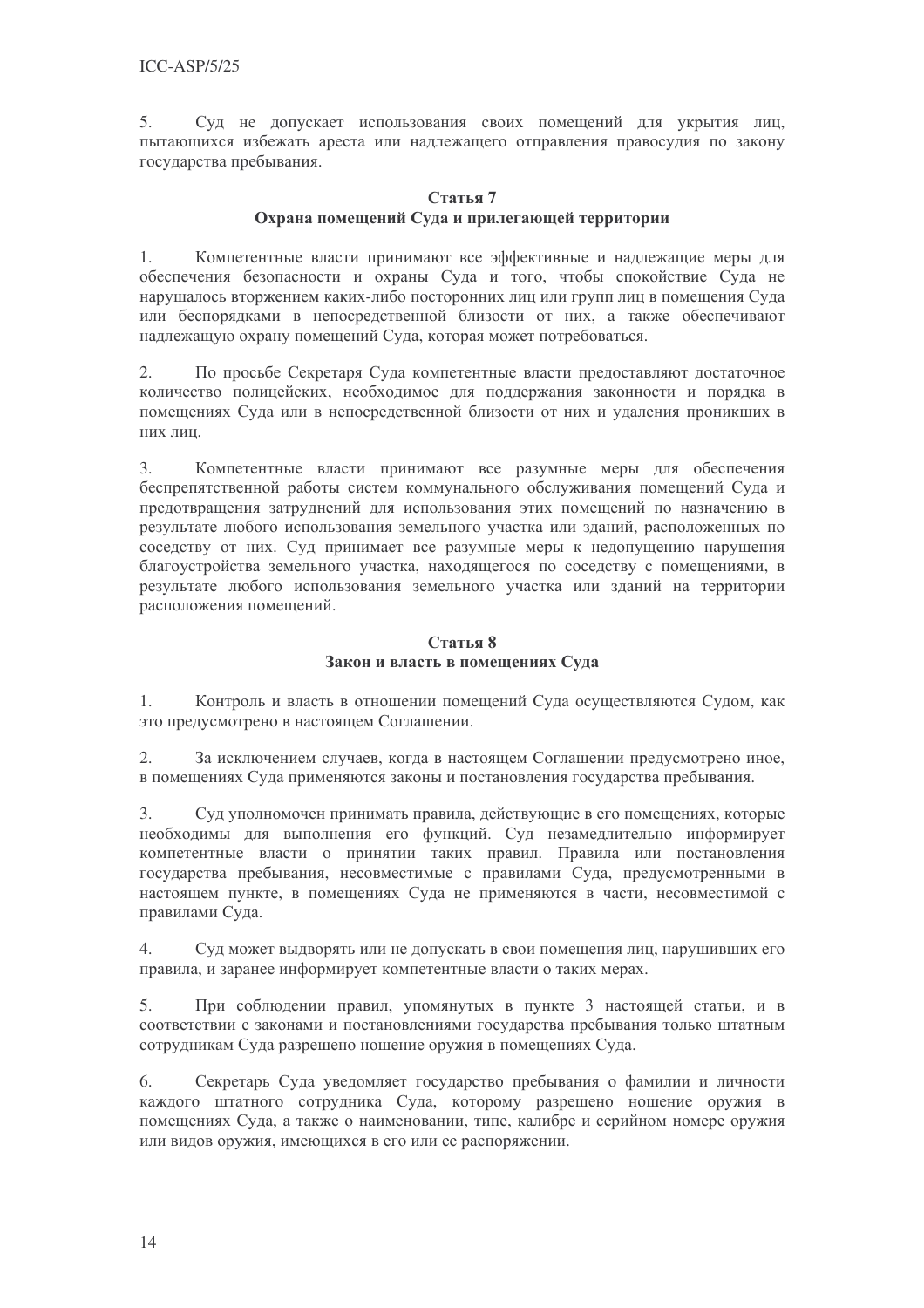5. Суд не допускает использования своих помещений для укрытия лиц, пытающихся избежать ареста или надлежащего отправления правосудия по закону государства пребывания.

**Статья 7**
**Охрана помещений Суда и прилегающей территории**

1. Компетентные власти принимают все эффективные и надлежащие меры для обеспечения безопасности и охраны Суда и того, чтобы спокойствие Суда не нарушалось вторжением каких-либо посторонних лиц или групп лиц в помещения Суда или беспорядками в непосредственной близости от них, а также обеспечивают надлежащую охрану помещений Суда, которая может потребоваться.

2. По просьбе Секретаря Суда компетентные власти предоставляют достаточное количество полицейских, необходимое для поддержания законности и порядка в помещениях Суда или в непосредственной близости от них и удаления проникших в них лиц.

3. Компетентные власти принимают все разумные меры для обеспечения беспрепятственной работы систем коммунального обслуживания помещений Суда и предотвращения затруднений для использования этих помещений по назначению в результате любого использования земельного участка или зданий, расположенных по соседству от них. Суд принимает все разумные меры к недопущению нарушения благоустройства земельного участка, находящегося по соседству с помещениями, в результате любого использования земельного участка или зданий на территории расположения помещений.

**Статья 8**
**Закон и власть в помещениях Суда**

1. Контроль и власть в отношении помещений Суда осуществляются Судом, как это предусмотрено в настоящем Соглашении.

2. За исключением случаев, когда в настоящем Соглашении предусмотрено иное, в помещениях Суда применяются законы и постановления государства пребывания.

3. Суд уполномочен принимать правила, действующие в его помещениях, которые необходимы для выполнения его функций. Суд незамедлительно информирует компетентные власти о принятии таких правил. Правила или постановления государства пребывания, несовместимые с правилами Суда, предусмотренными в настоящем пункте, в помещениях Суда не применяются в части, несовместимой с правилами Суда.

4. Суд может выдворять или не допускать в свои помещения лиц, нарушивших его правила, и заранее информирует компетентные власти о таких мерах.

5. При соблюдении правил, упомянутых в пункте 3 настоящей статьи, и в соответствии с законами и постановлениями государства пребывания только штатным сотрудникам Суда разрешено ношение оружия в помещениях Суда.

6. Секретарь Суда уведомляет государство пребывания о фамилии и личности каждого штатного сотрудника Суда, которому разрешено ношение оружия в помещениях Суда, а также о наименовании, типе, калибре и серийном номере оружия или видов оружия, имеющихся в его или ее распоряжении.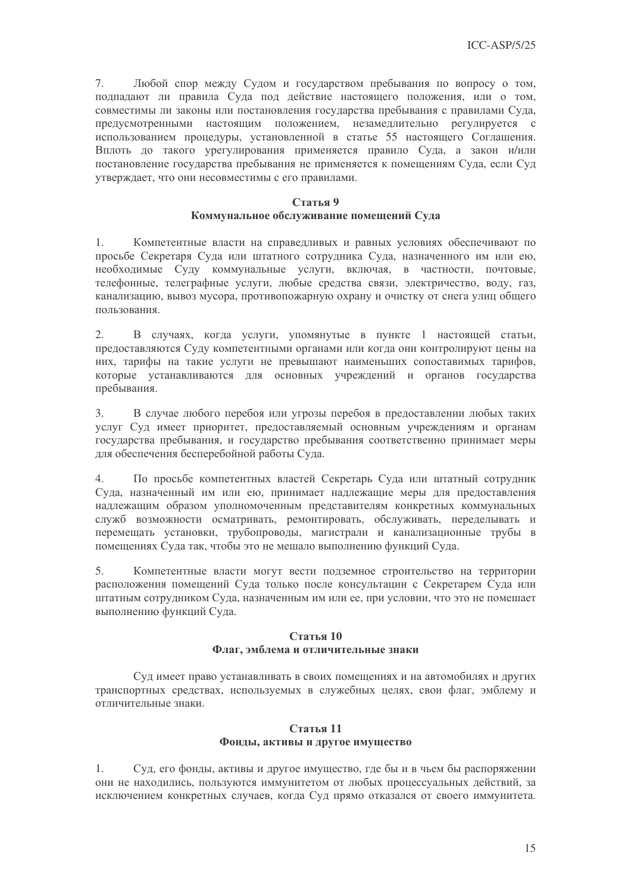7. Любой спор между Судом и государством пребывания по вопросу о том, подпадают ли правила Суда под действие настоящего положения, или о том, совместимы ли законы или постановления государства пребывания с правилами Суда, предусмотренными настоящим положением, незамедлительно регулируется с использованием процедуры, установленной в статье 55 настоящего Соглашения. Вплоть до такого урегулирования применяется правило Суда, а закон и/или постановление государства пребывания не применяется к помещениям Суда, если Суд утверждает, что они несовместимы с его правилами.

### Статья 9
### Коммунальное обслуживание помещений Суда

1. Компетентные власти на справедливых и равных условиях обеспечивают по просьбе Секретаря Суда или штатного сотрудника Суда, назначенного им или ею, необходимые Суду коммунальные услуги, включая, в частности, почтовые, телефонные, телеграфные услуги, любые средства связи, электричество, воду, газ, канализацию, вывоз мусора, противопожарную охрану и очистку от снега улиц общего пользования.

2. В случаях, когда услуги, упомянутые в пункте 1 настоящей статьи, предоставляются Суду компетентными органами или когда они контролируют цены на них, тарифы на такие услуги не превышают наименьших сопоставимых тарифов, которые устанавливаются для основных учреждений и органов государства пребывания.

3. В случае любого перебоя или угрозы перебоя в предоставлении любых таких услуг Суд имеет приоритет, предоставляемый основным учреждениям и органам государства пребывания, и государство пребывания соответственно принимает меры для обеспечения бесперебойной работы Суда.

4. По просьбе компетентных властей Секретарь Суда или штатный сотрудник Суда, назначенный им или ею, принимает надлежащие меры для предоставления надлежащим образом уполномоченным представителям конкретных коммунальных служб возможности осматривать, ремонтировать, обслуживать, переделывать и перемещать установки, трубопроводы, магистрали и канализационные трубы в помещениях Суда так, чтобы это не мешало выполнению функций Суда.

5. Компетентные власти могут вести подземное строительство на территории расположения помещений Суда только после консультации с Секретарем Суда или штатным сотрудником Суда, назначенным им или ее, при условии, что это не помешает выполнению функций Суда.

### Статья 10
### Флаг, эмблема и отличительные знаки

Суд имеет право устанавливать в своих помещениях и на автомобилях и других транспортных средствах, используемых в служебных целях, свои флаг, эмблему и отличительные знаки.

### Статья 11
### Фонды, активы и другое имущество

1. Суд, его фонды, активы и другое имущество, где бы и в чьем бы распоряжении они не находились, пользуются иммунитетом от любых процессуальных действий, за исключением конкретных случаев, когда Суд прямо отказался от своего иммунитета.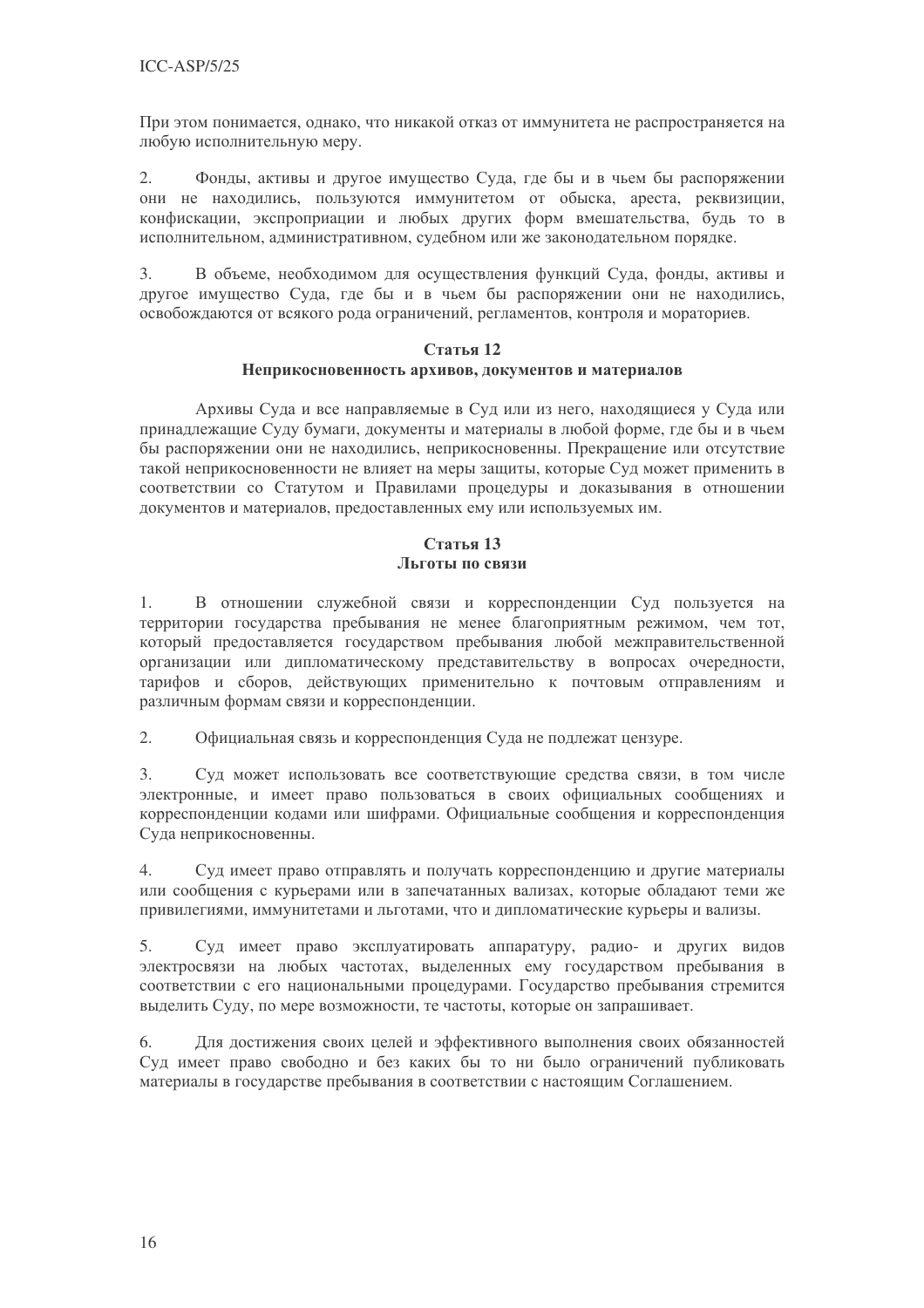При этом понимается, однако, что никакой отказ от иммунитета не распространяется на любую исполнительную меру.

2. Фонды, активы и другое имущество Суда, где бы и в чьем бы распоряжении они не находились, пользуются иммунитетом от обыска, ареста, реквизиции, конфискации, экспроприации и любых других форм вмешательства, будь то в исполнительном, административном, судебном или же законодательном порядке.

3. В объеме, необходимом для осуществления функций Суда, фонды, активы и другое имущество Суда, где бы и в чьем бы распоряжении они не находились, освобождаются от всякого рода ограничений, регламентов, контроля и мораториев.

**Статья 12**
**Неприкосновенность архивов, документов и материалов**

Архивы Суда и все направляемые в Суд или из него, находящиеся у Суда или принадлежащие Суду бумаги, документы и материалы в любой форме, где бы и в чьем бы распоряжении они не находились, неприкосновенны. Прекращение или отсутствие такой неприкосновенности не влияет на меры защиты, которые Суд может применить в соответствии со Статутом и Правилами процедуры и доказывания в отношении документов и материалов, предоставленных ему или используемых им.

**Статья 13**
**Льготы по связи**

1. В отношении служебной связи и корреспонденции Суд пользуется на территории государства пребывания не менее благоприятным режимом, чем тот, который предоставляется государством пребывания любой межправительственной организации или дипломатическому представительству в вопросах очередности, тарифов и сборов, действующих применительно к почтовым отправлениям и различным формам связи и корреспонденции.

2. Официальная связь и корреспонденция Суда не подлежат цензуре.

3. Суд может использовать все соответствующие средства связи, в том числе электронные, и имеет право пользоваться в своих официальных сообщениях и корреспонденции кодами или шифрами. Официальные сообщения и корреспонденция Суда неприкосновенны.

4. Суд имеет право отправлять и получать корреспонденцию и другие материалы или сообщения с курьерами или в запечатанных вализах, которые обладают теми же привилегиями, иммунитетами и льготами, что и дипломатические курьеры и вализы.

5. Суд имеет право эксплуатировать аппаратуру, радио- и других видов электросвязи на любых частотах, выделенных ему государством пребывания в соответствии с его национальными процедурами. Государство пребывания стремится выделить Суду, по мере возможности, те частоты, которые он запрашивает.

6. Для достижения своих целей и эффективного выполнения своих обязанностей Суд имеет право свободно и без каких бы то ни было ограничений публиковать материалы в государстве пребывания в соответствии с настоящим Соглашением.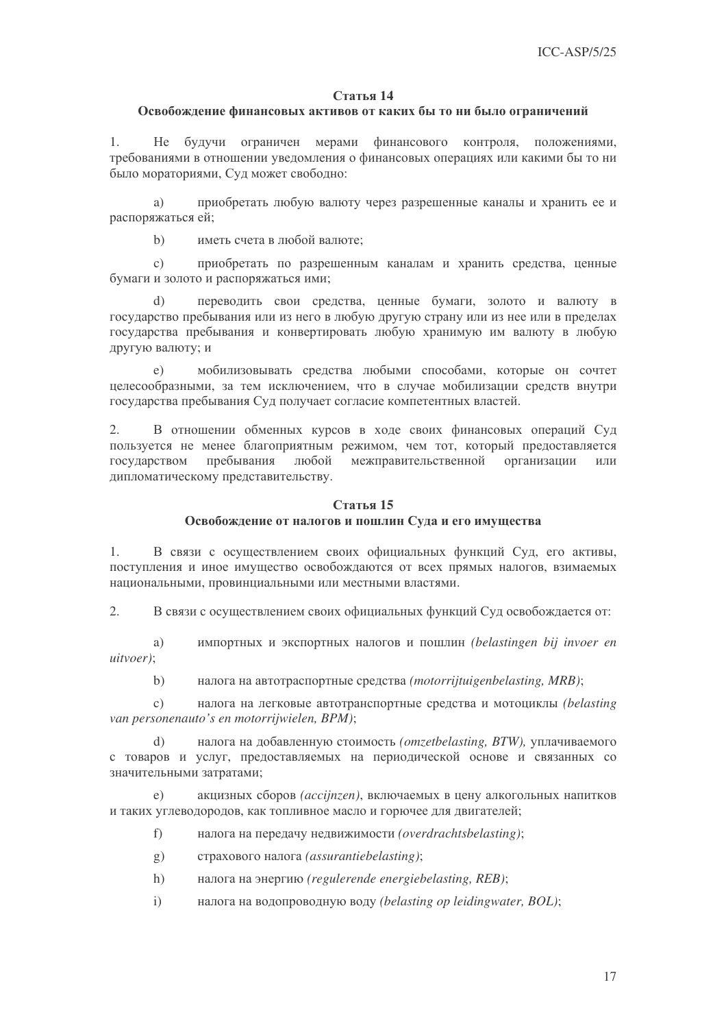### Статья 14
### Освобождение финансовых активов от каких бы то ни было ограничений

1. Не будучи ограничен мерами финансового контроля, положениями, требованиями в отношении уведомления о финансовых операциях или какими бы то ни было мораториями, Суд может свободно:

a) приобретать любую валюту через разрешенные каналы и хранить ее и распоряжаться ей;

b) иметь счета в любой валюте;

c) приобретать по разрешенным каналам и хранить средства, ценные бумаги и золото и распоряжаться ими;

d) переводить свои средства, ценные бумаги, золото и валюту в государство пребывания или из него в любую другую страну или из нее или в пределах государства пребывания и конвертировать любую хранимую им валюту в любую другую валюту; и

e) мобилизовывать средства любыми способами, которые он сочтет целесообразными, за тем исключением, что в случае мобилизации средств внутри государства пребывания Суд получает согласие компетентных властей.

2. В отношении обменных курсов в ходе своих финансовых операций Суд пользуется не менее благоприятным режимом, чем тот, который предоставляется государством пребывания любой межправительственной организации или дипломатическому представительству.

### Статья 15
### Освобождение от налогов и пошлин Суда и его имущества

1. В связи с осуществлением своих официальных функций Суд, его активы, поступления и иное имущество освобождаются от всех прямых налогов, взимаемых национальными, провинциальными или местными властями.

2. В связи с осуществлением своих официальных функций Суд освобождается от:

a) импортных и экспортных налогов и пошлин *(belastingen bij invoer en uitvoer)*;

b) налога на автотраспортные средства *(motorrijtuigenbelasting, MRB)*;

c) налога на легковые автотранспортные средства и мотоциклы *(belasting van personenauto's en motorrijwielen, BPM)*;

d) налога на добавленную стоимость *(omzetbelasting, BTW),* уплачиваемого с товаров и услуг, предоставляемых на периодической основе и связанных со значительными затратами;

e) акцизных сборов *(accijnzen)*, включаемых в цену алкогольных напитков и таких углеводородов, как топливное масло и горючее для двигателей;

f) налога на передачу недвижимости *(overdrachtsbelasting)*;

g) страхового налога *(assurantiebelasting)*;

h) налога на энергию *(regulerende energiebelasting, REB)*;

i) налога на водопроводную воду *(belasting op leidingwater, BOL)*;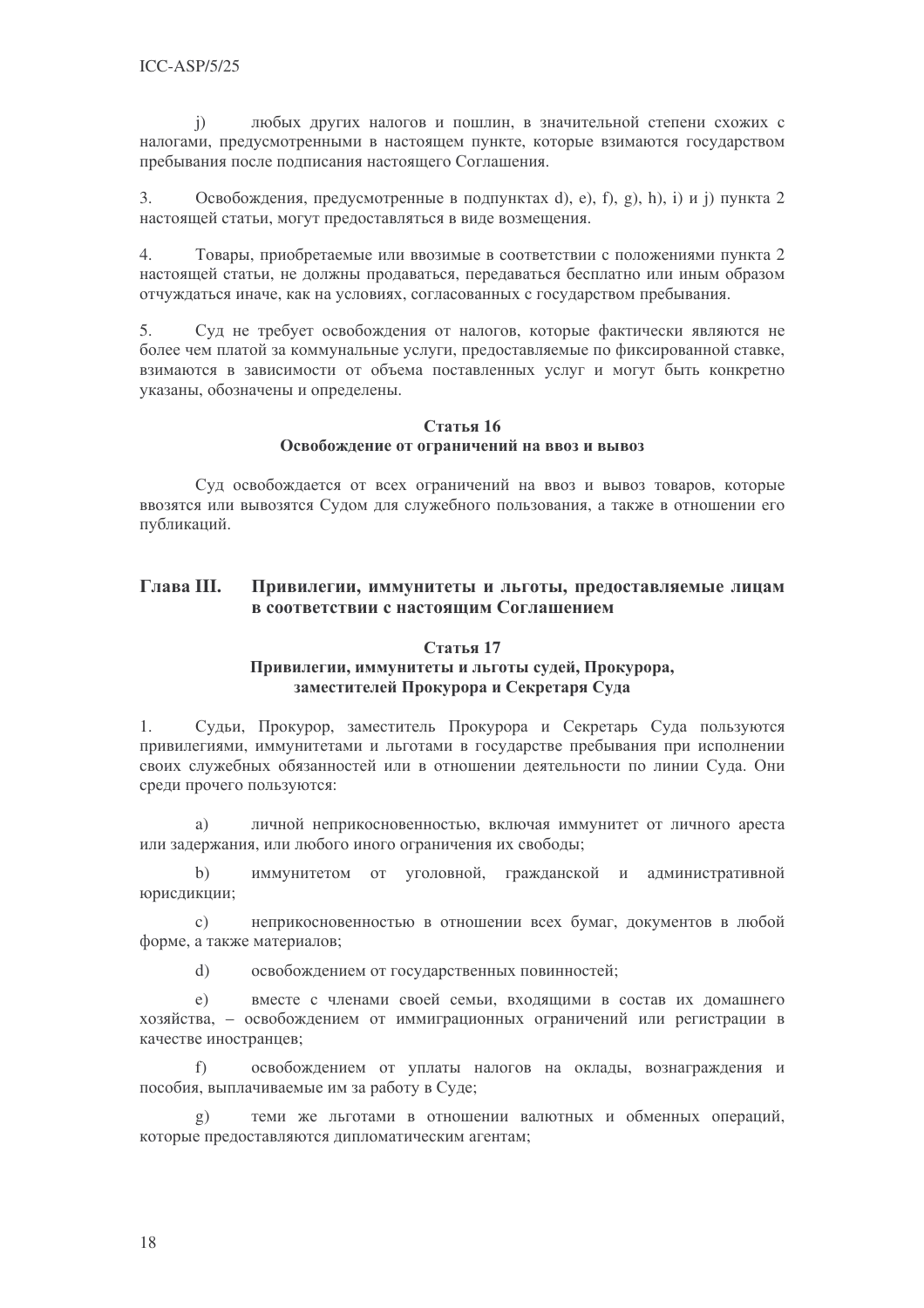j) любых других налогов и пошлин, в значительной степени схожих с налогами, предусмотренными в настоящем пункте, которые взимаются государством пребывания после подписания настоящего Соглашения.

3. Освобождения, предусмотренные в подпунктах d), e), f), g), h), i) и j) пункта 2 настоящей статьи, могут предоставляться в виде возмещения.

4. Товары, приобретаемые или ввозимые в соответствии с положениями пункта 2 настоящей статьи, не должны продаваться, передаваться бесплатно или иным образом отчуждаться иначе, как на условиях, согласованных с государством пребывания.

5. Суд не требует освобождения от налогов, которые фактически являются не более чем платой за коммунальные услуги, предоставляемые по фиксированной ставке, взимаются в зависимости от объема поставленных услуг и могут быть конкретно указаны, обозначены и определены.

### Статья 16
### Освобождение от ограничений на ввоз и вывоз

Суд освобождается от всех ограничений на ввоз и вывоз товаров, которые ввозятся или вывозятся Судом для служебного пользования, а также в отношении его публикаций.

## Глава III. Привилегии, иммунитеты и льготы, предоставляемые лицам в соответствии с настоящим Соглашением

### Статья 17
### Привилегии, иммунитеты и льготы судей, Прокурора, заместителей Прокурора и Секретаря Суда

1. Судьи, Прокурор, заместитель Прокурора и Секретарь Суда пользуются привилегиями, иммунитетами и льготами в государстве пребывания при исполнении своих служебных обязанностей или в отношении деятельности по линии Суда. Они среди прочего пользуются:

a) личной неприкосновенностью, включая иммунитет от личного ареста или задержания, или любого иного ограничения их свободы;

b) иммунитетом от уголовной, гражданской и административной юрисдикции;

c) неприкосновенностью в отношении всех бумаг, документов в любой форме, а также материалов;

d) освобождением от государственных повинностей;

e) вместе с членами своей семьи, входящими в состав их домашнего хозяйства, – освобождением от иммиграционных ограничений или регистрации в качестве иностранцев;

f) освобождением от уплаты налогов на оклады, вознаграждения и пособия, выплачиваемые им за работу в Суде;

g) теми же льготами в отношении валютных и обменных операций, которые предоставляются дипломатическим агентам;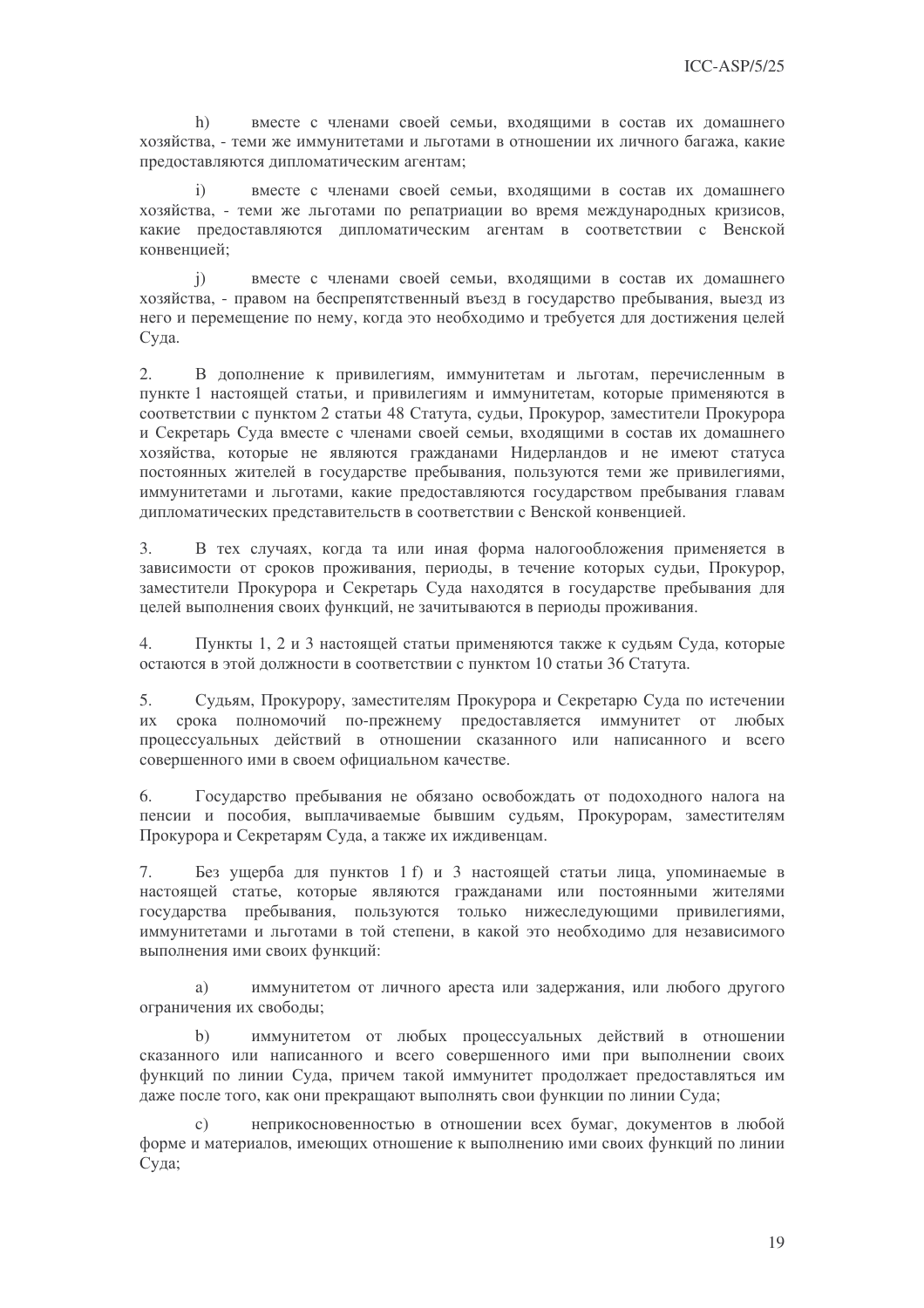h) вместе с членами своей семьи, входящими в состав их домашнего хозяйства, - теми же иммунитетами и льготами в отношении их личного багажа, какие предоставляются дипломатическим агентам;

i) вместе с членами своей семьи, входящими в состав их домашнего хозяйства, - теми же льготами по репатриации во время международных кризисов, какие предоставляются дипломатическим агентам в соответствии с Венской конвенцией;

j) вместе с членами своей семьи, входящими в состав их домашнего хозяйства, - правом на беспрепятственный въезд в государство пребывания, выезд из него и перемещение по нему, когда это необходимо и требуется для достижения целей Суда.

2. В дополнение к привилегиям, иммунитетам и льготам, перечисленным в пункте 1 настоящей статьи, и привилегиям и иммунитетам, которые применяются в соответствии с пунктом 2 статьи 48 Статута, судьи, Прокурор, заместители Прокурора и Секретарь Суда вместе с членами своей семьи, входящими в состав их домашнего хозяйства, которые не являются гражданами Нидерландов и не имеют статуса постоянных жителей в государстве пребывания, пользуются теми же привилегиями, иммунитетами и льготами, какие предоставляются государством пребывания главам дипломатических представительств в соответствии с Венской конвенцией.

3. В тех случаях, когда та или иная форма налогообложения применяется в зависимости от сроков проживания, периоды, в течение которых судьи, Прокурор, заместители Прокурора и Секретарь Суда находятся в государстве пребывания для целей выполнения своих функций, не зачитываются в периоды проживания.

4. Пункты 1, 2 и 3 настоящей статьи применяются также к судьям Суда, которые остаются в этой должности в соответствии с пунктом 10 статьи 36 Статута.

5. Судьям, Прокурору, заместителям Прокурора и Секретарю Суда по истечении их срока полномочий по-прежнему предоставляется иммунитет от любых процессуальных действий в отношении сказанного или написанного и всего совершенного ими в своем официальном качестве.

6. Государство пребывания не обязано освобождать от подоходного налога на пенсии и пособия, выплачиваемые бывшим судьям, Прокурорам, заместителям Прокурора и Секретарям Суда, а также их иждивенцам.

7. Без ущерба для пунктов 1 f) и 3 настоящей статьи лица, упоминаемые в настоящей статье, которые являются гражданами или постоянными жителями государства пребывания, пользуются только нижеследующими привилегиями, иммунитетами и льготами в той степени, в какой это необходимо для независимого выполнения ими своих функций:

a) иммунитетом от личного ареста или задержания, или любого другого ограничения их свободы;

b) иммунитетом от любых процессуальных действий в отношении сказанного или написанного и всего совершенного ими при выполнении своих функций по линии Суда, причем такой иммунитет продолжает предоставляться им даже после того, как они прекращают выполнять свои функции по линии Суда;

c) неприкосновенностью в отношении всех бумаг, документов в любой форме и материалов, имеющих отношение к выполнению ими своих функций по линии Суда;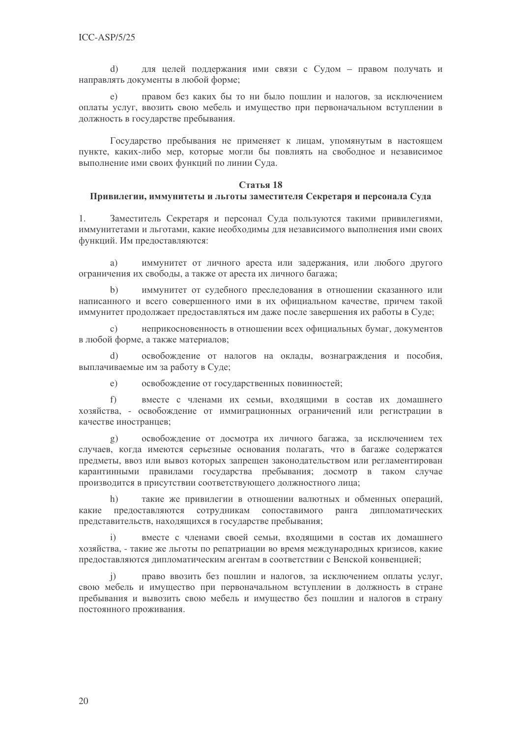d) для целей поддержания ими связи с Судом – правом получать и направлять документы в любой форме;

e) правом без каких бы то ни было пошлин и налогов, за исключением оплаты услуг, ввозить свою мебель и имущество при первоначальном вступлении в должность в государстве пребывания.

Государство пребывания не применяет к лицам, упомянутым в настоящем пункте, каких-либо мер, которые могли бы повлиять на свободное и независимое выполнение ими своих функций по линии Суда.

**Статья 18**
**Привилегии, иммунитеты и льготы заместителя Секретаря и персонала Суда**

1. Заместитель Секретаря и персонал Суда пользуются такими привилегиями, иммунитетами и льготами, какие необходимы для независимого выполнения ими своих функций. Им предоставляются:

a) иммунитет от личного ареста или задержания, или любого другого ограничения их свободы, а также от ареста их личного багажа;

b) иммунитет от судебного преследования в отношении сказанного или написанного и всего совершенного ими в их официальном качестве, причем такой иммунитет продолжает предоставляться им даже после завершения их работы в Суде;

c) неприкосновенность в отношении всех официальных бумаг, документов в любой форме, а также материалов;

d) освобождение от налогов на оклады, вознаграждения и пособия, выплачиваемые им за работу в Суде;

e) освобождение от государственных повинностей;

f) вместе с членами их семьи, входящими в состав их домашнего хозяйства, - освобождение от иммиграционных ограничений или регистрации в качестве иностранцев;

g) освобождение от досмотра их личного багажа, за исключением тех случаев, когда имеются серьезные основания полагать, что в багаже содержатся предметы, ввоз или вывоз которых запрещен законодательством или регламентирован карантинными правилами государства пребывания; досмотр в таком случае производится в присутствии соответствующего должностного лица;

h) такие же привилегии в отношении валютных и обменных операций, какие предоставляются сотрудникам сопоставимого ранга дипломатических представительств, находящихся в государстве пребывания;

i) вместе с членами своей семьи, входящими в состав их домашнего хозяйства, - такие же льготы по репатриации во время международных кризисов, какие предоставляются дипломатическим агентам в соответствии с Венской конвенцией;

j) право ввозить без пошлин и налогов, за исключением оплаты услуг, свою мебель и имущество при первоначальном вступлении в должность в стране пребывания и вывозить свою мебель и имущество без пошлин и налогов в страну постоянного проживания.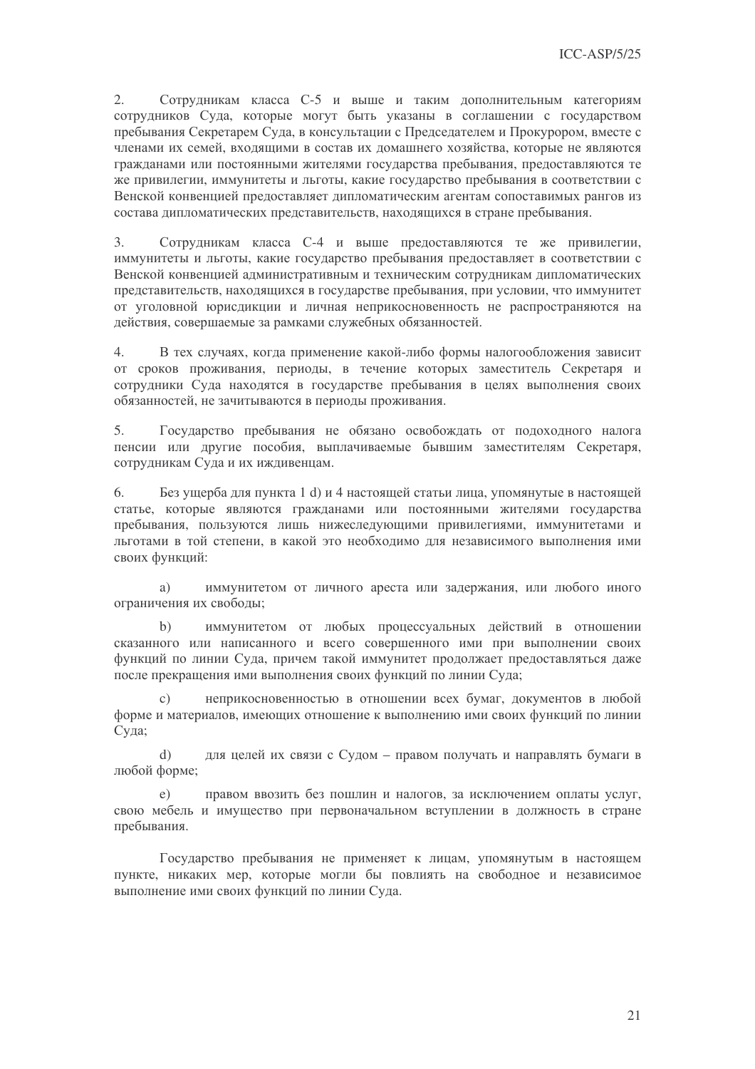2. Сотрудникам класса С-5 и выше и таким дополнительным категориям сотрудников Суда, которые могут быть указаны в соглашении с государством пребывания Секретарем Суда, в консультации с Председателем и Прокурором, вместе с членами их семей, входящими в состав их домашнего хозяйства, которые не являются гражданами или постоянными жителями государства пребывания, предоставляются те же привилегии, иммунитеты и льготы, какие государство пребывания в соответствии с Венской конвенцией предоставляет дипломатическим агентам сопоставимых рангов из состава дипломатических представительств, находящихся в стране пребывания.

3. Сотрудникам класса С-4 и выше предоставляются те же привилегии, иммунитеты и льготы, какие государство пребывания предоставляет в соответствии с Венской конвенцией административным и техническим сотрудникам дипломатических представительств, находящихся в государстве пребывания, при условии, что иммунитет от уголовной юрисдикции и личная неприкосновенность не распространяются на действия, совершаемые за рамками служебных обязанностей.

4. В тех случаях, когда применение какой-либо формы налогообложения зависит от сроков проживания, периоды, в течение которых заместитель Секретаря и сотрудники Суда находятся в государстве пребывания в целях выполнения своих обязанностей, не зачитываются в периоды проживания.

5. Государство пребывания не обязано освобождать от подоходного налога пенсии или другие пособия, выплачиваемые бывшим заместителям Секретаря, сотрудникам Суда и их иждивенцам.

6. Без ущерба для пункта 1 d) и 4 настоящей статьи лица, упомянутые в настоящей статье, которые являются гражданами или постоянными жителями государства пребывания, пользуются лишь нижеследующими привилегиями, иммунитетами и льготами в той степени, в какой это необходимо для независимого выполнения ими своих функций:

a) иммунитетом от личного ареста или задержания, или любого иного ограничения их свободы;

b) иммунитетом от любых процессуальных действий в отношении сказанного или написанного и всего совершенного ими при выполнении своих функций по линии Суда, причем такой иммунитет продолжает предоставляться даже после прекращения ими выполнения своих функций по линии Суда;

c) неприкосновенностью в отношении всех бумаг, документов в любой форме и материалов, имеющих отношение к выполнению ими своих функций по линии Суда;

d) для целей их связи с Судом – правом получать и направлять бумаги в любой форме;

e) правом ввозить без пошлин и налогов, за исключением оплаты услуг, свою мебель и имущество при первоначальном вступлении в должность в стране пребывания.

Государство пребывания не применяет к лицам, упомянутым в настоящем пункте, никаких мер, которые могли бы повлиять на свободное и независимое выполнение ими своих функций по линии Суда.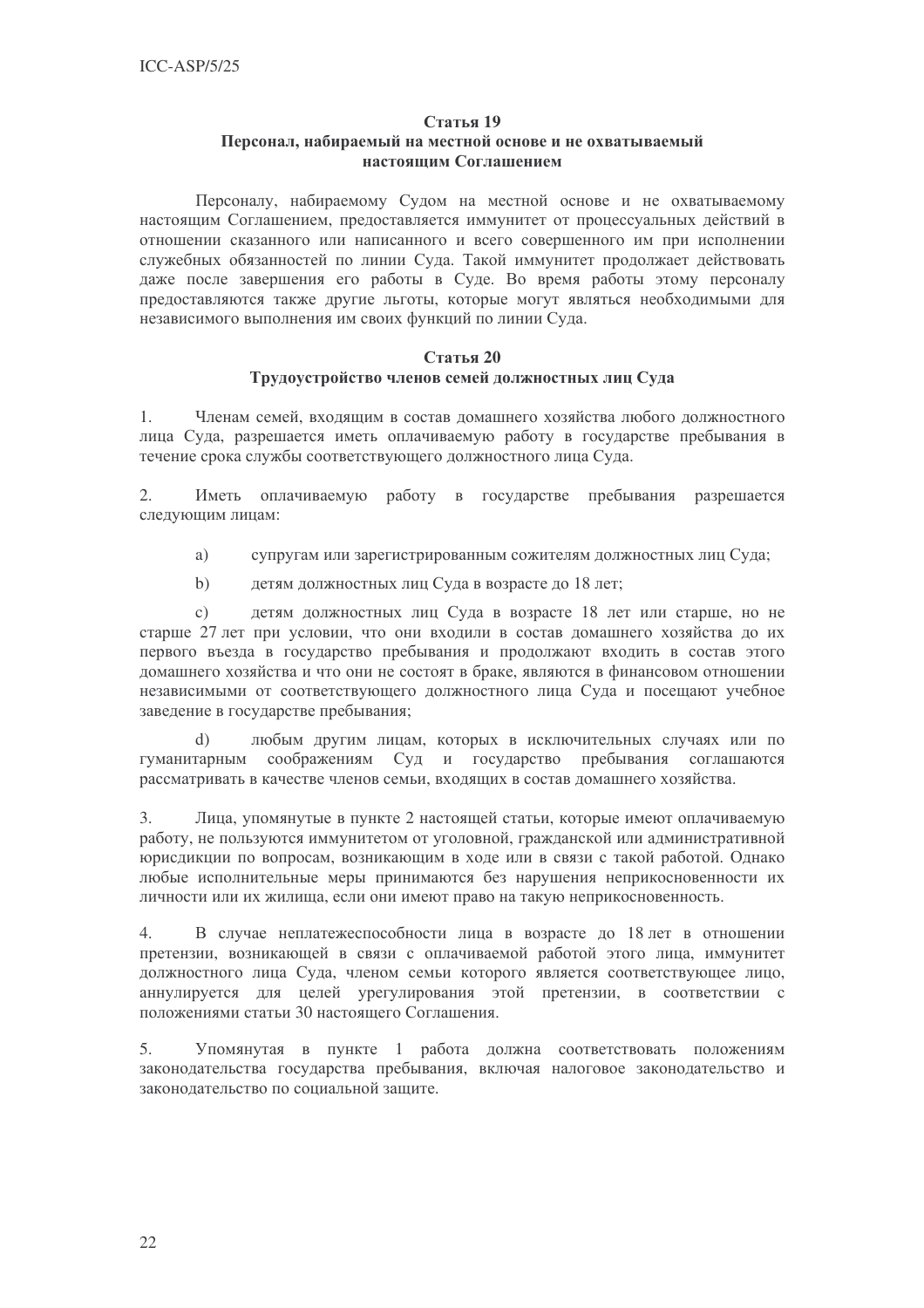### Статья 19
### Персонал, набираемый на местной основе и не охватываемый настоящим Соглашением

Персоналу, набираемому Судом на местной основе и не охватываемому настоящим Соглашением, предоставляется иммунитет от процессуальных действий в отношении сказанного или написанного и всего совершенного им при исполнении служебных обязанностей по линии Суда. Такой иммунитет продолжает действовать даже после завершения его работы в Суде. Во время работы этому персоналу предоставляются также другие льготы, которые могут являться необходимыми для независимого выполнения им своих функций по линии Суда.

### Статья 20
### Трудоустройство членов семей должностных лиц Суда

1. Членам семей, входящим в состав домашнего хозяйства любого должностного лица Суда, разрешается иметь оплачиваемую работу в государстве пребывания в течение срока службы соответствующего должностного лица Суда.

2. Иметь оплачиваемую работу в государстве пребывания разрешается следующим лицам:

a) супругам или зарегистрированным сожителям должностных лиц Суда;

b) детям должностных лиц Суда в возрасте до 18 лет;

c) детям должностных лиц Суда в возрасте 18 лет или старше, но не старше 27 лет при условии, что они входили в состав домашнего хозяйства до их первого въезда в государство пребывания и продолжают входить в состав этого домашнего хозяйства и что они не состоят в браке, являются в финансовом отношении независимыми от соответствующего должностного лица Суда и посещают учебное заведение в государстве пребывания;

d) любым другим лицам, которых в исключительных случаях или по гуманитарным соображениям Суд и государство пребывания соглашаются рассматривать в качестве членов семьи, входящих в состав домашнего хозяйства.

3. Лица, упомянутые в пункте 2 настоящей статьи, которые имеют оплачиваемую работу, не пользуются иммунитетом от уголовной, гражданской или административной юрисдикции по вопросам, возникающим в ходе или в связи с такой работой. Однако любые исполнительные меры принимаются без нарушения неприкосновенности их личности или их жилища, если они имеют право на такую неприкосновенность.

4. В случае неплатежеспособности лица в возрасте до 18 лет в отношении претензии, возникающей в связи с оплачиваемой работой этого лица, иммунитет должностного лица Суда, членом семьи которого является соответствующее лицо, аннулируется для целей урегулирования этой претензии, в соответствии с положениями статьи 30 настоящего Соглашения.

5. Упомянутая в пункте 1 работа должна соответствовать положениям законодательства государства пребывания, включая налоговое законодательство и законодательство по социальной защите.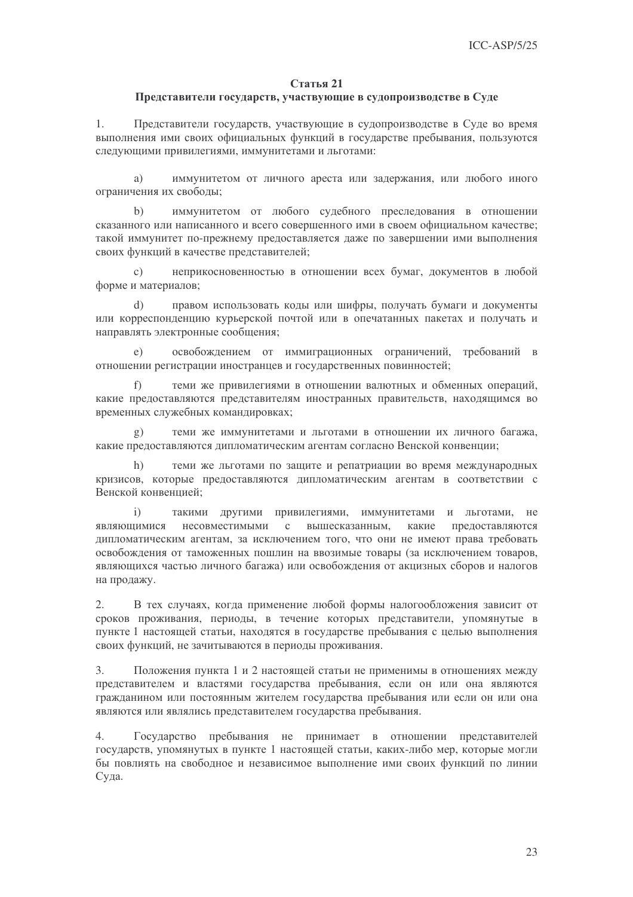### Статья 21
### Представители государств, участвующие в судопроизводстве в Суде

1. Представители государств, участвующие в судопроизводстве в Суде во время выполнения ими своих официальных функций в государстве пребывания, пользуются следующими привилегиями, иммунитетами и льготами:

a) иммунитетом от личного ареста или задержания, или любого иного ограничения их свободы;

b) иммунитетом от любого судебного преследования в отношении сказанного или написанного и всего совершенного ими в своем официальном качестве; такой иммунитет по-прежнему предоставляется даже по завершении ими выполнения своих функций в качестве представителей;

c) неприкосновенностью в отношении всех бумаг, документов в любой форме и материалов;

d) правом использовать коды или шифры, получать бумаги и документы или корреспонденцию курьерской почтой или в опечатанных пакетах и получать и направлять электронные сообщения;

e) освобождением от иммиграционных ограничений, требований в отношении регистрации иностранцев и государственных повинностей;

f) теми же привилегиями в отношении валютных и обменных операций, какие предоставляются представителям иностранных правительств, находящимся во временных служебных командировках;

g) теми же иммунитетами и льготами в отношении их личного багажа, какие предоставляются дипломатическим агентам согласно Венской конвенции;

h) теми же льготами по защите и репатриации во время международных кризисов, которые предоставляются дипломатическим агентам в соответствии с Венской конвенцией;

i) такими другими привилегиями, иммунитетами и льготами, не являющимися несовместимыми с вышесказанным, какие предоставляются дипломатическим агентам, за исключением того, что они не имеют права требовать освобождения от таможенных пошлин на ввозимые товары (за исключением товаров, являющихся частью личного багажа) или освобождения от акцизных сборов и налогов на продажу.

2. В тех случаях, когда применение любой формы налогообложения зависит от сроков проживания, периоды, в течение которых представители, упомянутые в пункте 1 настоящей статьи, находятся в государстве пребывания с целью выполнения своих функций, не зачитываются в периоды проживания.

3. Положения пункта 1 и 2 настоящей статьи не применимы в отношениях между представителем и властями государства пребывания, если он или она являются гражданином или постоянным жителем государства пребывания или если он или она являются или являлись представителем государства пребывания.

4. Государство пребывания не принимает в отношении представителей государств, упомянутых в пункте 1 настоящей статьи, каких-либо мер, которые могли бы повлиять на свободное и независимое выполнение ими своих функций по линии Суда.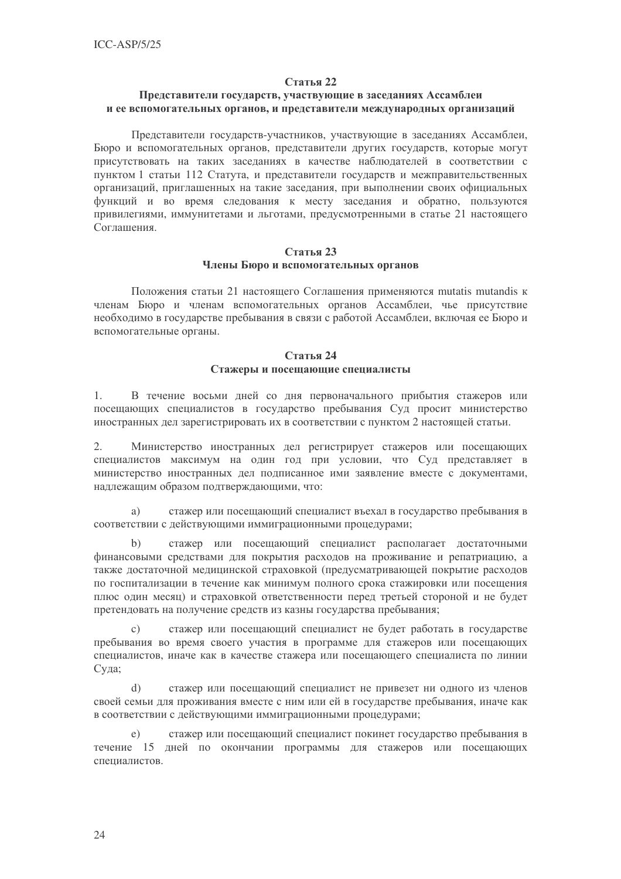### Статья 22
### Представители государств, участвующие в заседаниях Ассамблеи и ее вспомогательных органов, и представители международных организаций

Представители государств-участников, участвующие в заседаниях Ассамблеи, Бюро и вспомогательных органов, представители других государств, которые могут присутствовать на таких заседаниях в качестве наблюдателей в соответствии с пунктом 1 статьи 112 Статута, и представители государств и межправительственных организаций, приглашенных на такие заседания, при выполнении своих официальных функций и во время следования к месту заседания и обратно, пользуются привилегиями, иммунитетами и льготами, предусмотренными в статье 21 настоящего Соглашения.

### Статья 23
### Члены Бюро и вспомогательных органов

Положения статьи 21 настоящего Соглашения применяются mutatis mutandis к членам Бюро и членам вспомогательных органов Ассамблеи, чье присутствие необходимо в государстве пребывания в связи с работой Ассамблеи, включая ее Бюро и вспомогательные органы.

### Статья 24
### Стажеры и посещающие специалисты

1. В течение восьми дней со дня первоначального прибытия стажеров или посещающих специалистов в государство пребывания Суд просит министерство иностранных дел зарегистрировать их в соответствии с пунктом 2 настоящей статьи.

2. Министерство иностранных дел регистрирует стажеров или посещающих специалистов максимум на один год при условии, что Суд представляет в министерство иностранных дел подписанное ими заявление вместе с документами, надлежащим образом подтверждающими, что:

a) стажер или посещающий специалист въехал в государство пребывания в соответствии с действующими иммиграционными процедурами;

b) стажер или посещающий специалист располагает достаточными финансовыми средствами для покрытия расходов на проживание и репатриацию, а также достаточной медицинской страховкой (предусматривающей покрытие расходов по госпитализации в течение как минимум полного срока стажировки или посещения плюс один месяц) и страховкой ответственности перед третьей стороной и не будет претендовать на получение средств из казны государства пребывания;

c) стажер или посещающий специалист не будет работать в государстве пребывания во время своего участия в программе для стажеров или посещающих специалистов, иначе как в качестве стажера или посещающего специалиста по линии Суда;

d) стажер или посещающий специалист не привезет ни одного из членов своей семьи для проживания вместе с ним или ей в государстве пребывания, иначе как в соответствии с действующими иммиграционными процедурами;

e) стажер или посещающий специалист покинет государство пребывания в течение 15 дней по окончании программы для стажеров или посещающих специалистов.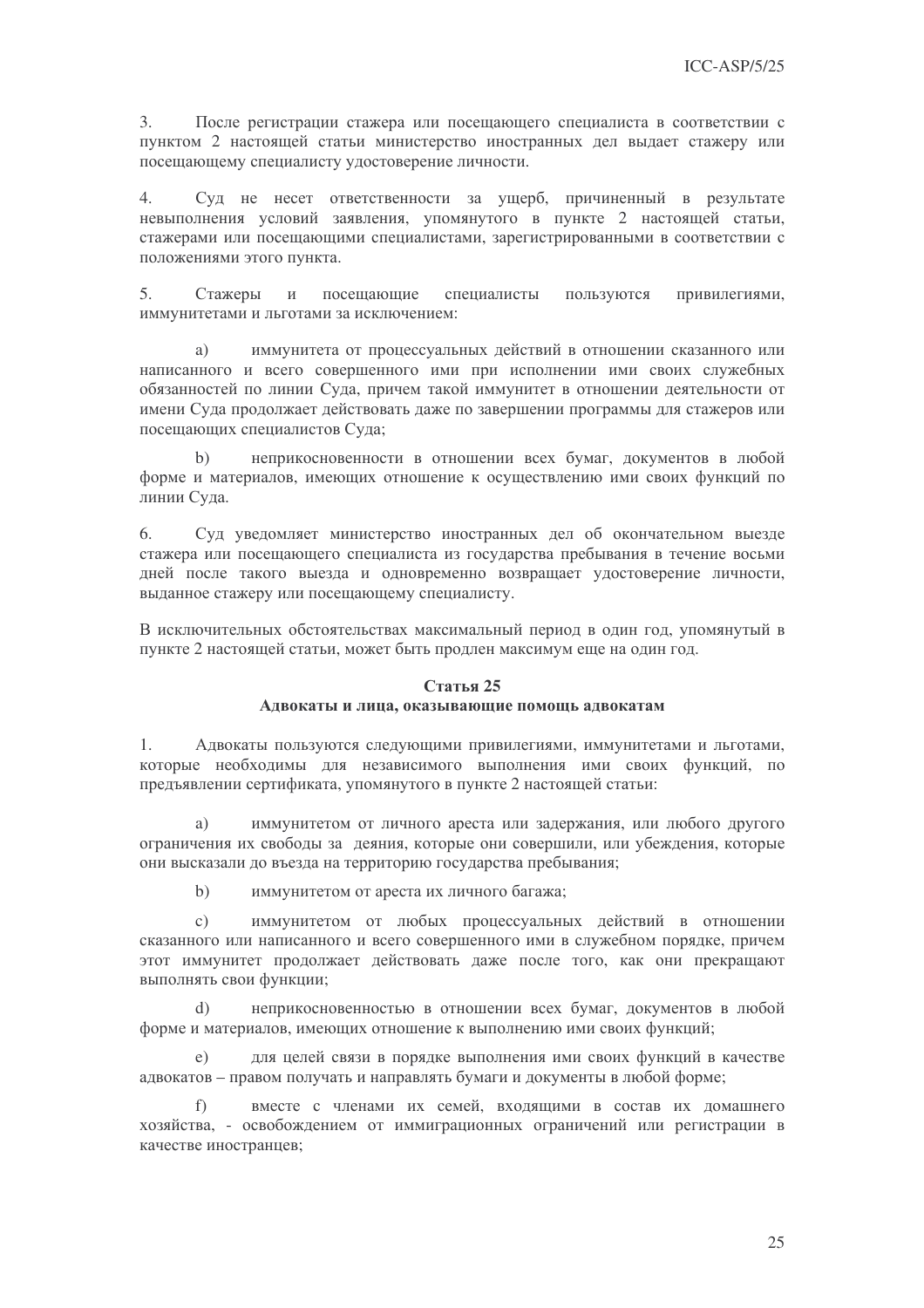3. После регистрации стажера или посещающего специалиста в соответствии с пунктом 2 настоящей статьи министерство иностранных дел выдает стажеру или посещающему специалисту удостоверение личности.

4. Суд не несет ответственности за ущерб, причиненный в результате невыполнения условий заявления, упомянутого в пункте 2 настоящей статьи, стажерами или посещающими специалистами, зарегистрированными в соответствии с положениями этого пункта.

5. Стажеры и посещающие специалисты пользуются привилегиями, иммунитетами и льготами за исключением:

a) иммунитета от процессуальных действий в отношении сказанного или написанного и всего совершенного ими при исполнении ими своих служебных обязанностей по линии Суда, причем такой иммунитет в отношении деятельности от имени Суда продолжает действовать даже по завершении программы для стажеров или посещающих специалистов Суда;

b) неприкосновенности в отношении всех бумаг, документов в любой форме и материалов, имеющих отношение к осуществлению ими своих функций по линии Суда.

6. Суд уведомляет министерство иностранных дел об окончательном выезде стажера или посещающего специалиста из государства пребывания в течение восьми дней после такого выезда и одновременно возвращает удостоверение личности, выданное стажеру или посещающему специалисту.

В исключительных обстоятельствах максимальный период в один год, упомянутый в пункте 2 настоящей статьи, может быть продлен максимум еще на один год.

### Статья 25
### Адвокаты и лица, оказывающие помощь адвокатам

1. Адвокаты пользуются следующими привилегиями, иммунитетами и льготами, которые необходимы для независимого выполнения ими своих функций, по предъявлении сертификата, упомянутого в пункте 2 настоящей статьи:

a) иммунитетом от личного ареста или задержания, или любого другого ограничения их свободы за деяния, которые они совершили, или убеждения, которые они высказали до въезда на территорию государства пребывания;

b) иммунитетом от ареста их личного багажа;

c) иммунитетом от любых процессуальных действий в отношении сказанного или написанного и всего совершенного ими в служебном порядке, причем этот иммунитет продолжает действовать даже после того, как они прекращают выполнять свои функции;

d) неприкосновенностью в отношении всех бумаг, документов в любой форме и материалов, имеющих отношение к выполнению ими своих функций;

e) для целей связи в порядке выполнения ими своих функций в качестве адвокатов – правом получать и направлять бумаги и документы в любой форме;

f) вместе с членами их семей, входящими в состав их домашнего хозяйства, - освобождением от иммиграционных ограничений или регистрации в качестве иностранцев;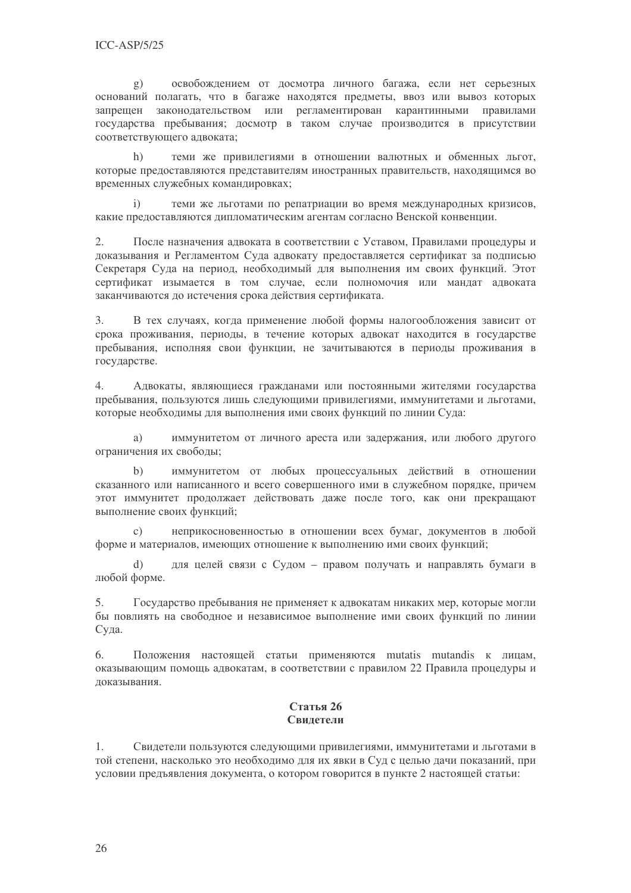g) освобождением от досмотра личного багажа, если нет серьезных оснований полагать, что в багаже находятся предметы, ввоз или вывоз которых запрещен законодательством или регламентирован карантинными правилами государства пребывания; досмотр в таком случае производится в присутствии соответствующего адвоката;

h) теми же привилегиями в отношении валютных и обменных льгот, которые предоставляются представителям иностранных правительств, находящимся во временных служебных командировках;

i) теми же льготами по репатриации во время международных кризисов, какие предоставляются дипломатическим агентам согласно Венской конвенции.

2. После назначения адвоката в соответствии с Уставом, Правилами процедуры и доказывания и Регламентом Суда адвокату предоставляется сертификат за подписью Секретаря Суда на период, необходимый для выполнения им своих функций. Этот сертификат изымается в том случае, если полномочия или мандат адвоката заканчиваются до истечения срока действия сертификата.

3. В тех случаях, когда применение любой формы налогообложения зависит от срока проживания, периоды, в течение которых адвокат находится в государстве пребывания, исполняя свои функции, не зачитываются в периоды проживания в государстве.

4. Адвокаты, являющиеся гражданами или постоянными жителями государства пребывания, пользуются лишь следующими привилегиями, иммунитетами и льготами, которые необходимы для выполнения ими своих функций по линии Суда:

a) иммунитетом от личного ареста или задержания, или любого другого ограничения их свободы;

b) иммунитетом от любых процессуальных действий в отношении сказанного или написанного и всего совершенного ими в служебном порядке, причем этот иммунитет продолжает действовать даже после того, как они прекращают выполнение своих функций;

c) неприкосновенностью в отношении всех бумаг, документов в любой форме и материалов, имеющих отношение к выполнению ими своих функций;

d) для целей связи с Судом – правом получать и направлять бумаги в любой форме.

5. Государство пребывания не применяет к адвокатам никаких мер, которые могли бы повлиять на свободное и независимое выполнение ими своих функций по линии Суда.

6. Положения настоящей статьи применяются mutatis mutandis к лицам, оказывающим помощь адвокатам, в соответствии с правилом 22 Правила процедуры и доказывания.

## Статья 26
## Свидетели

1. Свидетели пользуются следующими привилегиями, иммунитетами и льготами в той степени, насколько это необходимо для их явки в Суд с целью дачи показаний, при условии предъявления документа, о котором говорится в пункте 2 настоящей статьи: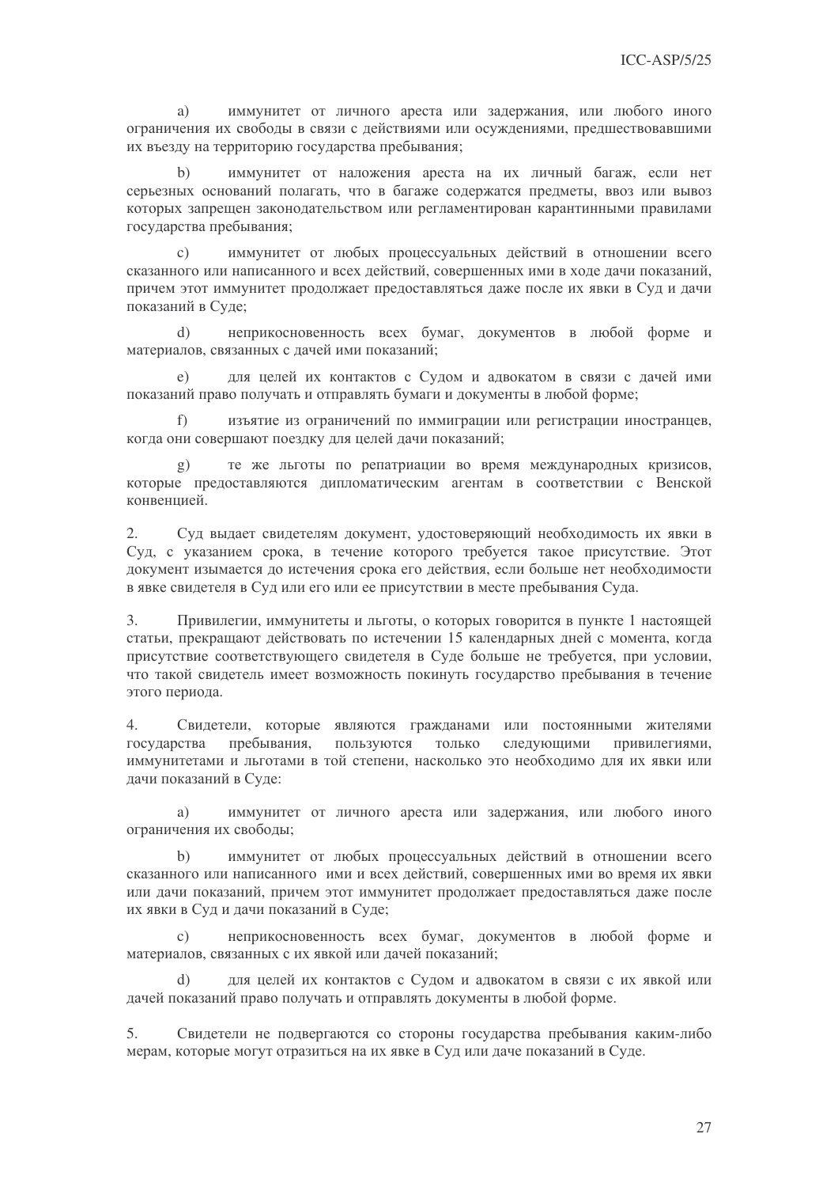a) иммунитет от личного ареста или задержания, или любого иного ограничения их свободы в связи с действиями или осуждениями, предшествовавшими их въезду на территорию государства пребывания;

b) иммунитет от наложения ареста на их личный багаж, если нет серьезных оснований полагать, что в багаже содержатся предметы, ввоз или вывоз которых запрещен законодательством или регламентирован карантинными правилами государства пребывания;

c) иммунитет от любых процессуальных действий в отношении всего сказанного или написанного и всех действий, совершенных ими в ходе дачи показаний, причем этот иммунитет продолжает предоставляться даже после их явки в Суд и дачи показаний в Суде;

d) неприкосновенность всех бумаг, документов в любой форме и материалов, связанных с дачей ими показаний;

e) для целей их контактов с Судом и адвокатом в связи с дачей ими показаний право получать и отправлять бумаги и документы в любой форме;

f) изъятие из ограничений по иммиграции или регистрации иностранцев, когда они совершают поездку для целей дачи показаний;

g) те же льготы по репатриации во время международных кризисов, которые предоставляются дипломатическим агентам в соответствии с Венской конвенцией.

2. Суд выдает свидетелям документ, удостоверяющий необходимость их явки в Суд, с указанием срока, в течение которого требуется такое присутствие. Этот документ изымается до истечения срока его действия, если больше нет необходимости в явке свидетеля в Суд или его или ее присутствии в месте пребывания Суда.

3. Привилегии, иммунитеты и льготы, о которых говорится в пункте 1 настоящей статьи, прекращают действовать по истечении 15 календарных дней с момента, когда присутствие соответствующего свидетеля в Суде больше не требуется, при условии, что такой свидетель имеет возможность покинуть государство пребывания в течение этого периода.

4. Свидетели, которые являются гражданами или постоянными жителями государства пребывания, пользуются только следующими привилегиями, иммунитетами и льготами в той степени, насколько это необходимо для их явки или дачи показаний в Суде:

a) иммунитет от личного ареста или задержания, или любого иного ограничения их свободы;

b) иммунитет от любых процессуальных действий в отношении всего сказанного или написанного ими и всех действий, совершенных ими во время их явки или дачи показаний, причем этот иммунитет продолжает предоставляться даже после их явки в Суд и дачи показаний в Суде;

c) неприкосновенность всех бумаг, документов в любой форме и материалов, связанных с их явкой или дачей показаний;

d) для целей их контактов с Судом и адвокатом в связи с их явкой или дачей показаний право получать и отправлять документы в любой форме.

5. Свидетели не подвергаются со стороны государства пребывания каким-либо мерам, которые могут отразиться на их явке в Суд или даче показаний в Суде.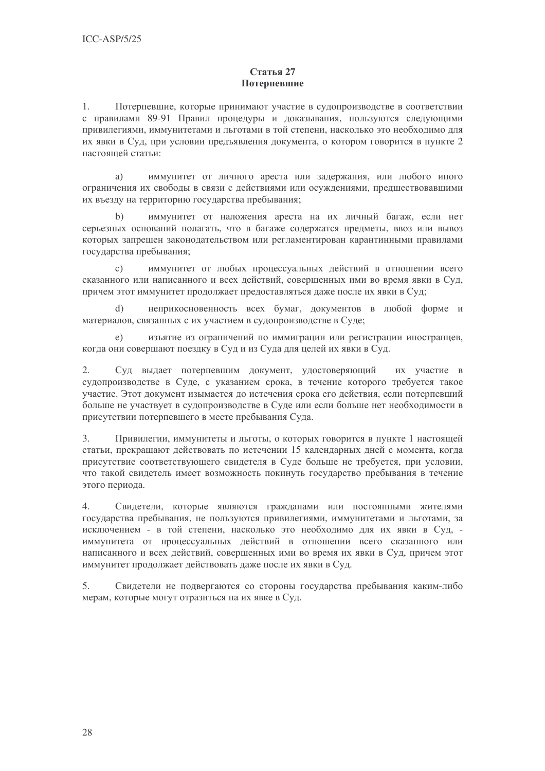## Статья 27
## Потерпевшие

1. Потерпевшие, которые принимают участие в судопроизводстве в соответствии с правилами 89-91 Правил процедуры и доказывания, пользуются следующими привилегиями, иммунитетами и льготами в той степени, насколько это необходимо для их явки в Суд, при условии предъявления документа, о котором говорится в пункте 2 настоящей статьи:

   a) иммунитет от личного ареста или задержания, или любого иного ограничения их свободы в связи с действиями или осуждениями, предшествовавшими их въезду на территорию государства пребывания;

   b) иммунитет от наложения ареста на их личный багаж, если нет серьезных оснований полагать, что в багаже содержатся предметы, ввоз или вывоз которых запрещен законодательством или регламентирован карантинными правилами государства пребывания;

   c) иммунитет от любых процессуальных действий в отношении всего сказанного или написанного и всех действий, совершенных ими во время явки в Суд, причем этот иммунитет продолжает предоставляться даже после их явки в Суд;

   d) неприкосновенность всех бумаг, документов в любой форме и материалов, связанных с их участием в судопроизводстве в Суде;

   e) изъятие из ограничений по иммиграции или регистрации иностранцев, когда они совершают поездку в Суд и из Суда для целей их явки в Суд.

2. Суд выдает потерпевшим документ, удостоверяющий их участие в судопроизводстве в Суде, с указанием срока, в течение которого требуется такое участие. Этот документ изымается до истечения срока его действия, если потерпевший больше не участвует в судопроизводстве в Суде или если больше нет необходимости в присутствии потерпевшего в месте пребывания Суда.

3. Привилегии, иммунитеты и льготы, о которых говорится в пункте 1 настоящей статьи, прекращают действовать по истечении 15 календарных дней с момента, когда присутствие соответствующего свидетеля в Суде больше не требуется, при условии, что такой свидетель имеет возможность покинуть государство пребывания в течение этого периода.

4. Свидетели, которые являются гражданами или постоянными жителями государства пребывания, не пользуются привилегиями, иммунитетами и льготами, за исключением - в той степени, насколько это необходимо для их явки в Суд, - иммунитета от процессуальных действий в отношении всего сказанного или написанного и всех действий, совершенных ими во время их явки в Суд, причем этот иммунитет продолжает действовать даже после их явки в Суд.

5. Свидетели не подвергаются со стороны государства пребывания каким-либо мерам, которые могут отразиться на их явке в Суд.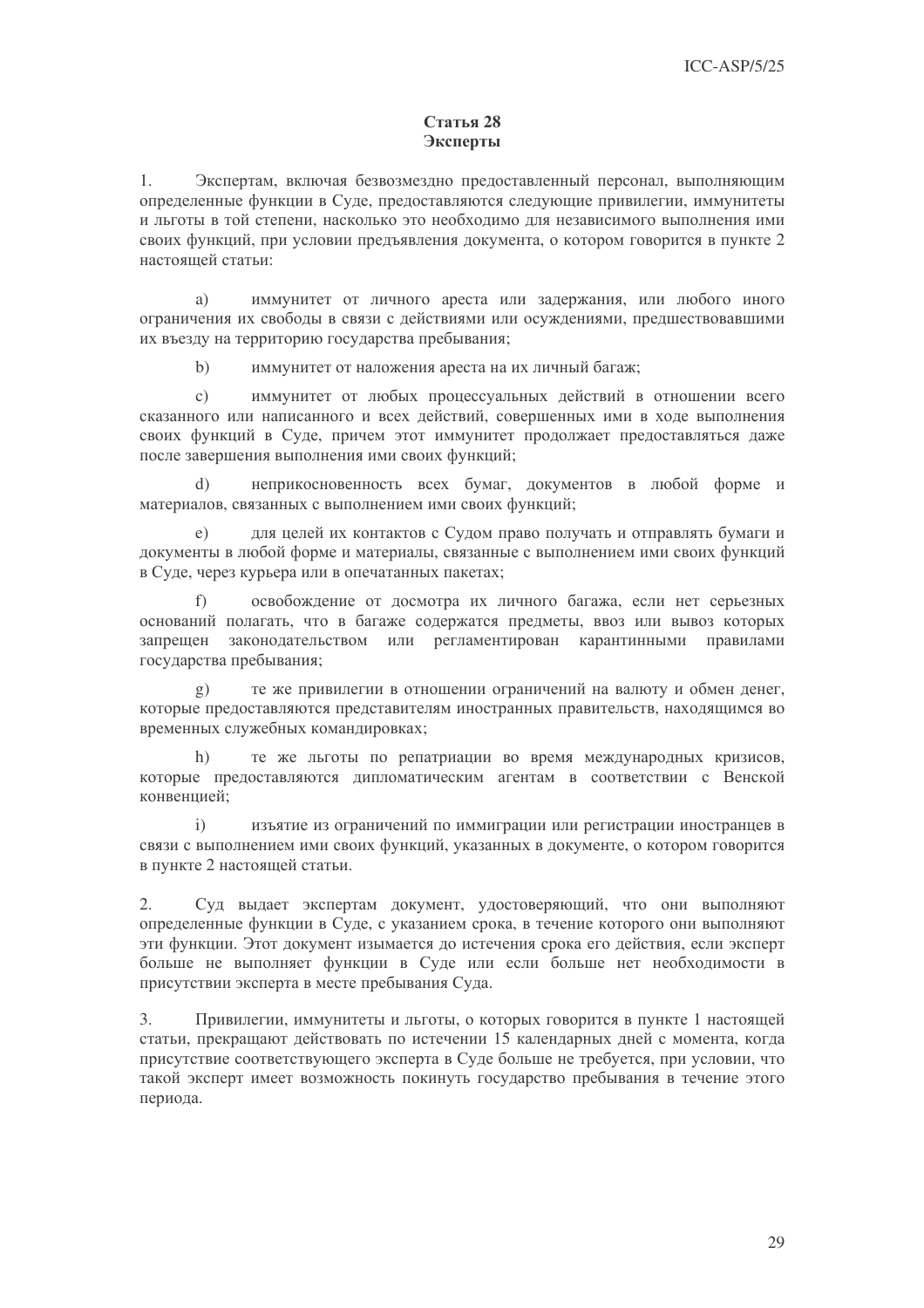## Статья 28
## Эксперты

1. Экспертам, включая безвозмездно предоставленный персонал, выполняющим определенные функции в Суде, предоставляются следующие привилегии, иммунитеты и льготы в той степени, насколько это необходимо для независимого выполнения ими своих функций, при условии предъявления документа, о котором говорится в пункте 2 настоящей статьи:

a) иммунитет от личного ареста или задержания, или любого иного ограничения их свободы в связи с действиями или осуждениями, предшествовавшими их въезду на территорию государства пребывания;

b) иммунитет от наложения ареста на их личный багаж;

c) иммунитет от любых процессуальных действий в отношении всего сказанного или написанного и всех действий, совершенных ими в ходе выполнения своих функций в Суде, причем этот иммунитет продолжает предоставляться даже после завершения выполнения ими своих функций;

d) неприкосновенность всех бумаг, документов в любой форме и материалов, связанных с выполнением ими своих функций;

e) для целей их контактов с Судом право получать и отправлять бумаги и документы в любой форме и материалы, связанные с выполнением ими своих функций в Суде, через курьера или в опечатанных пакетах;

f) освобождение от досмотра их личного багажа, если нет серьезных оснований полагать, что в багаже содержатся предметы, ввоз или вывоз которых запрещен законодательством или регламентирован карантинными правилами государства пребывания;

g) те же привилегии в отношении ограничений на валюту и обмен денег, которые предоставляются представителям иностранных правительств, находящимся во временных служебных командировках;

h) те же льготы по репатриации во время международных кризисов, которые предоставляются дипломатическим агентам в соответствии с Венской конвенцией;

i) изъятие из ограничений по иммиграции или регистрации иностранцев в связи с выполнением ими своих функций, указанных в документе, о котором говорится в пункте 2 настоящей статьи.

2. Суд выдает экспертам документ, удостоверяющий, что они выполняют определенные функции в Суде, с указанием срока, в течение которого они выполняют эти функции. Этот документ изымается до истечения срока его действия, если эксперт больше не выполняет функции в Суде или если больше нет необходимости в присутствии эксперта в месте пребывания Суда.

3. Привилегии, иммунитеты и льготы, о которых говорится в пункте 1 настоящей статьи, прекращают действовать по истечении 15 календарных дней с момента, когда присутствие соответствующего эксперта в Суде больше не требуется, при условии, что такой эксперт имеет возможность покинуть государство пребывания в течение этого периода.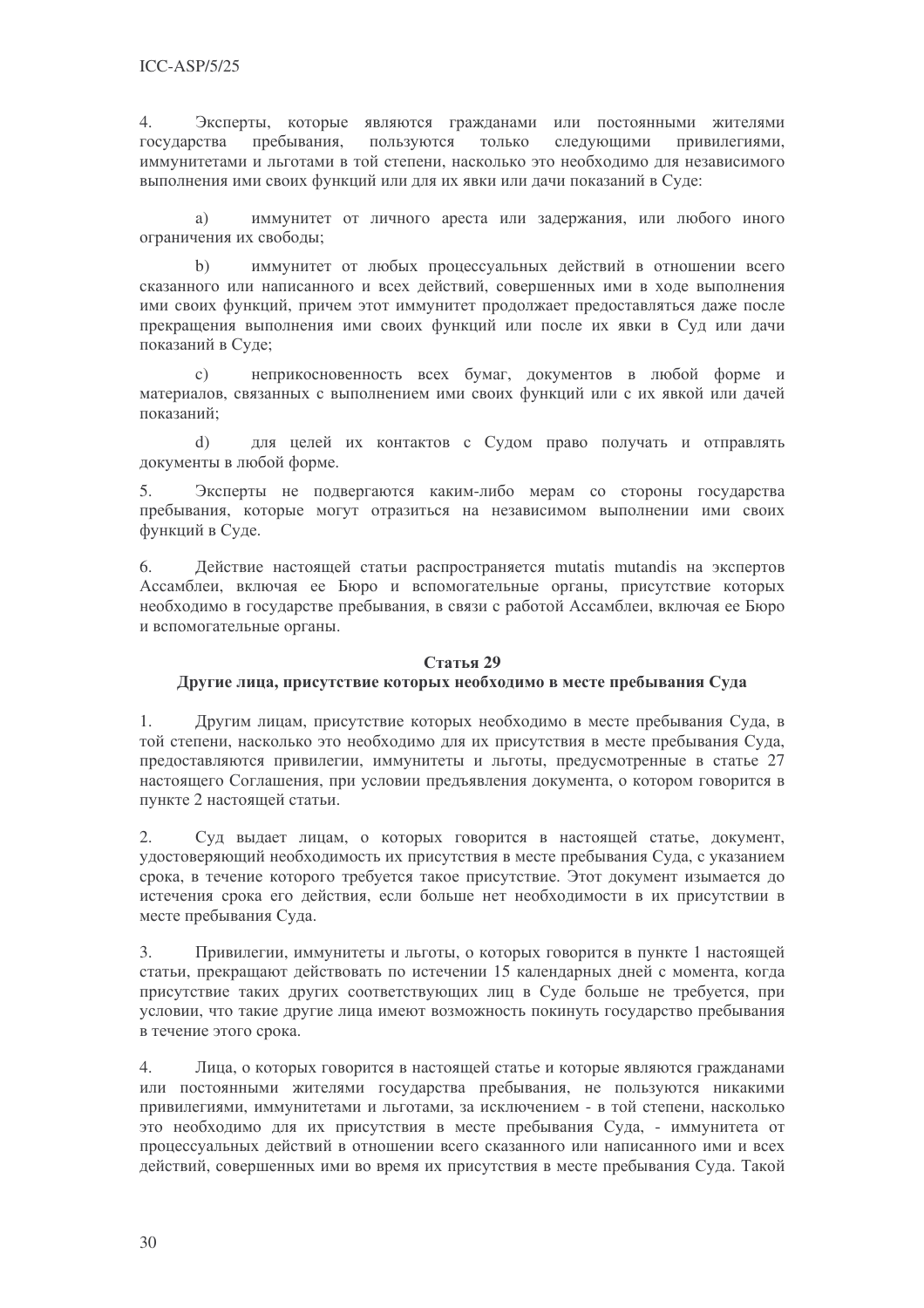4. Эксперты, которые являются гражданами или постоянными жителями государства пребывания, пользуются только следующими привилегиями, иммунитетами и льготами в той степени, насколько это необходимо для независимого выполнения ими своих функций или для их явки или дачи показаний в Суде:

a) иммунитет от личного ареста или задержания, или любого иного ограничения их свободы;

b) иммунитет от любых процессуальных действий в отношении всего сказанного или написанного и всех действий, совершенных ими в ходе выполнения ими своих функций, причем этот иммунитет продолжает предоставляться даже после прекращения выполнения ими своих функций или после их явки в Суд или дачи показаний в Суде;

c) неприкосновенность всех бумаг, документов в любой форме и материалов, связанных с выполнением ими своих функций или с их явкой или дачей показаний;

d) для целей их контактов с Судом право получать и отправлять документы в любой форме.

5. Эксперты не подвергаются каким-либо мерам со стороны государства пребывания, которые могут отразиться на независимом выполнении ими своих функций в Суде.

6. Действие настоящей статьи распространяется mutatis mutandis на экспертов Ассамблеи, включая ее Бюро и вспомогательные органы, присутствие которых необходимо в государстве пребывания, в связи с работой Ассамблеи, включая ее Бюро и вспомогательные органы.

### Статья 29
### Другие лица, присутствие которых необходимо в месте пребывания Суда

1. Другим лицам, присутствие которых необходимо в месте пребывания Суда, в той степени, насколько это необходимо для их присутствия в месте пребывания Суда, предоставляются привилегии, иммунитеты и льготы, предусмотренные в статье 27 настоящего Соглашения, при условии предъявления документа, о котором говорится в пункте 2 настоящей статьи.

2. Суд выдает лицам, о которых говорится в настоящей статье, документ, удостоверяющий необходимость их присутствия в месте пребывания Суда, с указанием срока, в течение которого требуется такое присутствие. Этот документ изымается до истечения срока его действия, если больше нет необходимости в их присутствии в месте пребывания Суда.

3. Привилегии, иммунитеты и льготы, о которых говорится в пункте 1 настоящей статьи, прекращают действовать по истечении 15 календарных дней с момента, когда присутствие таких других соответствующих лиц в Суде больше не требуется, при условии, что такие другие лица имеют возможность покинуть государство пребывания в течение этого срока.

4. Лица, о которых говорится в настоящей статье и которые являются гражданами или постоянными жителями государства пребывания, не пользуются никакими привилегиями, иммунитетами и льготами, за исключением - в той степени, насколько это необходимо для их присутствия в месте пребывания Суда, - иммунитета от процессуальных действий в отношении всего сказанного или написанного ими и всех действий, совершенных ими во время их присутствия в месте пребывания Суда. Такой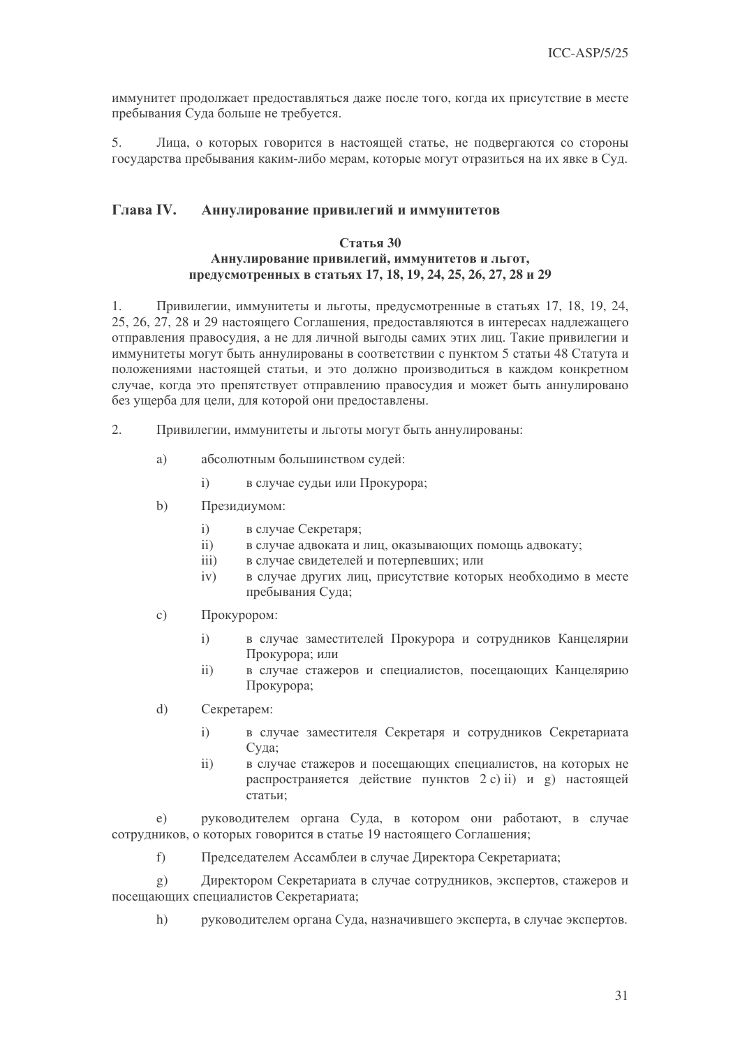иммунитет продолжает предоставляться даже после того, когда их присутствие в месте пребывания Суда больше не требуется.

5. Лица, о которых говорится в настоящей статье, не подвергаются со стороны государства пребывания каким-либо мерам, которые могут отразиться на их явке в Суд.

## Глава IV. Аннулирование привилегий и иммунитетов

### Статья 30
### Аннулирование привилегий, иммунитетов и льгот, предусмотренных в статьях 17, 18, 19, 24, 25, 26, 27, 28 и 29

1. Привилегии, иммунитеты и льготы, предусмотренные в статьях 17, 18, 19, 24, 25, 26, 27, 28 и 29 настоящего Соглашения, предоставляются в интересах надлежащего отправления правосудия, а не для личной выгоды самих этих лиц. Такие привилегии и иммунитеты могут быть аннулированы в соответствии с пунктом 5 статьи 48 Статута и положениями настоящей статьи, и это должно производиться в каждом конкретном случае, когда это препятствует отправлению правосудия и может быть аннулировано без ущерба для цели, для которой они предоставлены.

2. Привилегии, иммунитеты и льготы могут быть аннулированы:

a) абсолютным большинством судей:

   i) в случае судьи или Прокурора;

b) Президиумом:

   i) в случае Секретаря;
   ii) в случае адвоката и лиц, оказывающих помощь адвокату;
   iii) в случае свидетелей и потерпевших; или
   iv) в случае других лиц, присутствие которых необходимо в месте пребывания Суда;

c) Прокурором:

   i) в случае заместителей Прокурора и сотрудников Канцелярии Прокурора; или
   ii) в случае стажеров и специалистов, посещающих Канцелярию Прокурора;

d) Секретарем:

   i) в случае заместителя Секретаря и сотрудников Секретариата Суда;
   ii) в случае стажеров и посещающих специалистов, на которых не распространяется действие пунктов 2 c) ii) и g) настоящей статьи;

e) руководителем органа Суда, в котором они работают, в случае сотрудников, о которых говорится в статье 19 настоящего Соглашения;

f) Председателем Ассамблеи в случае Директора Секретариата;

g) Директором Секретариата в случае сотрудников, экспертов, стажеров и посещающих специалистов Секретариата;

h) руководителем органа Суда, назначившего эксперта, в случае экспертов.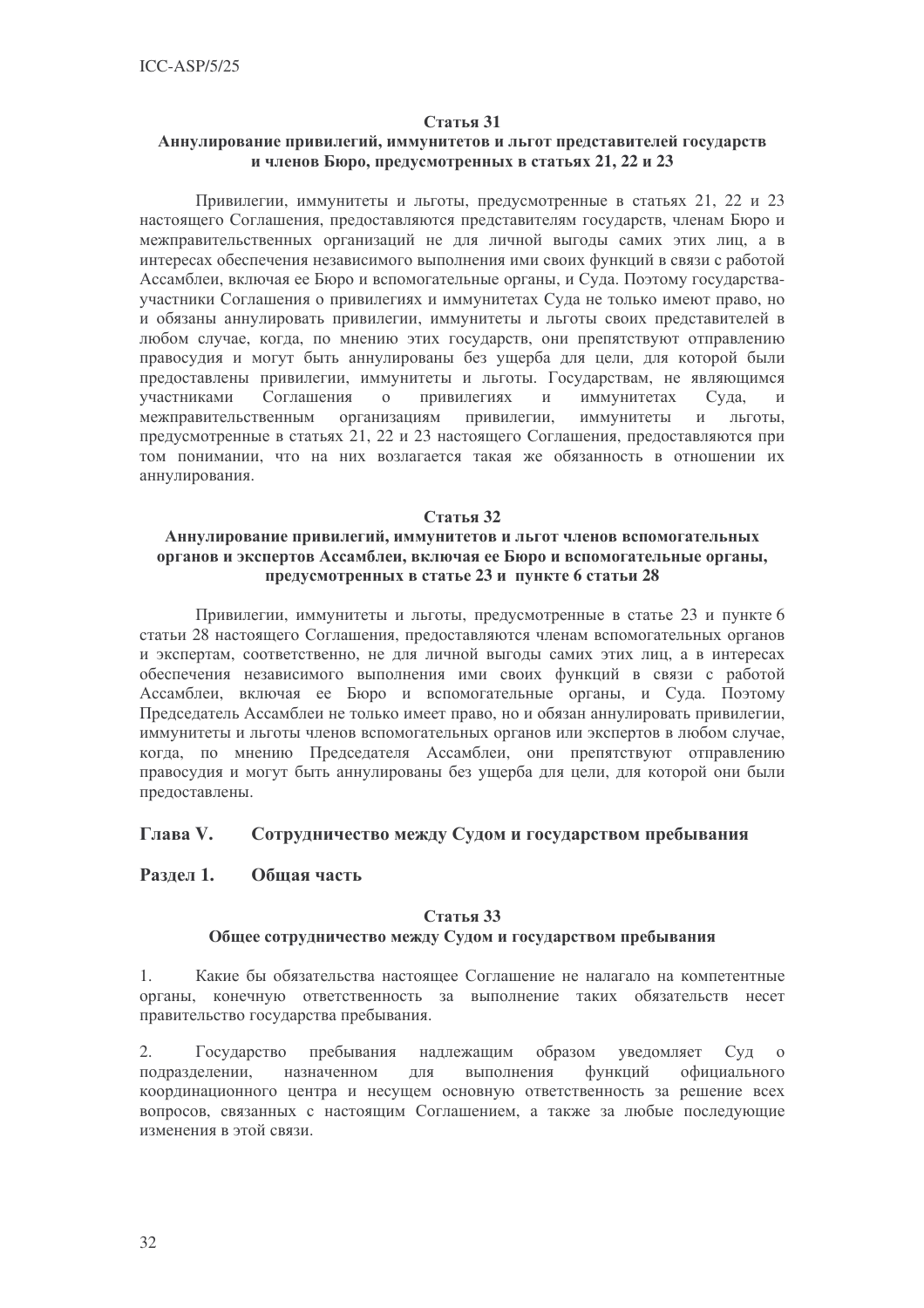### Статья 31
### Аннулирование привилегий, иммунитетов и льгот представителей государств и членов Бюро, предусмотренных в статьях 21, 22 и 23

Привилегии, иммунитеты и льготы, предусмотренные в статьях 21, 22 и 23 настоящего Соглашения, предоставляются представителям государств, членам Бюро и межправительственных организаций не для личной выгоды самих этих лиц, а в интересах обеспечения независимого выполнения ими своих функций в связи с работой Ассамблеи, включая ее Бюро и вспомогательные органы, и Суда. Поэтому государства-участники Соглашения о привилегиях и иммунитетах Суда не только имеют право, но и обязаны аннулировать привилегии, иммунитеты и льготы своих представителей в любом случае, когда, по мнению этих государств, они препятствуют отправлению правосудия и могут быть аннулированы без ущерба для цели, для которой были предоставлены привилегии, иммунитеты и льготы. Государствам, не являющимся участниками Соглашения о привилегиях и иммунитетах Суда, и межправительственным организациям привилегии, иммунитеты и льготы, предусмотренные в статьях 21, 22 и 23 настоящего Соглашения, предоставляются при том понимании, что на них возлагается такая же обязанность в отношении их аннулирования.

### Статья 32
### Аннулирование привилегий, иммунитетов и льгот членов вспомогательных органов и экспертов Ассамблеи, включая ее Бюро и вспомогательные органы, предусмотренных в статье 23 и пункте 6 статьи 28

Привилегии, иммунитеты и льготы, предусмотренные в статье 23 и пункте 6 статьи 28 настоящего Соглашения, предоставляются членам вспомогательных органов и экспертам, соответственно, не для личной выгоды самих этих лиц, а в интересах обеспечения независимого выполнения ими своих функций в связи с работой Ассамблеи, включая ее Бюро и вспомогательные органы, и Суда. Поэтому Председатель Ассамблеи не только имеет право, но и обязан аннулировать привилегии, иммунитеты и льготы членов вспомогательных органов или экспертов в любом случае, когда, по мнению Председателя Ассамблеи, они препятствуют отправлению правосудия и могут быть аннулированы без ущерба для цели, для которой они были предоставлены.

## Глава V. Сотрудничество между Судом и государством пребывания

## Раздел 1. Общая часть

### Статья 33
### Общее сотрудничество между Судом и государством пребывания

1. Какие бы обязательства настоящее Соглашение не налагало на компетентные органы, конечную ответственность за выполнение таких обязательств несет правительство государства пребывания.

2. Государство пребывания надлежащим образом уведомляет Суд о подразделении, назначенном для выполнения функций официального координационного центра и несущем основную ответственность за решение всех вопросов, связанных с настоящим Соглашением, а также за любые последующие изменения в этой связи.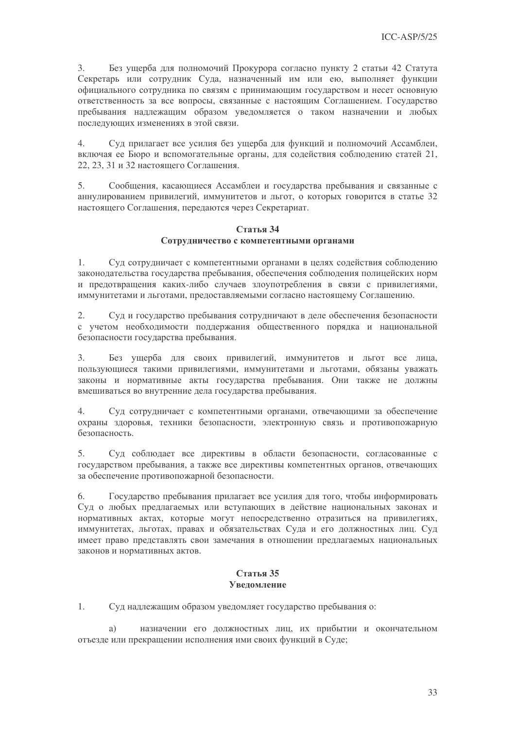3. Без ущерба для полномочий Прокурора согласно пункту 2 статьи 42 Статута Секретарь или сотрудник Суда, назначенный им или ею, выполняет функции официального сотрудника по связям с принимающим государством и несет основную ответственность за все вопросы, связанные с настоящим Соглашением. Государство пребывания надлежащим образом уведомляется о таком назначении и любых последующих изменениях в этой связи.

4. Суд прилагает все усилия без ущерба для функций и полномочий Ассамблеи, включая ее Бюро и вспомогательные органы, для содействия соблюдению статей 21, 22, 23, 31 и 32 настоящего Соглашения.

5. Сообщения, касающиеся Ассамблеи и государства пребывания и связанные с аннулированием привилегий, иммунитетов и льгот, о которых говорится в статье 32 настоящего Соглашения, передаются через Секретариат.

## Статья 34
## Сотрудничество с компетентными органами

1. Суд сотрудничает с компетентными органами в целях содействия соблюдению законодательства государства пребывания, обеспечения соблюдения полицейских норм и предотвращения каких-либо случаев злоупотребления в связи с привилегиями, иммунитетами и льготами, предоставляемыми согласно настоящему Соглашению.

2. Суд и государство пребывания сотрудничают в деле обеспечения безопасности с учетом необходимости поддержания общественного порядка и национальной безопасности государства пребывания.

3. Без ущерба для своих привилегий, иммунитетов и льгот все лица, пользующиеся такими привилегиями, иммунитетами и льготами, обязаны уважать законы и нормативные акты государства пребывания. Они также не должны вмешиваться во внутренние дела государства пребывания.

4. Суд сотрудничает с компетентными органами, отвечающими за обеспечение охраны здоровья, техники безопасности, электронную связь и противопожарную безопасность.

5. Суд соблюдает все директивы в области безопасности, согласованные с государством пребывания, а также все директивы компетентных органов, отвечающих за обеспечение противопожарной безопасности.

6. Государство пребывания прилагает все усилия для того, чтобы информировать Суд о любых предлагаемых или вступающих в действие национальных законах и нормативных актах, которые могут непосредственно отразиться на привилегиях, иммунитетах, льготах, правах и обязательствах Суда и его должностных лиц. Суд имеет право представлять свои замечания в отношении предлагаемых национальных законов и нормативных актов.

## Статья 35
## Уведомление

1. Суд надлежащим образом уведомляет государство пребывания о:

   a) назначении его должностных лиц, их прибытии и окончательном отъезде или прекращении исполнения ими своих функций в Суде;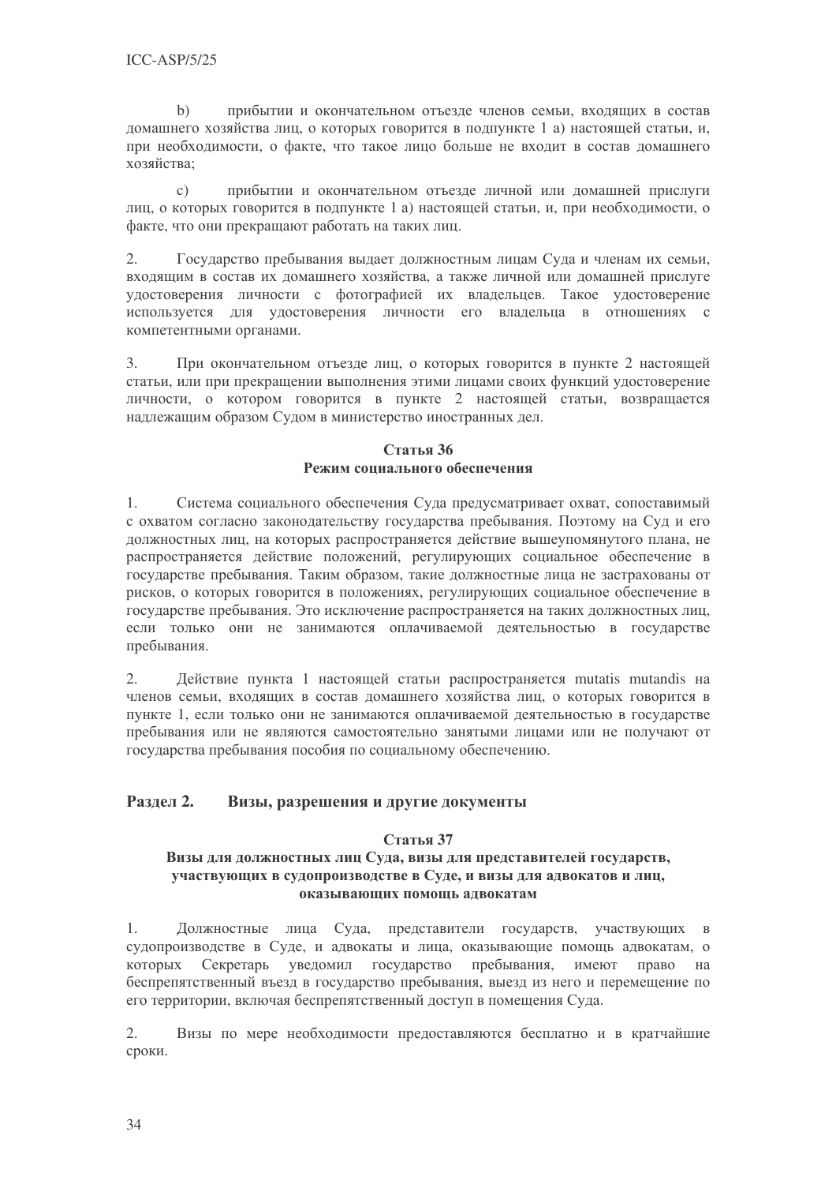b) прибытии и окончательном отъезде членов семьи, входящих в состав домашнего хозяйства лиц, о которых говорится в подпункте 1 а) настоящей статьи, и, при необходимости, о факте, что такое лицо больше не входит в состав домашнего хозяйства;

c) прибытии и окончательном отъезде личной или домашней прислуги лиц, о которых говорится в подпункте 1 а) настоящей статьи, и, при необходимости, о факте, что они прекращают работать на таких лиц.

2. Государство пребывания выдает должностным лицам Суда и членам их семьи, входящим в состав их домашнего хозяйства, а также личной или домашней прислуге удостоверения личности с фотографией их владельцев. Такое удостоверение используется для удостоверения личности его владельца в отношениях с компетентными органами.

3. При окончательном отъезде лиц, о которых говорится в пункте 2 настоящей статьи, или при прекращении выполнения этими лицами своих функций удостоверение личности, о котором говорится в пункте 2 настоящей статьи, возвращается надлежащим образом Судом в министерство иностранных дел.

### Статья 36
### Режим социального обеспечения

1. Система социального обеспечения Суда предусматривает охват, сопоставимый с охватом согласно законодательству государства пребывания. Поэтому на Суд и его должностных лиц, на которых распространяется действие вышеупомянутого плана, не распространяется действие положений, регулирующих социальное обеспечение в государстве пребывания. Таким образом, такие должностные лица не застрахованы от рисков, о которых говорится в положениях, регулирующих социальное обеспечение в государстве пребывания. Это исключение распространяется на таких должностных лиц, если только они не занимаются оплачиваемой деятельностью в государстве пребывания.

2. Действие пункта 1 настоящей статьи распространяется mutatis mutandis на членов семьи, входящих в состав домашнего хозяйства лиц, о которых говорится в пункте 1, если только они не занимаются оплачиваемой деятельностью в государстве пребывания или не являются самостоятельно занятыми лицами или не получают от государства пребывания пособия по социальному обеспечению.

## Раздел 2. Визы, разрешения и другие документы

### Статья 37
### Визы для должностных лиц Суда, визы для представителей государств, участвующих в судопроизводстве в Суде, и визы для адвокатов и лиц, оказывающих помощь адвокатам

1. Должностные лица Суда, представители государств, участвующих в судопроизводстве в Суде, и адвокаты и лица, оказывающие помощь адвокатам, о которых Секретарь уведомил государство пребывания, имеют право на беспрепятственный въезд в государство пребывания, выезд из него и перемещение по его территории, включая беспрепятственный доступ в помещения Суда.

2. Визы по мере необходимости предоставляются бесплатно и в кратчайшие сроки.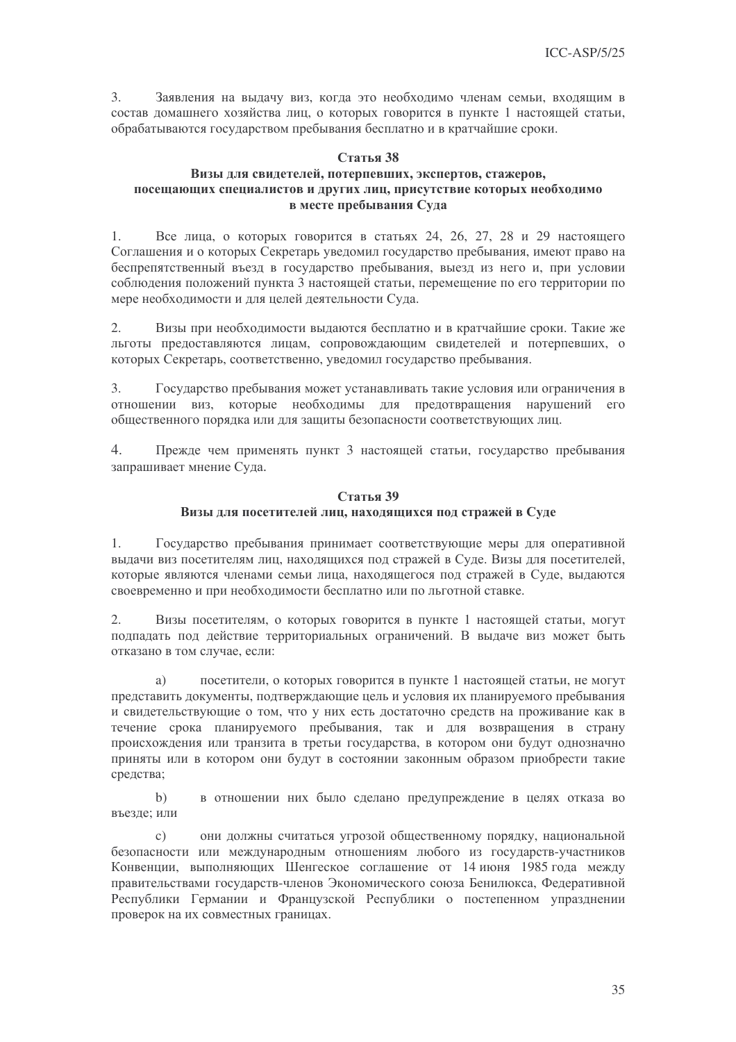3. Заявления на выдачу виз, когда это необходимо членам семьи, входящим в состав домашнего хозяйства лиц, о которых говорится в пункте 1 настоящей статьи, обрабатываются государством пребывания бесплатно и в кратчайшие сроки.

### Статья 38
### Визы для свидетелей, потерпевших, экспертов, стажеров, посещающих специалистов и других лиц, присутствие которых необходимо в месте пребывания Суда

1. Все лица, о которых говорится в статьях 24, 26, 27, 28 и 29 настоящего Соглашения и о которых Секретарь уведомил государство пребывания, имеют право на беспрепятственный въезд в государство пребывания, выезд из него и, при условии соблюдения положений пункта 3 настоящей статьи, перемещение по его территории по мере необходимости и для целей деятельности Суда.

2. Визы при необходимости выдаются бесплатно и в кратчайшие сроки. Такие же льготы предоставляются лицам, сопровождающим свидетелей и потерпевших, о которых Секретарь, соответственно, уведомил государство пребывания.

3. Государство пребывания может устанавливать такие условия или ограничения в отношении виз, которые необходимы для предотвращения нарушений его общественного порядка или для защиты безопасности соответствующих лиц.

4. Прежде чем применять пункт 3 настоящей статьи, государство пребывания запрашивает мнение Суда.

### Статья 39
### Визы для посетителей лиц, находящихся под стражей в Суде

1. Государство пребывания принимает соответствующие меры для оперативной выдачи виз посетителям лиц, находящихся под стражей в Суде. Визы для посетителей, которые являются членами семьи лица, находящегося под стражей в Суде, выдаются своевременно и при необходимости бесплатно или по льготной ставке.

2. Визы посетителям, о которых говорится в пункте 1 настоящей статьи, могут подпадать под действие территориальных ограничений. В выдаче виз может быть отказано в том случае, если:

a) посетители, о которых говорится в пункте 1 настоящей статьи, не могут представить документы, подтверждающие цель и условия их планируемого пребывания и свидетельствующие о том, что у них есть достаточно средств на проживание как в течение срока планируемого пребывания, так и для возвращения в страну происхождения или транзита в третьи государства, в котором они будут однозначно приняты или в котором они будут в состоянии законным образом приобрести такие средства;

b) в отношении них было сделано предупреждение в целях отказа во въезде; или

c) они должны считаться угрозой общественному порядку, национальной безопасности или международным отношениям любого из государств-участников Конвенции, выполняющих Шенгеское соглашение от 14 июня 1985 года между правительствами государств-членов Экономического союза Бенилюкса, Федеративной Республики Германии и Французской Республики о постепенном упразднении проверок на их совместных границах.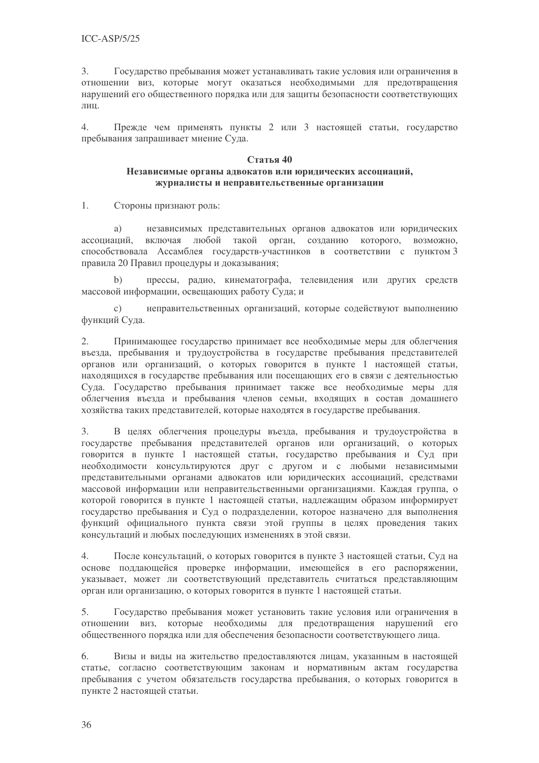3. Государство пребывания может устанавливать такие условия или ограничения в отношении виз, которые могут оказаться необходимыми для предотвращения нарушений его общественного порядка или для защиты безопасности соответствующих лиц.

4. Прежде чем применять пункты 2 или 3 настоящей статьи, государство пребывания запрашивает мнение Суда.

### Статья 40
### Независимые органы адвокатов или юридических ассоциаций, журналисты и неправительственные организации

1. Стороны признают роль:

a) независимых представительных органов адвокатов или юридических ассоциаций, включая любой такой орган, созданию которого, возможно, способствовала Ассамблея государств-участников в соответствии с пунктом 3 правила 20 Правил процедуры и доказывания;

b) прессы, радио, кинематографа, телевидения или других средств массовой информации, освещающих работу Суда; и

c) неправительственных организаций, которые содействуют выполнению функций Суда.

2. Принимающее государство принимает все необходимые меры для облегчения въезда, пребывания и трудоустройства в государстве пребывания представителей органов или организаций, о которых говорится в пункте 1 настоящей статьи, находящихся в государстве пребывания или посещающих его в связи с деятельностью Суда. Государство пребывания принимает также все необходимые меры для облегчения въезда и пребывания членов семьи, входящих в состав домашнего хозяйства таких представителей, которые находятся в государстве пребывания.

3. В целях облегчения процедуры въезда, пребывания и трудоустройства в государстве пребывания представителей органов или организаций, о которых говорится в пункте 1 настоящей статьи, государство пребывания и Суд при необходимости консультируются друг с другом и с любыми независимыми представительными органами адвокатов или юридических ассоциаций, средствами массовой информации или неправительственными организациями. Каждая группа, о которой говорится в пункте 1 настоящей статьи, надлежащим образом информирует государство пребывания и Суд о подразделении, которое назначено для выполнения функций официального пункта связи этой группы в целях проведения таких консультаций и любых последующих изменениях в этой связи.

4. После консультаций, о которых говорится в пункте 3 настоящей статьи, Суд на основе поддающейся проверке информации, имеющейся в его распоряжении, указывает, может ли соответствующий представитель считаться представляющим орган или организацию, о которых говорится в пункте 1 настоящей статьи.

5. Государство пребывания может установить такие условия или ограничения в отношении виз, которые необходимы для предотвращения нарушений его общественного порядка или для обеспечения безопасности соответствующего лица.

6. Визы и виды на жительство предоставляются лицам, указанным в настоящей статье, согласно соответствующим законам и нормативным актам государства пребывания с учетом обязательств государства пребывания, о которых говорится в пункте 2 настоящей статьи.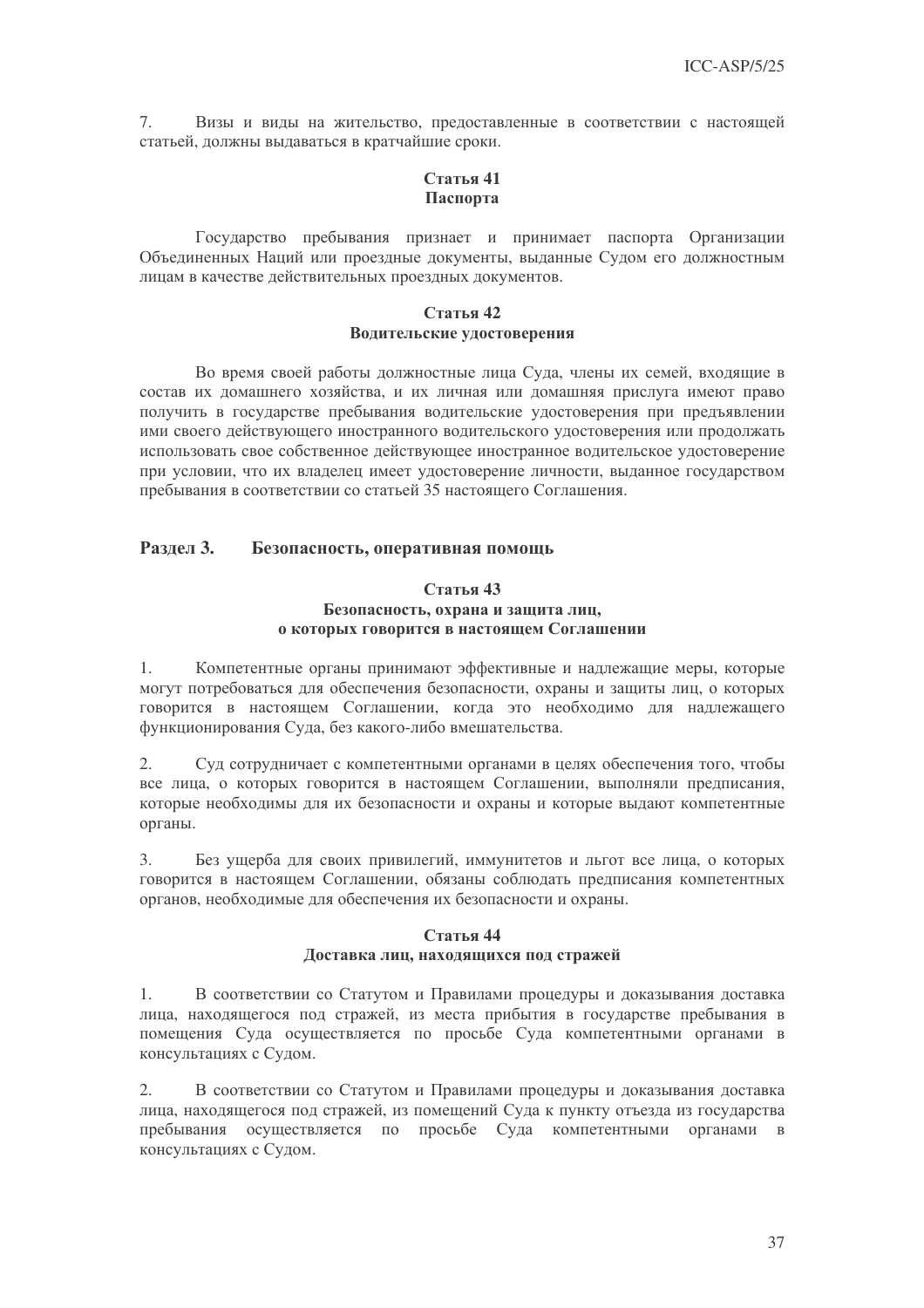7. Визы и виды на жительство, предоставленные в соответствии с настоящей статьей, должны выдаваться в кратчайшие сроки.

**Статья 41**
**Паспорта**

Государство пребывания признает и принимает паспорта Организации Объединенных Наций или проездные документы, выданные Судом его должностным лицам в качестве действительных проездных документов.

**Статья 42**
**Водительские удостоверения**

Во время своей работы должностные лица Суда, члены их семей, входящие в состав их домашнего хозяйства, и их личная или домашняя прислуга имеют право получить в государстве пребывания водительские удостоверения при предъявлении ими своего действующего иностранного водительского удостоверения или продолжать использовать свое собственное действующее иностранное водительское удостоверение при условии, что их владелец имеет удостоверение личности, выданное государством пребывания в соответствии со статьей 35 настоящего Соглашения.

## Раздел 3. Безопасность, оперативная помощь

**Статья 43**
**Безопасность, охрана и защита лиц, о которых говорится в настоящем Соглашении**

1. Компетентные органы принимают эффективные и надлежащие меры, которые могут потребоваться для обеспечения безопасности, охраны и защиты лиц, о которых говорится в настоящем Соглашении, когда это необходимо для надлежащего функционирования Суда, без какого-либо вмешательства.

2. Суд сотрудничает с компетентными органами в целях обеспечения того, чтобы все лица, о которых говорится в настоящем Соглашении, выполняли предписания, которые необходимы для их безопасности и охраны и которые выдают компетентные органы.

3. Без ущерба для своих привилегий, иммунитетов и льгот все лица, о которых говорится в настоящем Соглашении, обязаны соблюдать предписания компетентных органов, необходимые для обеспечения их безопасности и охраны.

**Статья 44**
**Доставка лиц, находящихся под стражей**

1. В соответствии со Статутом и Правилами процедуры и доказывания доставка лица, находящегося под стражей, из места прибытия в государстве пребывания в помещения Суда осуществляется по просьбе Суда компетентными органами в консультациях с Судом.

2. В соответствии со Статутом и Правилами процедуры и доказывания доставка лица, находящегося под стражей, из помещений Суда к пункту отъезда из государства пребывания осуществляется по просьбе Суда компетентными органами в консультациях с Судом.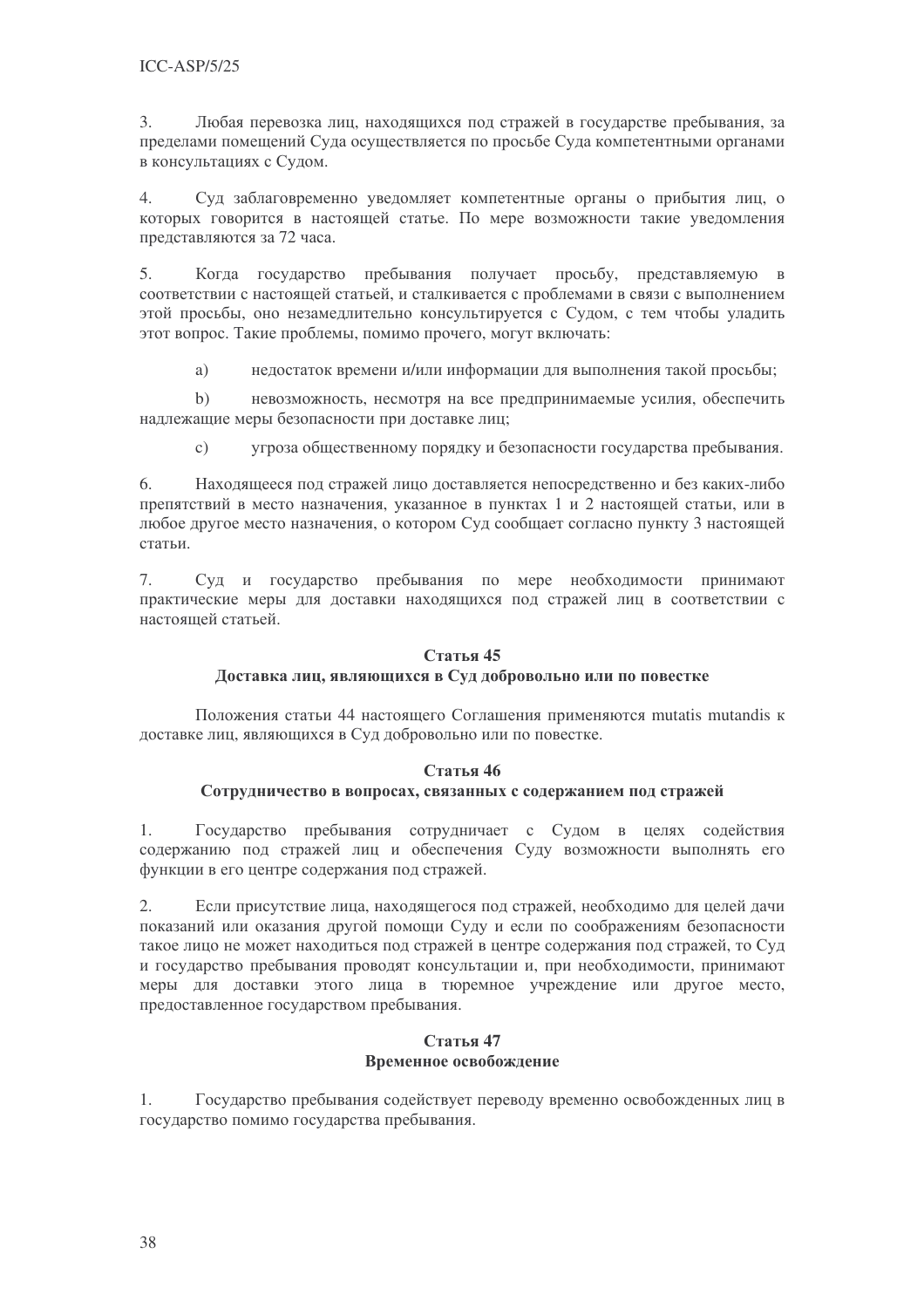3. Любая перевозка лиц, находящихся под стражей в государстве пребывания, за пределами помещений Суда осуществляется по просьбе Суда компетентными органами в консультациях с Судом.

4. Суд заблаговременно уведомляет компетентные органы о прибытия лиц, о которых говорится в настоящей статье. По мере возможности такие уведомления представляются за 72 часа.

5. Когда государство пребывания получает просьбу, представляемую в соответствии с настоящей статьей, и сталкивается с проблемами в связи с выполнением этой просьбы, оно незамедлительно консультируется с Судом, с тем чтобы уладить этот вопрос. Такие проблемы, помимо прочего, могут включать:

a) недостаток времени и/или информации для выполнения такой просьбы;

b) невозможность, несмотря на все предпринимаемые усилия, обеспечить надлежащие меры безопасности при доставке лиц;

c) угроза общественному порядку и безопасности государства пребывания.

6. Находящееся под стражей лицо доставляется непосредственно и без каких-либо препятствий в место назначения, указанное в пунктах 1 и 2 настоящей статьи, или в любое другое место назначения, о котором Суд сообщает согласно пункту 3 настоящей статьи.

7. Суд и государство пребывания по мере необходимости принимают практические меры для доставки находящихся под стражей лиц в соответствии с настоящей статьей.

### Статья 45
### Доставка лиц, являющихся в Суд добровольно или по повестке

Положения статьи 44 настоящего Соглашения применяются mutatis mutandis к доставке лиц, являющихся в Суд добровольно или по повестке.

### Статья 46
### Сотрудничество в вопросах, связанных с содержанием под стражей

1. Государство пребывания сотрудничает с Судом в целях содействия содержанию под стражей лиц и обеспечения Суду возможности выполнять его функции в его центре содержания под стражей.

2. Если присутствие лица, находящегося под стражей, необходимо для целей дачи показаний или оказания другой помощи Суду и если по соображениям безопасности такое лицо не может находиться под стражей в центре содержания под стражей, то Суд и государство пребывания проводят консультации и, при необходимости, принимают меры для доставки этого лица в тюремное учреждение или другое место, предоставленное государством пребывания.

### Статья 47
### Временное освобождение

1. Государство пребывания содействует переводу временно освобожденных лиц в государство помимо государства пребывания.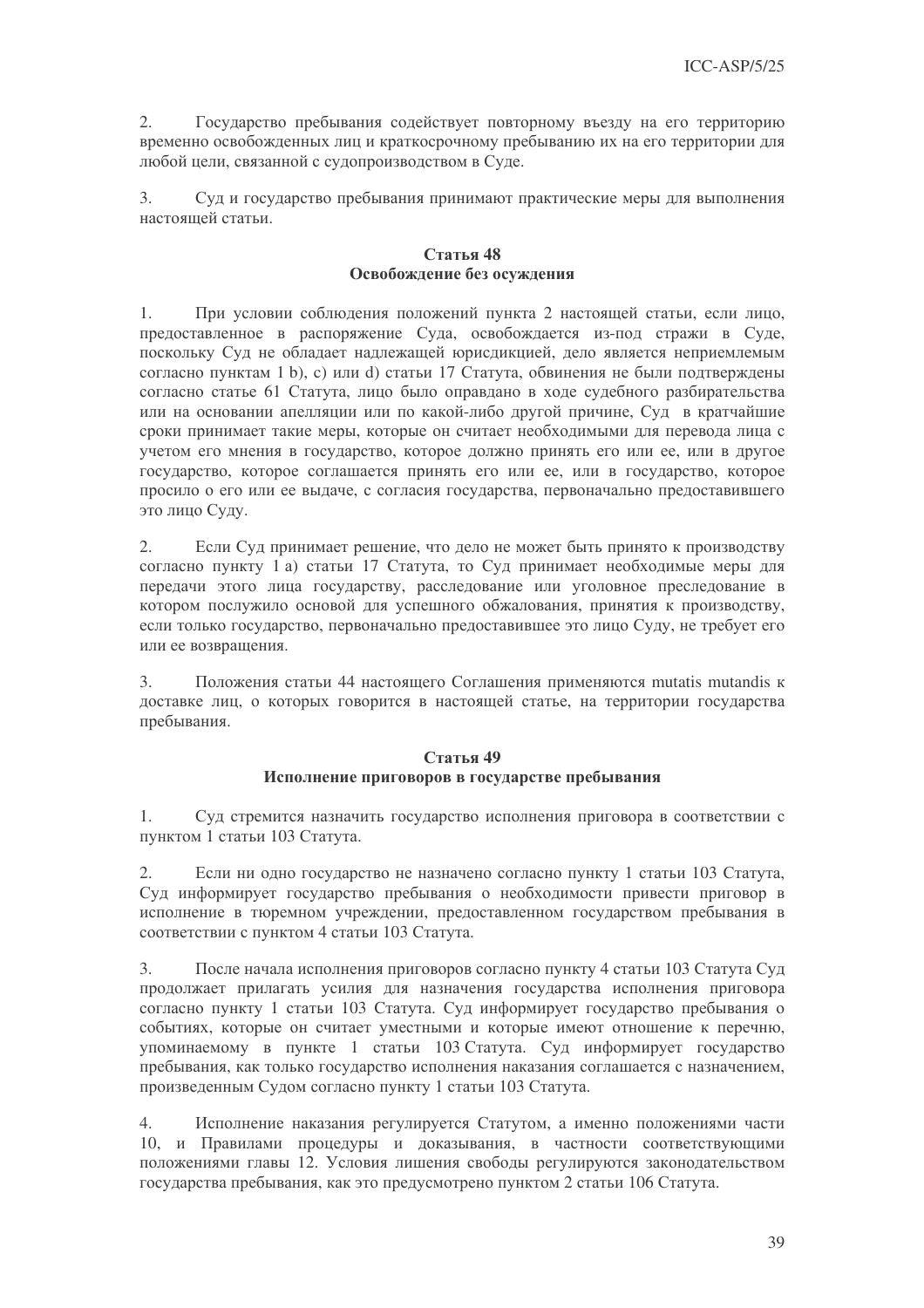2. Государство пребывания содействует повторному въезду на его территорию временно освобожденных лиц и краткосрочному пребыванию их на его территории для любой цели, связанной с судопроизводством в Суде.

3. Суд и государство пребывания принимают практические меры для выполнения настоящей статьи.

### Статья 48
### Освобождение без осуждения

1. При условии соблюдения положений пункта 2 настоящей статьи, если лицо, предоставленное в распоряжение Суда, освобождается из-под стражи в Суде, поскольку Суд не обладает надлежащей юрисдикцией, дело является неприемлемым согласно пунктам 1 b), c) или d) статьи 17 Статута, обвинения не были подтверждены согласно статье 61 Статута, лицо было оправдано в ходе судебного разбирательства или на основании апелляции или по какой-либо другой причине, Суд в кратчайшие сроки принимает такие меры, которые он считает необходимыми для перевода лица с учетом его мнения в государство, которое должно принять его или ее, или в другое государство, которое соглашается принять его или ее, или в государство, которое просило о его или ее выдаче, с согласия государства, первоначально предоставившего это лицо Суду.

2. Если Суд принимает решение, что дело не может быть принято к производству согласно пункту 1 а) статьи 17 Статута, то Суд принимает необходимые меры для передачи этого лица государству, расследование или уголовное преследование в котором послужило основой для успешного обжалования, принятия к производству, если только государство, первоначально предоставившее это лицо Суду, не требует его или ее возвращения.

3. Положения статьи 44 настоящего Соглашения применяются mutatis mutandis к доставке лиц, о которых говорится в настоящей статье, на территории государства пребывания.

### Статья 49
### Исполнение приговоров в государстве пребывания

1. Суд стремится назначить государство исполнения приговора в соответствии с пунктом 1 статьи 103 Статута.

2. Если ни одно государство не назначено согласно пункту 1 статьи 103 Статута, Суд информирует государство пребывания о необходимости привести приговор в исполнение в тюремном учреждении, предоставленном государством пребывания в соответствии с пунктом 4 статьи 103 Статута.

3. После начала исполнения приговоров согласно пункту 4 статьи 103 Статута Суд продолжает прилагать усилия для назначения государства исполнения приговора согласно пункту 1 статьи 103 Статута. Суд информирует государство пребывания о событиях, которые он считает уместными и которые имеют отношение к перечню, упоминаемому в пункте 1 статьи 103 Статута. Суд информирует государство пребывания, как только государство исполнения наказания соглашается с назначением, произведенным Судом согласно пункту 1 статьи 103 Статута.

4. Исполнение наказания регулируется Статутом, а именно положениями части 10, и Правилами процедуры и доказывания, в частности соответствующими положениями главы 12. Условия лишения свободы регулируются законодательством государства пребывания, как это предусмотрено пунктом 2 статьи 106 Статута.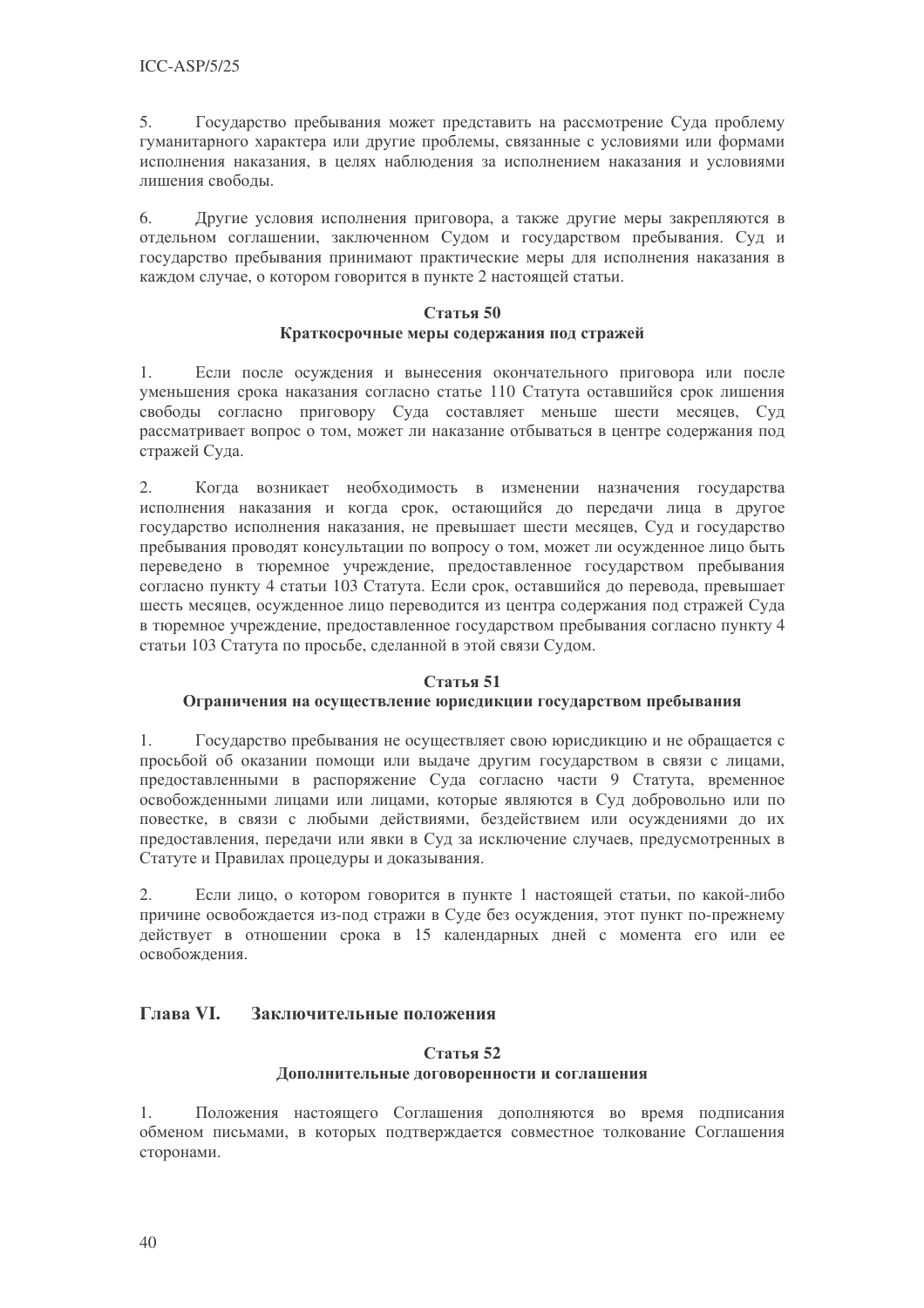5. Государство пребывания может представить на рассмотрение Суда проблему гуманитарного характера или другие проблемы, связанные с условиями или формами исполнения наказания, в целях наблюдения за исполнением наказания и условиями лишения свободы.

6. Другие условия исполнения приговора, а также другие меры закрепляются в отдельном соглашении, заключенном Судом и государством пребывания. Суд и государство пребывания принимают практические меры для исполнения наказания в каждом случае, о котором говорится в пункте 2 настоящей статьи.

### Статья 50
### Краткосрочные меры содержания под стражей

1. Если после осуждения и вынесения окончательного приговора или после уменьшения срока наказания согласно статье 110 Статута оставшийся срок лишения свободы согласно приговору Суда составляет меньше шести месяцев, Суд рассматривает вопрос о том, может ли наказание отбываться в центре содержания под стражей Суда.

2. Когда возникает необходимость в изменении назначения государства исполнения наказания и когда срок, остающийся до передачи лица в другое государство исполнения наказания, не превышает шести месяцев, Суд и государство пребывания проводят консультации по вопросу о том, может ли осужденное лицо быть переведено в тюремное учреждение, предоставленное государством пребывания согласно пункту 4 статьи 103 Статута. Если срок, оставшийся до перевода, превышает шесть месяцев, осужденное лицо переводится из центра содержания под стражей Суда в тюремное учреждение, предоставленное государством пребывания согласно пункту 4 статьи 103 Статута по просьбе, сделанной в этой связи Судом.

### Статья 51
### Ограничения на осуществление юрисдикции государством пребывания

1. Государство пребывания не осуществляет свою юрисдикцию и не обращается с просьбой об оказании помощи или выдаче другим государством в связи с лицами, предоставленными в распоряжение Суда согласно части 9 Статута, временное освобожденными лицами или лицами, которые являются в Суд добровольно или по повестке, в связи с любыми действиями, бездействием или осуждениями до их предоставления, передачи или явки в Суд за исключение случаев, предусмотренных в Статуте и Правилах процедуры и доказывания.

2. Если лицо, о котором говорится в пункте 1 настоящей статьи, по какой-либо причине освобождается из-под стражи в Суде без осуждения, этот пункт по-прежнему действует в отношении срока в 15 календарных дней с момента его или ее освобождения.

## Глава VI. Заключительные положения

### Статья 52
### Дополнительные договоренности и соглашения

1. Положения настоящего Соглашения дополняются во время подписания обменом письмами, в которых подтверждается совместное толкование Соглашения сторонами.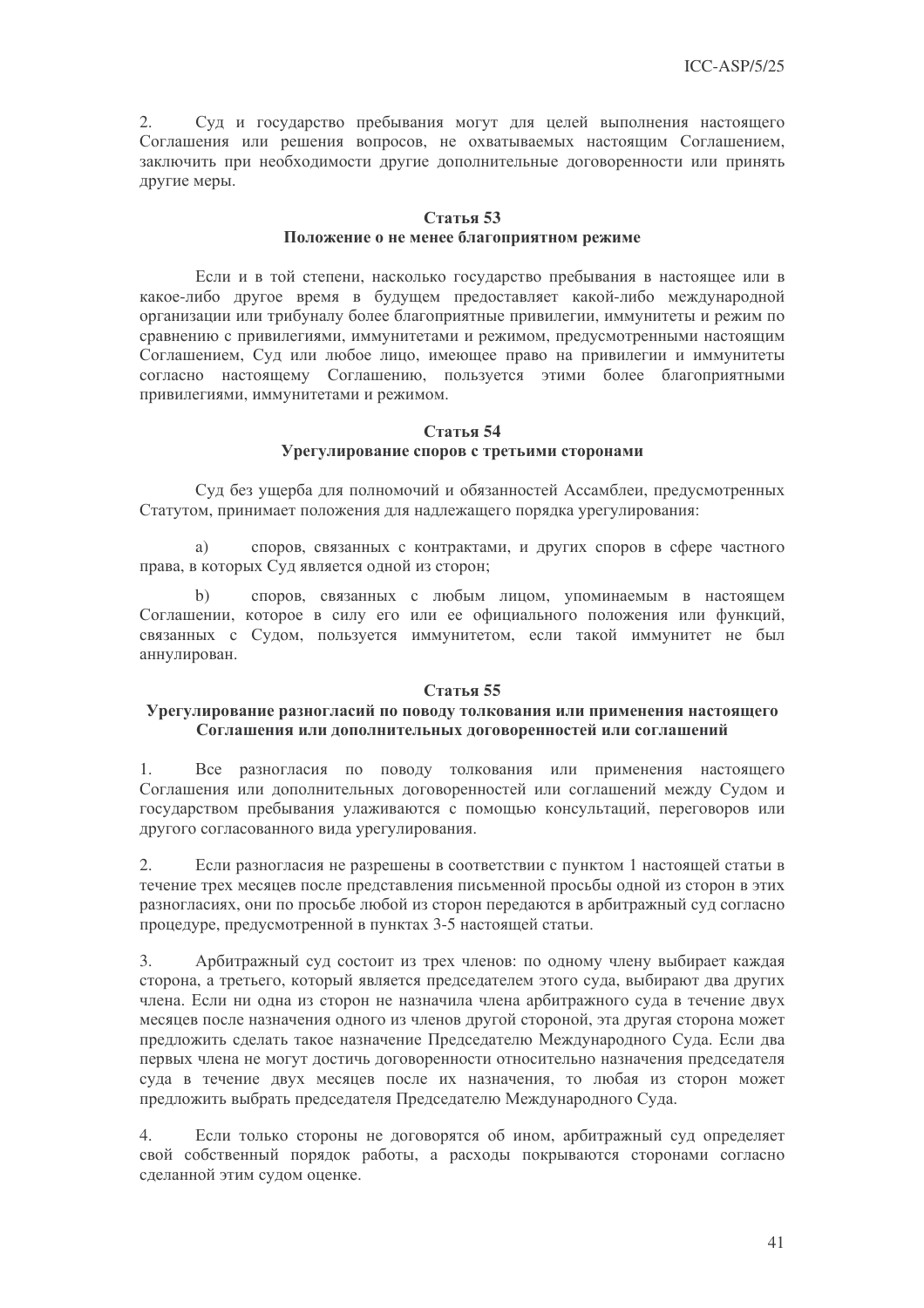2. Суд и государство пребывания могут для целей выполнения настоящего Соглашения или решения вопросов, не охватываемых настоящим Соглашением, заключить при необходимости другие дополнительные договоренности или принять другие меры.

### Статья 53
### Положение о не менее благоприятном режиме

Если и в той степени, насколько государство пребывания в настоящее или в какое-либо другое время в будущем предоставляет какой-либо международной организации или трибуналу более благоприятные привилегии, иммунитеты и режим по сравнению с привилегиями, иммунитетами и режимом, предусмотренными настоящим Соглашением, Суд или любое лицо, имеющее право на привилегии и иммунитеты согласно настоящему Соглашению, пользуется этими более благоприятными привилегиями, иммунитетами и режимом.

### Статья 54
### Урегулирование споров с третьими сторонами

Суд без ущерба для полномочий и обязанностей Ассамблеи, предусмотренных Статутом, принимает положения для надлежащего порядка урегулирования:

a) споров, связанных с контрактами, и других споров в сфере частного права, в которых Суд является одной из сторон;

b) споров, связанных с любым лицом, упоминаемым в настоящем Соглашении, которое в силу его или ее официального положения или функций, связанных с Судом, пользуется иммунитетом, если такой иммунитет не был аннулирован.

### Статья 55
### Урегулирование разногласий по поводу толкования или применения настоящего Соглашения или дополнительных договоренностей или соглашений

1. Все разногласия по поводу толкования или применения настоящего Соглашения или дополнительных договоренностей или соглашений между Судом и государством пребывания улаживаются с помощью консультаций, переговоров или другого согласованного вида урегулирования.

2. Если разногласия не разрешены в соответствии с пунктом 1 настоящей статьи в течение трех месяцев после представления письменной просьбы одной из сторон в этих разногласиях, они по просьбе любой из сторон передаются в арбитражный суд согласно процедуре, предусмотренной в пунктах 3-5 настоящей статьи.

3. Арбитражный суд состоит из трех членов: по одному члену выбирает каждая сторона, а третьего, который является председателем этого суда, выбирают два других члена. Если ни одна из сторон не назначила члена арбитражного суда в течение двух месяцев после назначения одного из членов другой стороной, эта другая сторона может предложить сделать такое назначение Председателю Международного Суда. Если два первых члена не могут достичь договоренности относительно назначения председателя суда в течение двух месяцев после их назначения, то любая из сторон может предложить выбрать председателя Председателю Международного Суда.

4. Если только стороны не договорятся об ином, арбитражный суд определяет свой собственный порядок работы, а расходы покрываются сторонами согласно сделанной этим судом оценке.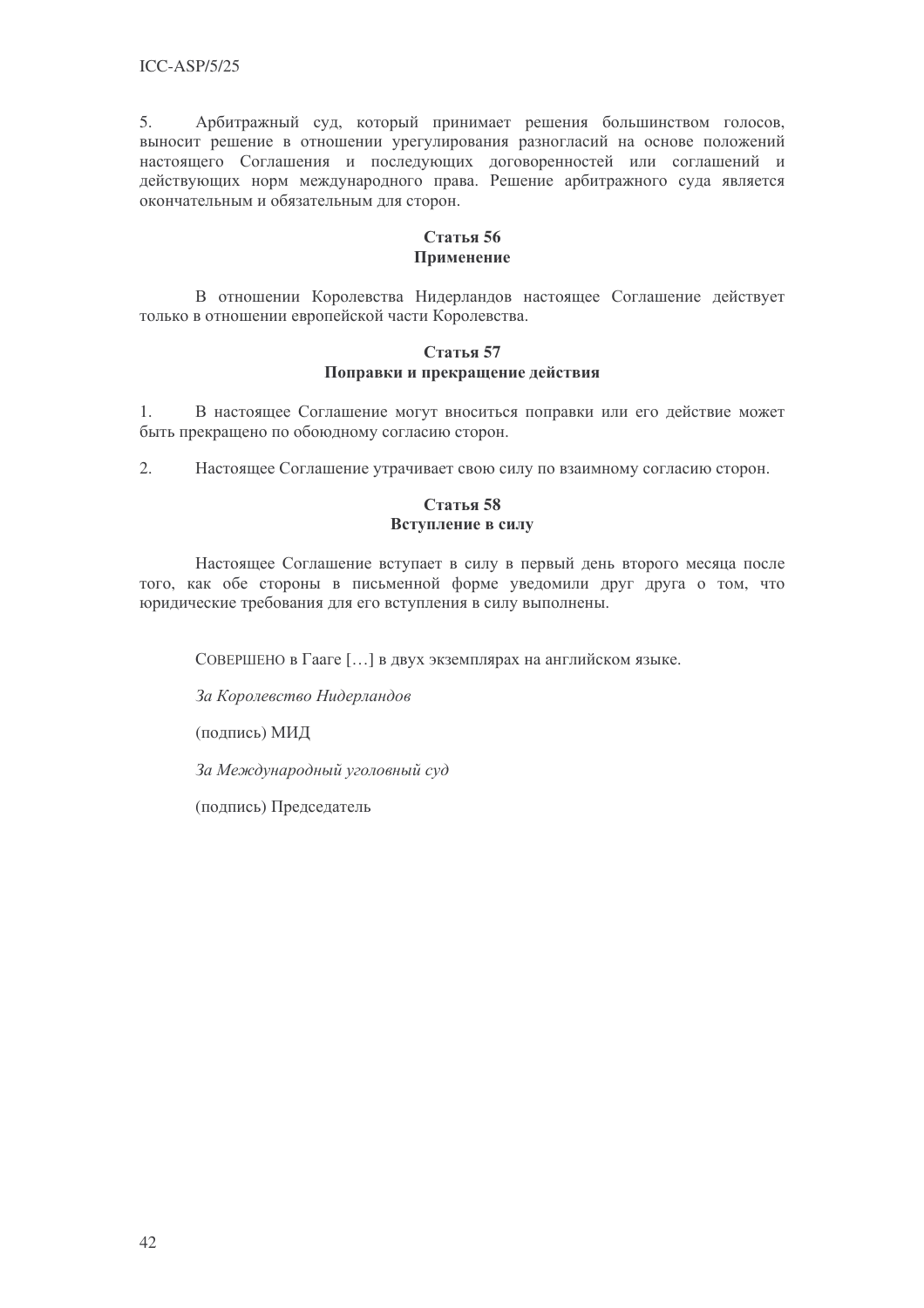5. Арбитражный суд, который принимает решения большинством голосов, выносит решение в отношении урегулирования разногласий на основе положений настоящего Соглашения и последующих договоренностей или соглашений и действующих норм международного права. Решение арбитражного суда является окончательным и обязательным для сторон.

**Статья 56**
**Применение**

В отношении Королевства Нидерландов настоящее Соглашение действует только в отношении европейской части Королевства.

**Статья 57**
**Поправки и прекращение действия**

1. В настоящее Соглашение могут вноситься поправки или его действие может быть прекращено по обоюдному согласию сторон.

2. Настоящее Соглашение утрачивает свою силу по взаимному согласию сторон.

**Статья 58**
**Вступление в силу**

Настоящее Соглашение вступает в силу в первый день второго месяца после того, как обе стороны в письменной форме уведомили друг друга о том, что юридические требования для его вступления в силу выполнены.

СОВЕРШЕНО в Гааге […] в двух экземплярах на английском языке.

*За Королевство Нидерландов*

(подпись) МИД

*За Международный уголовный суд*

(подпись) Председатель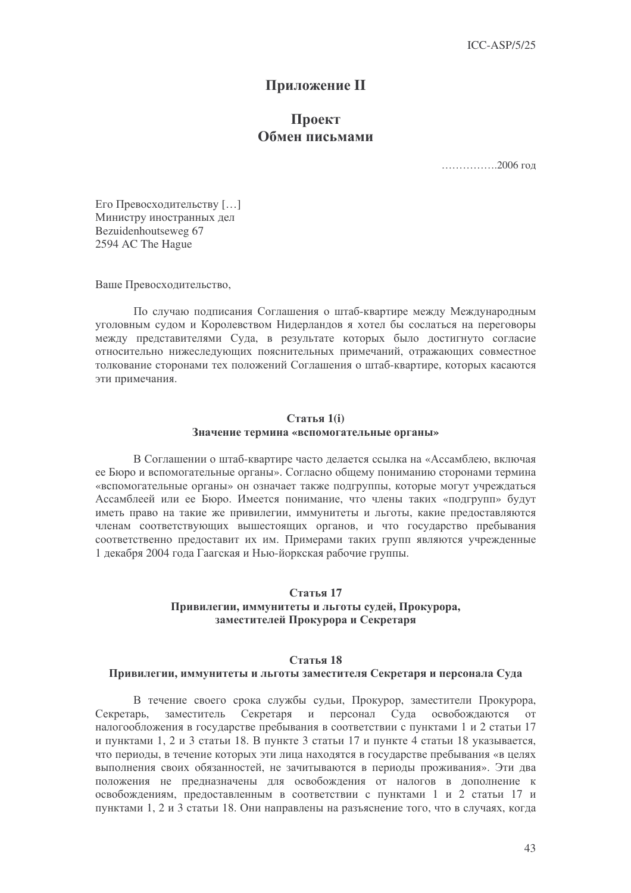# Приложение II

## Проект
## Обмен письмами

…………….2006 год

Его Превосходительству […]
Министру иностранных дел
Bezuidenhoutseweg 67
2594 AC The Hague

Ваше Превосходительство,

По случаю подписания Соглашения о штаб-квартире между Международным уголовным судом и Королевством Нидерландов я хотел бы сослаться на переговоры между представителями Суда, в результате которых было достигнуто согласие относительно нижеследующих пояснительных примечаний, отражающих совместное толкование сторонами тех положений Соглашения о штаб-квартире, которых касаются эти примечания.

### Статья 1(i)
### Значение термина «вспомогательные органы»

В Соглашении о штаб-квартире часто делается ссылка на «Ассамблею, включая ее Бюро и вспомогательные органы». Согласно общему пониманию сторонами термина «вспомогательные органы» он означает также подгруппы, которые могут учреждаться Ассамблеей или ее Бюро. Имеется понимание, что члены таких «подгрупп» будут иметь право на такие же привилегии, иммунитеты и льготы, какие предоставляются членам соответствующих вышестоящих органов, и что государство пребывания соответственно предоставит их им. Примерами таких групп являются учрежденные 1 декабря 2004 года Гаагская и Нью-йоркская рабочие группы.

### Статья 17
### Привилегии, иммунитеты и льготы судей, Прокурора, заместителей Прокурора и Секретаря

### Статья 18
### Привилегии, иммунитеты и льготы заместителя Секретаря и персонала Суда

В течение своего срока службы судьи, Прокурор, заместители Прокурора, Секретарь, заместитель Секретаря и персонал Суда освобождаются от налогообложения в государстве пребывания в соответствии с пунктами 1 и 2 статьи 17 и пунктами 1, 2 и 3 статьи 18. В пункте 3 статьи 17 и пункте 4 статьи 18 указывается, что периоды, в течение которых эти лица находятся в государстве пребывания «в целях выполнения своих обязанностей, не зачитываются в периоды проживания». Эти два положения не предназначены для освобождения от налогов в дополнение к освобождениям, предоставленным в соответствии с пунктами 1 и 2 статьи 17 и пунктами 1, 2 и 3 статьи 18. Они направлены на разъяснение того, что в случаях, когда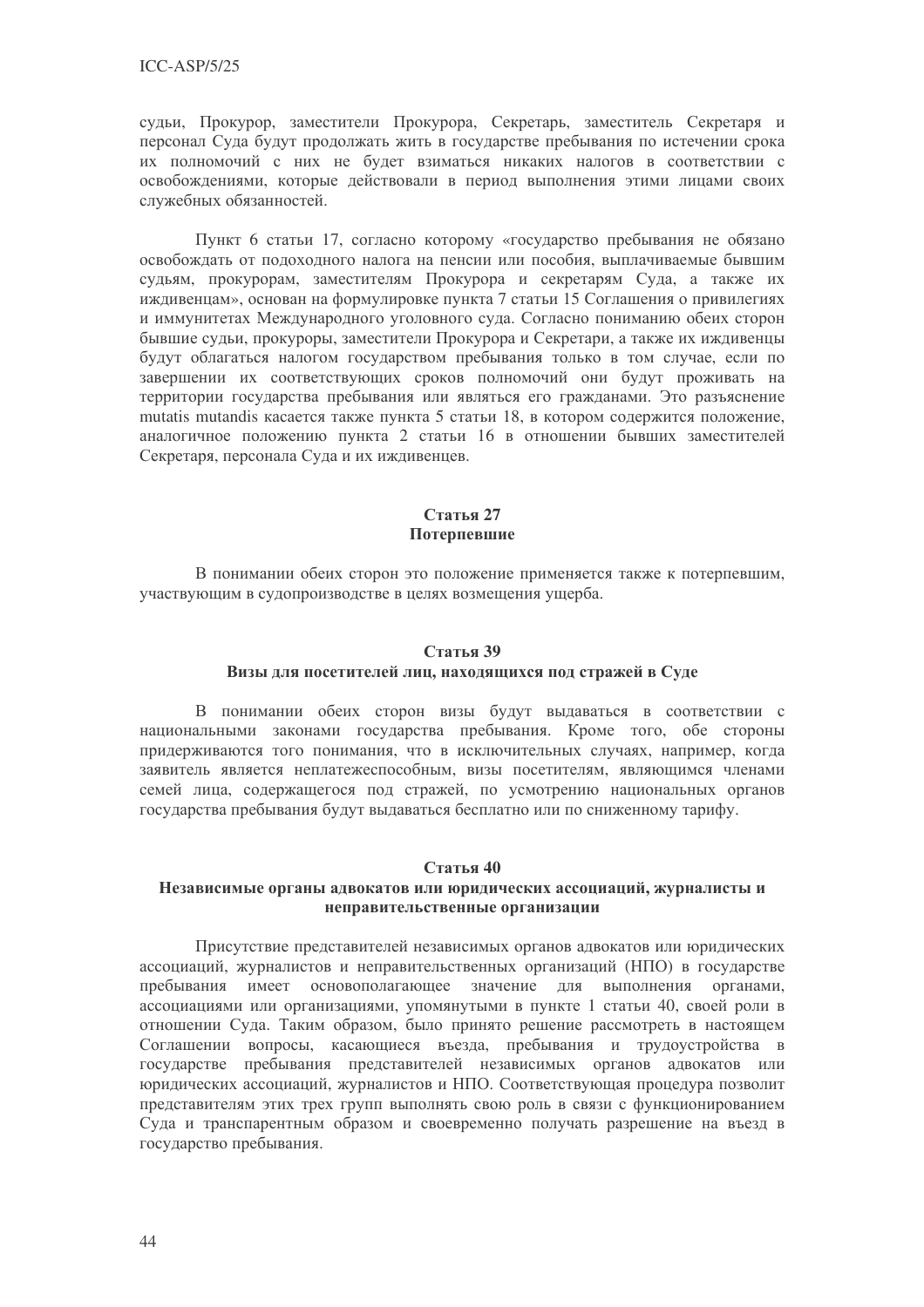судьи, Прокурор, заместители Прокурора, Секретарь, заместитель Секретаря и персонал Суда будут продолжать жить в государстве пребывания по истечении срока их полномочий с них не будет взиматься никаких налогов в соответствии с освобождениями, которые действовали в период выполнения этими лицами своих служебных обязанностей.

Пункт 6 статьи 17, согласно которому «государство пребывания не обязано освобождать от подоходного налога на пенсии или пособия, выплачиваемые бывшим судьям, прокурорам, заместителям Прокурора и секретарям Суда, а также их иждивенцам», основан на формулировке пункта 7 статьи 15 Соглашения о привилегиях и иммунитетах Международного уголовного суда. Согласно пониманию обеих сторон бывшие судьи, прокуроры, заместители Прокурора и Секретари, а также их иждивенцы будут облагаться налогом государством пребывания только в том случае, если по завершении их соответствующих сроков полномочий они будут проживать на территории государства пребывания или являться его гражданами. Это разъяснение mutatis mutandis касается также пункта 5 статьи 18, в котором содержится положение, аналогичное положению пункта 2 статьи 16 в отношении бывших заместителей Секретаря, персонала Суда и их иждивенцев.

## Статья 27
## Потерпевшие

В понимании обеих сторон это положение применяется также к потерпевшим, участвующим в судопроизводстве в целях возмещения ущерба.

## Статья 39
## Визы для посетителей лиц, находящихся под стражей в Суде

В понимании обеих сторон визы будут выдаваться в соответствии с национальными законами государства пребывания. Кроме того, обе стороны придерживаются того понимания, что в исключительных случаях, например, когда заявитель является неплатежеспособным, визы посетителям, являющимся членами семей лица, содержащегося под стражей, по усмотрению национальных органов государства пребывания будут выдаваться бесплатно или по сниженному тарифу.

## Статья 40
## Независимые органы адвокатов или юридических ассоциаций, журналисты и неправительственные организации

Присутствие представителей независимых органов адвокатов или юридических ассоциаций, журналистов и неправительственных организаций (НПО) в государстве пребывания имеет основополагающее значение для выполнения органами, ассоциациями или организациями, упомянутыми в пункте 1 статьи 40, своей роли в отношении Суда. Таким образом, было принято решение рассмотреть в настоящем Соглашении вопросы, касающиеся въезда, пребывания и трудоустройства в государстве пребывания представителей независимых органов адвокатов или юридических ассоциаций, журналистов и НПО. Соответствующая процедура позволит представителям этих трех групп выполнять свою роль в связи с функционированием Суда и транспарентным образом и своевременно получать разрешение на въезд в государство пребывания.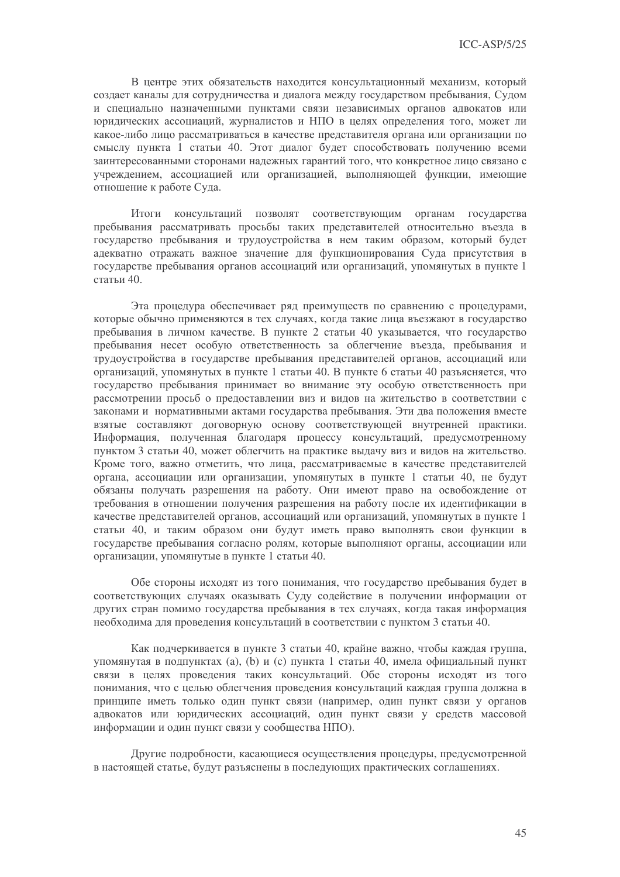В центре этих обязательств находится консультационный механизм, который создает каналы для сотрудничества и диалога между государством пребывания, Судом и специально назначенными пунктами связи независимых органов адвокатов или юридических ассоциаций, журналистов и НПО в целях определения того, может ли какое-либо лицо рассматриваться в качестве представителя органа или организации по смыслу пункта 1 статьи 40. Этот диалог будет способствовать получению всеми заинтересованными сторонами надежных гарантий того, что конкретное лицо связано с учреждением, ассоциацией или организацией, выполняющей функции, имеющие отношение к работе Суда.

Итоги консультаций позволят соответствующим органам государства пребывания рассматривать просьбы таких представителей относительно въезда в государство пребывания и трудоустройства в нем таким образом, который будет адекватно отражать важное значение для функционирования Суда присутствия в государстве пребывания органов ассоциаций или организаций, упомянутых в пункте 1 статьи 40.

Эта процедура обеспечивает ряд преимуществ по сравнению с процедурами, которые обычно применяются в тех случаях, когда такие лица въезжают в государство пребывания в личном качестве. В пункте 2 статьи 40 указывается, что государство пребывания несет особую ответственность за облегчение въезда, пребывания и трудоустройства в государстве пребывания представителей органов, ассоциаций или организаций, упомянутых в пункте 1 статьи 40. В пункте 6 статьи 40 разъясняется, что государство пребывания принимает во внимание эту особую ответственность при рассмотрении просьб о предоставлении виз и видов на жительство в соответствии с законами и нормативными актами государства пребывания. Эти два положения вместе взятые составляют договорную основу соответствующей внутренней практики. Информация, полученная благодаря процессу консультаций, предусмотренному пунктом 3 статьи 40, может облегчить на практике выдачу виз и видов на жительство. Кроме того, важно отметить, что лица, рассматриваемые в качестве представителей органа, ассоциации или организации, упомянутых в пункте 1 статьи 40, не будут обязаны получать разрешения на работу. Они имеют право на освобождение от требования в отношении получения разрешения на работу после их идентификации в качестве представителей органов, ассоциаций или организаций, упомянутых в пункте 1 статьи 40, и таким образом они будут иметь право выполнять свои функции в государстве пребывания согласно ролям, которые выполняют органы, ассоциации или организации, упомянутые в пункте 1 статьи 40.

Обе стороны исходят из того понимания, что государство пребывания будет в соответствующих случаях оказывать Суду содействие в получении информации от других стран помимо государства пребывания в тех случаях, когда такая информация необходима для проведения консультаций в соответствии с пунктом 3 статьи 40.

Как подчеркивается в пункте 3 статьи 40, крайне важно, чтобы каждая группа, упомянутая в подпунктах (a), (b) и (c) пункта 1 статьи 40, имела официальный пункт связи в целях проведения таких консультаций. Обе стороны исходят из того понимания, что с целью облегчения проведения консультаций каждая группа должна в принципе иметь только один пункт связи (например, один пункт связи у органов адвокатов или юридических ассоциаций, один пункт связи у средств массовой информации и один пункт связи у сообщества НПО).

Другие подробности, касающиеся осуществления процедуры, предусмотренной в настоящей статье, будут разъяснены в последующих практических соглашениях.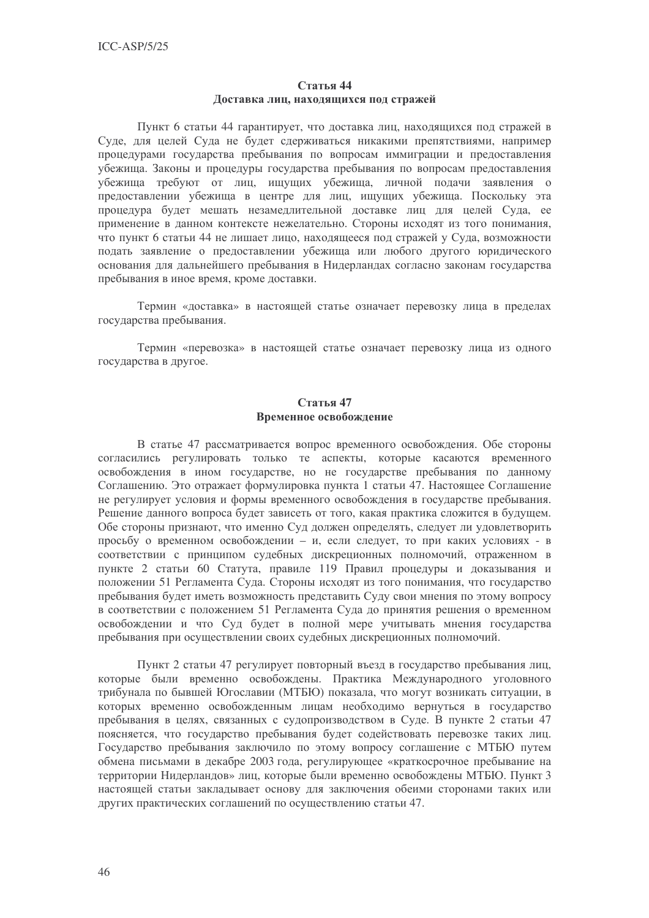## Статья 44
## Доставка лиц, находящихся под стражей

Пункт 6 статьи 44 гарантирует, что доставка лиц, находящихся под стражей в Суде, для целей Суда не будет сдерживаться никакими препятствиями, например процедурами государства пребывания по вопросам иммиграции и предоставления убежища. Законы и процедуры государства пребывания по вопросам предоставления убежища требуют от лиц, ищущих убежища, личной подачи заявления о предоставлении убежища в центре для лиц, ищущих убежища. Поскольку эта процедура будет мешать незамедлительной доставке лиц для целей Суда, ее применение в данном контексте нежелательно. Стороны исходят из того понимания, что пункт 6 статьи 44 не лишает лицо, находящееся под стражей у Суда, возможности подать заявление о предоставлении убежища или любого другого юридического основания для дальнейшего пребывания в Нидерландах согласно законам государства пребывания в иное время, кроме доставки.

Термин «доставка» в настоящей статье означает перевозку лица в пределах государства пребывания.

Термин «перевозка» в настоящей статье означает перевозку лица из одного государства в другое.

## Статья 47
## Временное освобождение

В статье 47 рассматривается вопрос временного освобождения. Обе стороны согласились регулировать только те аспекты, которые касаются временного освобождения в ином государстве, но не государстве пребывания по данному Соглашению. Это отражает формулировка пункта 1 статьи 47. Настоящее Соглашение не регулирует условия и формы временного освобождения в государстве пребывания. Решение данного вопроса будет зависеть от того, какая практика сложится в будущем. Обе стороны признают, что именно Суд должен определять, следует ли удовлетворить просьбу о временном освобождении – и, если следует, то при каких условиях - в соответствии с принципом судебных дискреционных полномочий, отраженном в пункте 2 статьи 60 Статута, правиле 119 Правил процедуры и доказывания и положении 51 Регламента Суда. Стороны исходят из того понимания, что государство пребывания будет иметь возможность представить Суду свои мнения по этому вопросу в соответствии с положением 51 Регламента Суда до принятия решения о временном освобождении и что Суд будет в полной мере учитывать мнения государства пребывания при осуществлении своих судебных дискреционных полномочий.

Пункт 2 статьи 47 регулирует повторный въезд в государство пребывания лиц, которые были временно освобождены. Практика Международного уголовного трибунала по бывшей Югославии (МТБЮ) показала, что могут возникать ситуации, в которых временно освобожденным лицам необходимо вернуться в государство пребывания в целях, связанных с судопроизводством в Суде. В пункте 2 статьи 47 поясняется, что государство пребывания будет содействовать перевозке таких лиц. Государство пребывания заключило по этому вопросу соглашение с МТБЮ путем обмена письмами в декабре 2003 года, регулирующее «краткосрочное пребывание на территории Нидерландов» лиц, которые были временно освобождены МТБЮ. Пункт 3 настоящей статьи закладывает основу для заключения обеими сторонами таких или других практических соглашений по осуществлению статьи 47.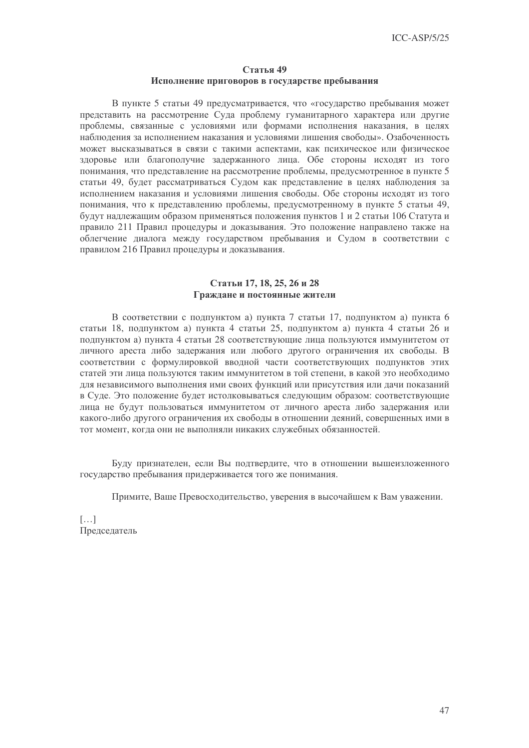**Статья 49**
**Исполнение приговоров в государстве пребывания**

В пункте 5 статьи 49 предусматривается, что «государство пребывания может представить на рассмотрение Суда проблему гуманитарного характера или другие проблемы, связанные с условиями или формами исполнения наказания, в целях наблюдения за исполнением наказания и условиями лишения свободы». Озабоченность может высказываться в связи с такими аспектами, как психическое или физическое здоровье или благополучие задержанного лица. Обе стороны исходят из того понимания, что представление на рассмотрение проблемы, предусмотренное в пункте 5 статьи 49, будет рассматриваться Судом как представление в целях наблюдения за исполнением наказания и условиями лишения свободы. Обе стороны исходят из того понимания, что к представлению проблемы, предусмотренному в пункте 5 статьи 49, будут надлежащим образом применяться положения пунктов 1 и 2 статьи 106 Статута и правило 211 Правил процедуры и доказывания. Это положение направлено также на облегчение диалога между государством пребывания и Судом в соответствии с правилом 216 Правил процедуры и доказывания.

**Статьи 17, 18, 25, 26 и 28**
**Граждане и постоянные жители**

В соответствии с подпунктом а) пункта 7 статьи 17, подпунктом а) пункта 6 статьи 18, подпунктом а) пункта 4 статьи 25, подпунктом а) пункта 4 статьи 26 и подпунктом а) пункта 4 статьи 28 соответствующие лица пользуются иммунитетом от личного ареста либо задержания или любого другого ограничения их свободы. В соответствии с формулировкой вводной части соответствующих подпунктов этих статей эти лица пользуются таким иммунитетом в той степени, в какой это необходимо для независимого выполнения ими своих функций или присутствия или дачи показаний в Суде. Это положение будет истолковываться следующим образом: соответствующие лица не будут пользоваться иммунитетом от личного ареста либо задержания или какого-либо другого ограничения их свободы в отношении деяний, совершенных ими в тот момент, когда они не выполняли никаких служебных обязанностей.

Буду признателен, если Вы подтвердите, что в отношении вышеизложенного государство пребывания придерживается того же понимания.

Примите, Ваше Превосходительство, уверения в высочайшем к Вам уважении.

[…]
Председатель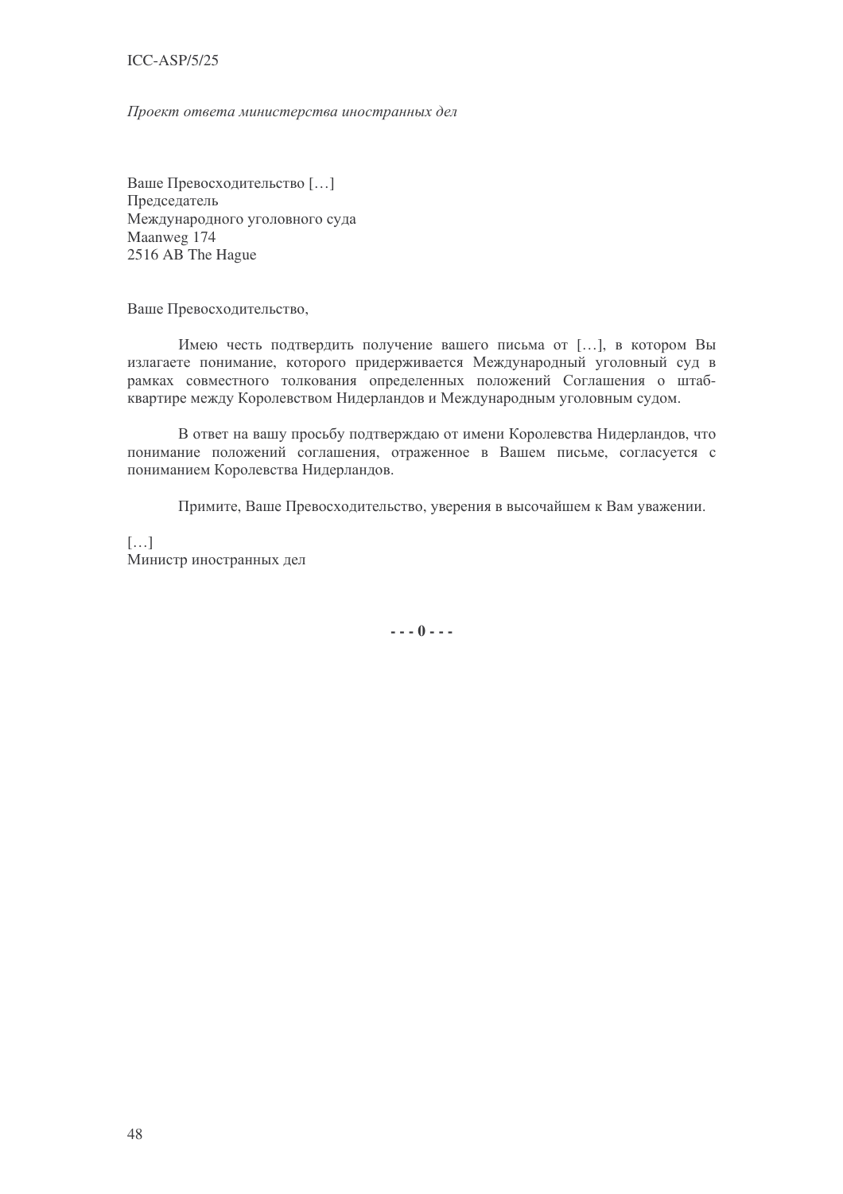*Проект ответа министерства иностранных дел*

Ваше Превосходительство […]
Председатель
Международного уголовного суда
Maanweg 174
2516 AB The Hague

Ваше Превосходительство,

Имею честь подтвердить получение вашего письма от […], в котором Вы излагаете понимание, которого придерживается Международный уголовный суд в рамках совместного толкования определенных положений Соглашения о штаб-квартире между Королевством Нидерландов и Международным уголовным судом.

В ответ на вашу просьбу подтверждаю от имени Королевства Нидерландов, что понимание положений соглашения, отраженное в Вашем письме, согласуется с пониманием Королевства Нидерландов.

Примите, Ваше Превосходительство, уверения в высочайшем к Вам уважении.

[…]
Министр иностранных дел

**- - - 0 - - -**